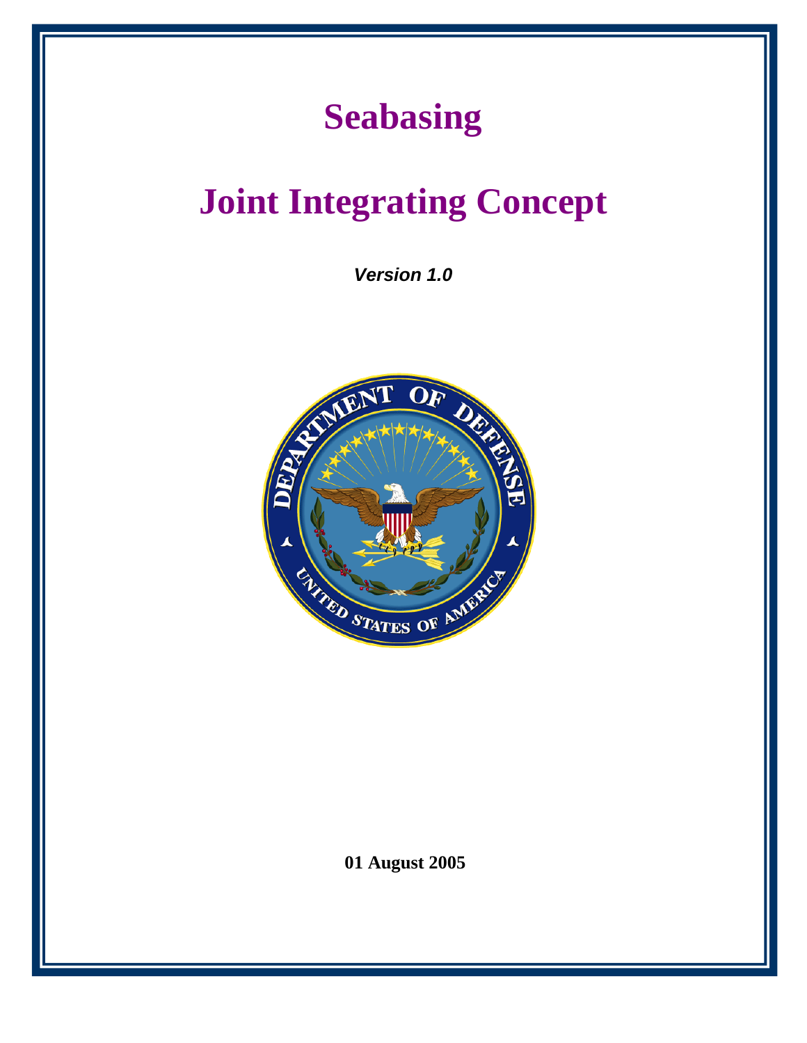# Seabasing

# Joint Integrating Concept

***Version 1.0***

**01 August 2005**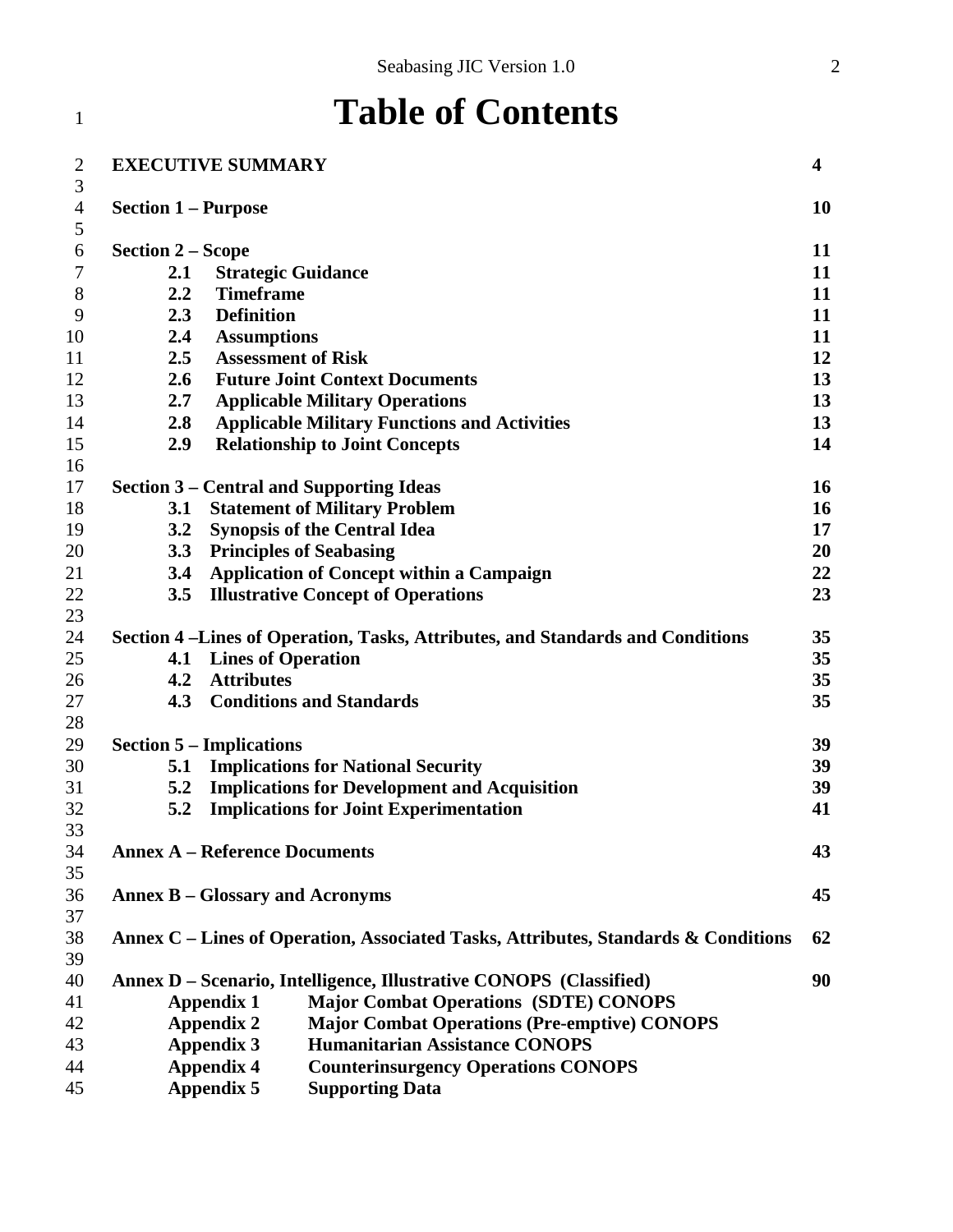# Table of Contents

| | |
|---|---|
| **EXECUTIVE SUMMARY** | **4** |
| **Section 1 – Purpose** | **10** |
| **Section 2 – Scope** | **11** |
| **2.1 Strategic Guidance** | **11** |
| **2.2 Timeframe** | **11** |
| **2.3 Definition** | **11** |
| **2.4 Assumptions** | **11** |
| **2.5 Assessment of Risk** | **12** |
| **2.6 Future Joint Context Documents** | **13** |
| **2.7 Applicable Military Operations** | **13** |
| **2.8 Applicable Military Functions and Activities** | **13** |
| **2.9 Relationship to Joint Concepts** | **14** |
| **Section 3 – Central and Supporting Ideas** | **16** |
| **3.1 Statement of Military Problem** | **16** |
| **3.2 Synopsis of the Central Idea** | **17** |
| **3.3 Principles of Seabasing** | **20** |
| **3.4 Application of Concept within a Campaign** | **22** |
| **3.5 Illustrative Concept of Operations** | **23** |
| **Section 4 –Lines of Operation, Tasks, Attributes, and Standards and Conditions** | **35** |
| **4.1 Lines of Operation** | **35** |
| **4.2 Attributes** | **35** |
| **4.3 Conditions and Standards** | **35** |
| **Section 5 – Implications** | **39** |
| **5.1 Implications for National Security** | **39** |
| **5.2 Implications for Development and Acquisition** | **39** |
| **5.2 Implications for Joint Experimentation** | **41** |
| **Annex A – Reference Documents** | **43** |
| **Annex B – Glossary and Acronyms** | **45** |
| **Annex C – Lines of Operation, Associated Tasks, Attributes, Standards & Conditions** | **62** |
| **Annex D – Scenario, Intelligence, Illustrative CONOPS (Classified)** | **90** |
| **Appendix 1 Major Combat Operations (SDTE) CONOPS** | |
| **Appendix 2 Major Combat Operations (Pre-emptive) CONOPS** | |
| **Appendix 3 Humanitarian Assistance CONOPS** | |
| **Appendix 4 Counterinsurgency Operations CONOPS** | |
| **Appendix 5 Supporting Data** | |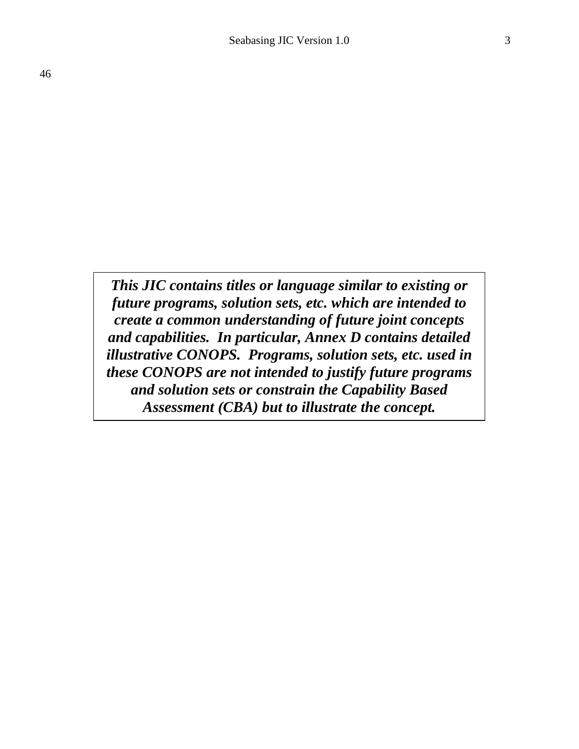***This JIC contains titles or language similar to existing or future programs, solution sets, etc. which are intended to create a common understanding of future joint concepts and capabilities. In particular, Annex D contains detailed illustrative CONOPS. Programs, solution sets, etc. used in these CONOPS are not intended to justify future programs and solution sets or constrain the Capability Based Assessment (CBA) but to illustrate the concept.***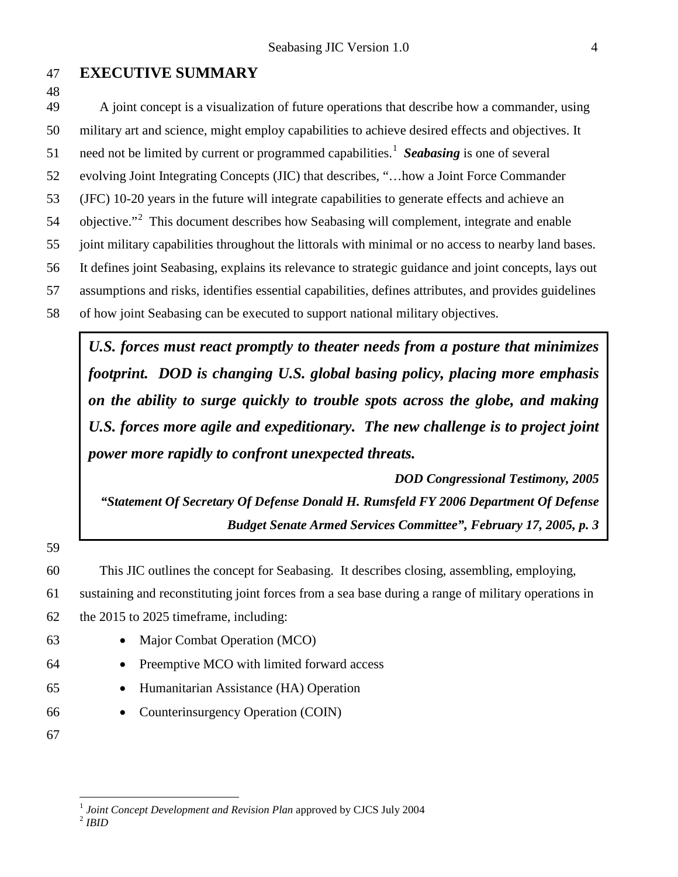## EXECUTIVE SUMMARY

A joint concept is a visualization of future operations that describe how a commander, using military art and science, might employ capabilities to achieve desired effects and objectives. It need not be limited by current or programmed capabilities.[1] ***Seabasing*** is one of several evolving Joint Integrating Concepts (JIC) that describes, "…how a Joint Force Commander (JFC) 10-20 years in the future will integrate capabilities to generate effects and achieve an objective."[2] This document describes how Seabasing will complement, integrate and enable joint military capabilities throughout the littorals with minimal or no access to nearby land bases. It defines joint Seabasing, explains its relevance to strategic guidance and joint concepts, lays out assumptions and risks, identifies essential capabilities, defines attributes, and provides guidelines of how joint Seabasing can be executed to support national military objectives.

> ***U.S. forces must react promptly to theater needs from a posture that minimizes footprint. DOD is changing U.S. global basing policy, placing more emphasis on the ability to surge quickly to trouble spots across the globe, and making U.S. forces more agile and expeditionary. The new challenge is to project joint power more rapidly to confront unexpected threats.***
>
> ***DOD Congressional Testimony, 2005***
>
> ***"Statement Of Secretary Of Defense Donald H. Rumsfeld FY 2006 Department Of Defense Budget Senate Armed Services Committee", February 17, 2005, p. 3***

This JIC outlines the concept for Seabasing. It describes closing, assembling, employing, sustaining and reconstituting joint forces from a sea base during a range of military operations in the 2015 to 2025 timeframe, including:

- Major Combat Operation (MCO)
- Preemptive MCO with limited forward access
- Humanitarian Assistance (HA) Operation
- Counterinsurgency Operation (COIN)

---

[1] *Joint Concept Development and Revision Plan* approved by CJCS July 2004

[2] *IBID*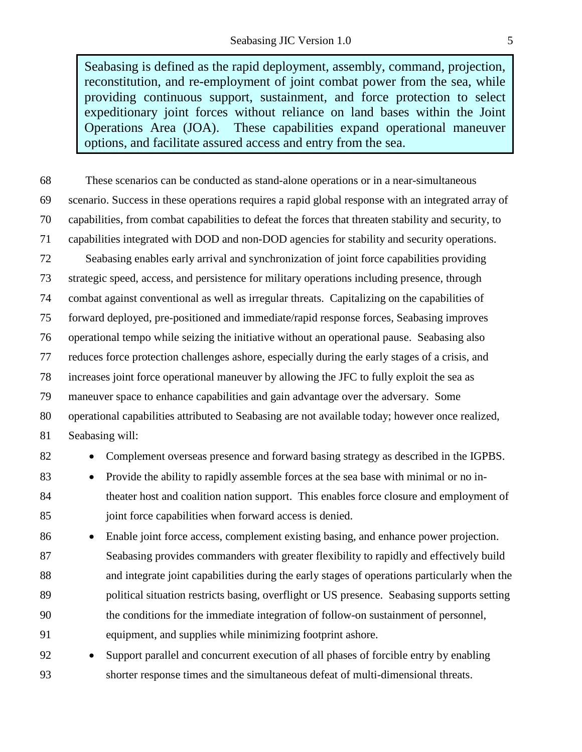> Seabasing is defined as the rapid deployment, assembly, command, projection, reconstitution, and re-employment of joint combat power from the sea, while providing continuous support, sustainment, and force protection to select expeditionary joint forces without reliance on land bases within the Joint Operations Area (JOA). These capabilities expand operational maneuver options, and facilitate assured access and entry from the sea.

These scenarios can be conducted as stand-alone operations or in a near-simultaneous scenario. Success in these operations requires a rapid global response with an integrated array of capabilities, from combat capabilities to defeat the forces that threaten stability and security, to capabilities integrated with DOD and non-DOD agencies for stability and security operations.

Seabasing enables early arrival and synchronization of joint force capabilities providing strategic speed, access, and persistence for military operations including presence, through combat against conventional as well as irregular threats. Capitalizing on the capabilities of forward deployed, pre-positioned and immediate/rapid response forces, Seabasing improves operational tempo while seizing the initiative without an operational pause. Seabasing also reduces force protection challenges ashore, especially during the early stages of a crisis, and increases joint force operational maneuver by allowing the JFC to fully exploit the sea as maneuver space to enhance capabilities and gain advantage over the adversary. Some operational capabilities attributed to Seabasing are not available today; however once realized, Seabasing will:

- Complement overseas presence and forward basing strategy as described in the IGPBS.
- Provide the ability to rapidly assemble forces at the sea base with minimal or no in-theater host and coalition nation support. This enables force closure and employment of joint force capabilities when forward access is denied.
- Enable joint force access, complement existing basing, and enhance power projection. Seabasing provides commanders with greater flexibility to rapidly and effectively build and integrate joint capabilities during the early stages of operations particularly when the political situation restricts basing, overflight or US presence. Seabasing supports setting the conditions for the immediate integration of follow-on sustainment of personnel, equipment, and supplies while minimizing footprint ashore.
- Support parallel and concurrent execution of all phases of forcible entry by enabling shorter response times and the simultaneous defeat of multi-dimensional threats.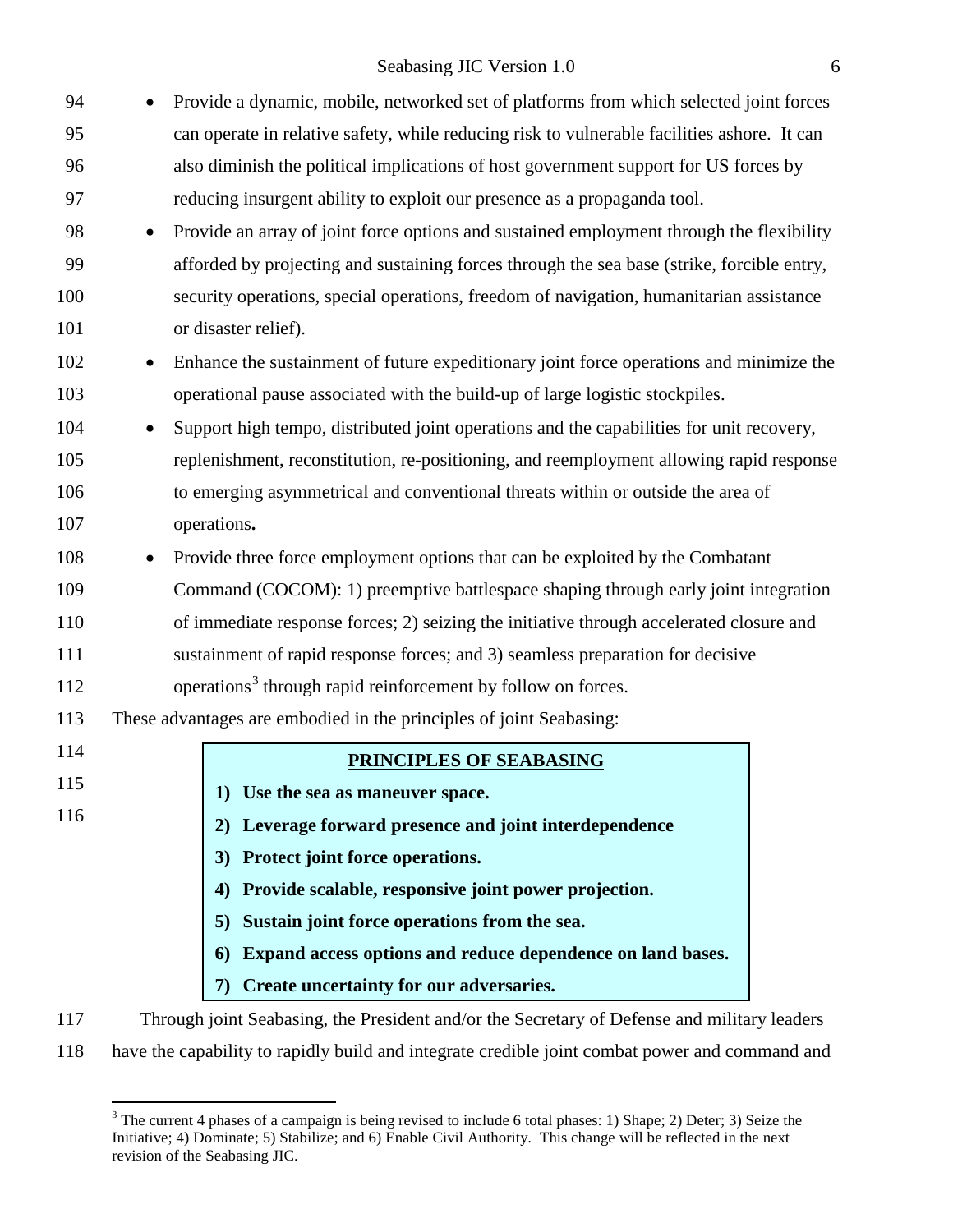- Provide a dynamic, mobile, networked set of platforms from which selected joint forces can operate in relative safety, while reducing risk to vulnerable facilities ashore. It can also diminish the political implications of host government support for US forces by reducing insurgent ability to exploit our presence as a propaganda tool.
- Provide an array of joint force options and sustained employment through the flexibility afforded by projecting and sustaining forces through the sea base (strike, forcible entry, security operations, special operations, freedom of navigation, humanitarian assistance or disaster relief).
- Enhance the sustainment of future expeditionary joint force operations and minimize the operational pause associated with the build-up of large logistic stockpiles.
- Support high tempo, distributed joint operations and the capabilities for unit recovery, replenishment, reconstitution, re-positioning, and reemployment allowing rapid response to emerging asymmetrical and conventional threats within or outside the area of operations**.**
- Provide three force employment options that can be exploited by the Combatant Command (COCOM): 1) preemptive battlespace shaping through early joint integration of immediate response forces; 2) seizing the initiative through accelerated closure and sustainment of rapid response forces; and 3) seamless preparation for decisive operations[3] through rapid reinforcement by follow on forces.

These advantages are embodied in the principles of joint Seabasing:

> **PRINCIPLES OF SEABASING**
>
> **1) Use the sea as maneuver space.**
>
> **2) Leverage forward presence and joint interdependence**
>
> **3) Protect joint force operations.**
>
> **4) Provide scalable, responsive joint power projection.**
>
> **5) Sustain joint force operations from the sea.**
>
> **6) Expand access options and reduce dependence on land bases.**
>
> **7) Create uncertainty for our adversaries.**

Through joint Seabasing, the President and/or the Secretary of Defense and military leaders have the capability to rapidly build and integrate credible joint combat power and command and

[3] The current 4 phases of a campaign is being revised to include 6 total phases: 1) Shape; 2) Deter; 3) Seize the Initiative; 4) Dominate; 5) Stabilize; and 6) Enable Civil Authority. This change will be reflected in the next revision of the Seabasing JIC.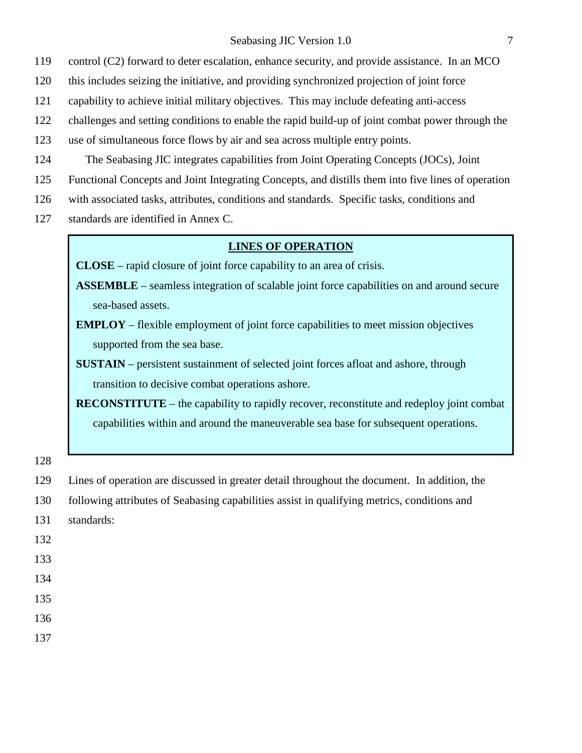control (C2) forward to deter escalation, enhance security, and provide assistance. In an MCO this includes seizing the initiative, and providing synchronized projection of joint force capability to achieve initial military objectives. This may include defeating anti-access challenges and setting conditions to enable the rapid build-up of joint combat power through the use of simultaneous force flows by air and sea across multiple entry points.

The Seabasing JIC integrates capabilities from Joint Operating Concepts (JOCs), Joint Functional Concepts and Joint Integrating Concepts, and distills them into five lines of operation with associated tasks, attributes, conditions and standards. Specific tasks, conditions and standards are identified in Annex C.

**LINES OF OPERATION**

**CLOSE** – rapid closure of joint force capability to an area of crisis.

**ASSEMBLE** – seamless integration of scalable joint force capabilities on and around secure sea-based assets.

**EMPLOY** – flexible employment of joint force capabilities to meet mission objectives supported from the sea base.

**SUSTAIN** – persistent sustainment of selected joint forces afloat and ashore, through transition to decisive combat operations ashore.

**RECONSTITUTE** – the capability to rapidly recover, reconstitute and redeploy joint combat capabilities within and around the maneuverable sea base for subsequent operations.

Lines of operation are discussed in greater detail throughout the document. In addition, the following attributes of Seabasing capabilities assist in qualifying metrics, conditions and standards: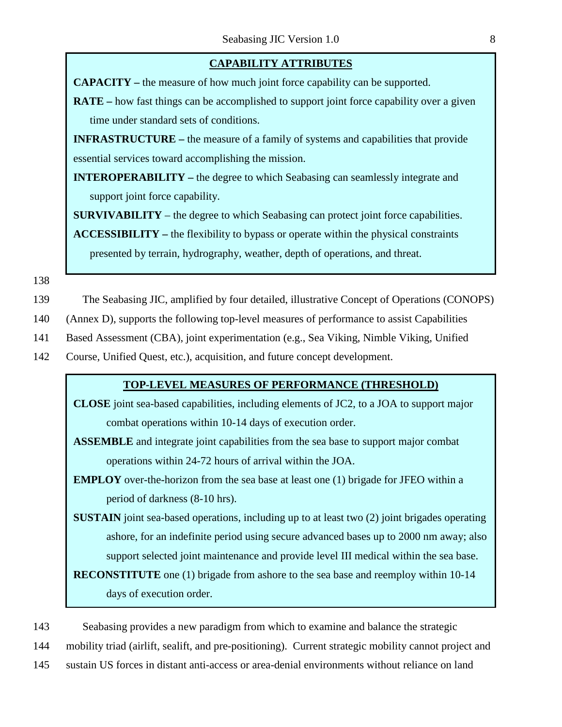**CAPABILITY ATTRIBUTES**

**CAPACITY –** the measure of how much joint force capability can be supported.

**RATE –** how fast things can be accomplished to support joint force capability over a given time under standard sets of conditions.

**INFRASTRUCTURE –** the measure of a family of systems and capabilities that provide essential services toward accomplishing the mission.

**INTEROPERABILITY –** the degree to which Seabasing can seamlessly integrate and support joint force capability.

**SURVIVABILITY** – the degree to which Seabasing can protect joint force capabilities.

**ACCESSIBILITY –** the flexibility to bypass or operate within the physical constraints presented by terrain, hydrography, weather, depth of operations, and threat.

The Seabasing JIC, amplified by four detailed, illustrative Concept of Operations (CONOPS) (Annex D), supports the following top-level measures of performance to assist Capabilities Based Assessment (CBA), joint experimentation (e.g., Sea Viking, Nimble Viking, Unified Course, Unified Quest, etc.), acquisition, and future concept development.

**TOP-LEVEL MEASURES OF PERFORMANCE (THRESHOLD)**

**CLOSE** joint sea-based capabilities, including elements of JC2, to a JOA to support major combat operations within 10-14 days of execution order.

**ASSEMBLE** and integrate joint capabilities from the sea base to support major combat operations within 24-72 hours of arrival within the JOA.

**EMPLOY** over-the-horizon from the sea base at least one (1) brigade for JFEO within a period of darkness (8-10 hrs).

**SUSTAIN** joint sea-based operations, including up to at least two (2) joint brigades operating ashore, for an indefinite period using secure advanced bases up to 2000 nm away; also support selected joint maintenance and provide level III medical within the sea base.

**RECONSTITUTE** one (1) brigade from ashore to the sea base and reemploy within 10-14 days of execution order.

Seabasing provides a new paradigm from which to examine and balance the strategic mobility triad (airlift, sealift, and pre-positioning). Current strategic mobility cannot project and sustain US forces in distant anti-access or area-denial environments without reliance on land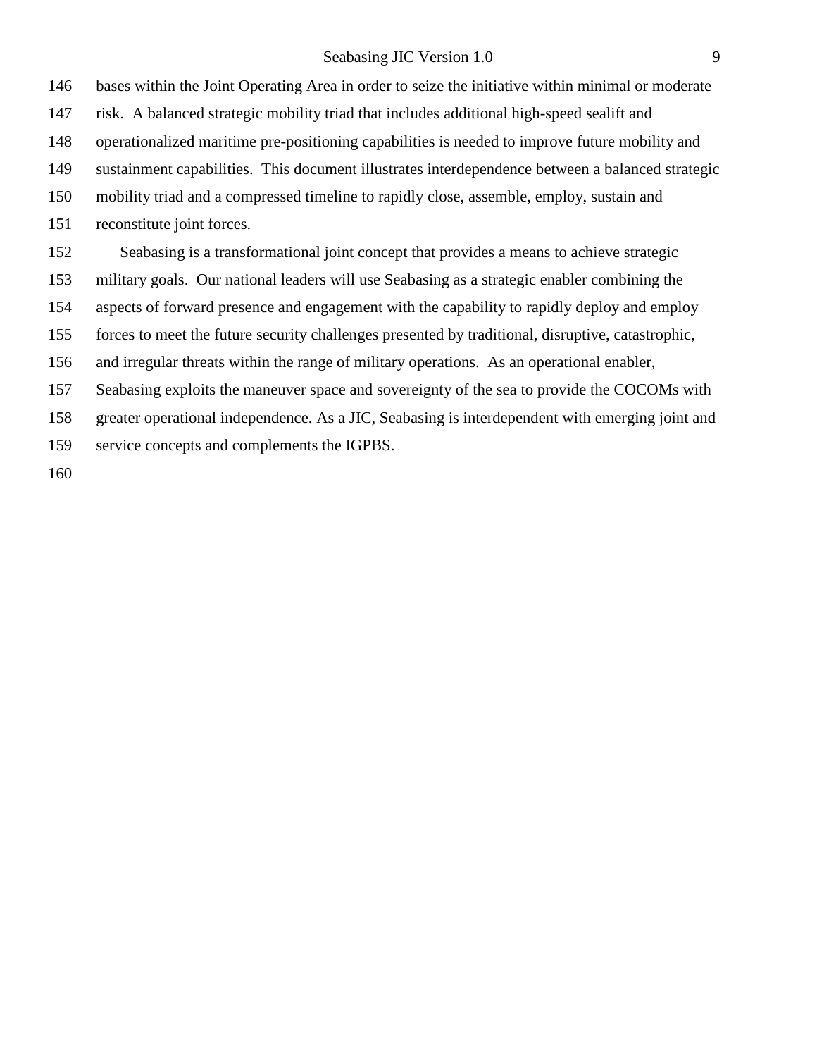bases within the Joint Operating Area in order to seize the initiative within minimal or moderate risk. A balanced strategic mobility triad that includes additional high-speed sealift and operationalized maritime pre-positioning capabilities is needed to improve future mobility and sustainment capabilities. This document illustrates interdependence between a balanced strategic mobility triad and a compressed timeline to rapidly close, assemble, employ, sustain and reconstitute joint forces.

Seabasing is a transformational joint concept that provides a means to achieve strategic military goals. Our national leaders will use Seabasing as a strategic enabler combining the aspects of forward presence and engagement with the capability to rapidly deploy and employ forces to meet the future security challenges presented by traditional, disruptive, catastrophic, and irregular threats within the range of military operations. As an operational enabler, Seabasing exploits the maneuver space and sovereignty of the sea to provide the COCOMs with greater operational independence. As a JIC, Seabasing is interdependent with emerging joint and service concepts and complements the IGPBS.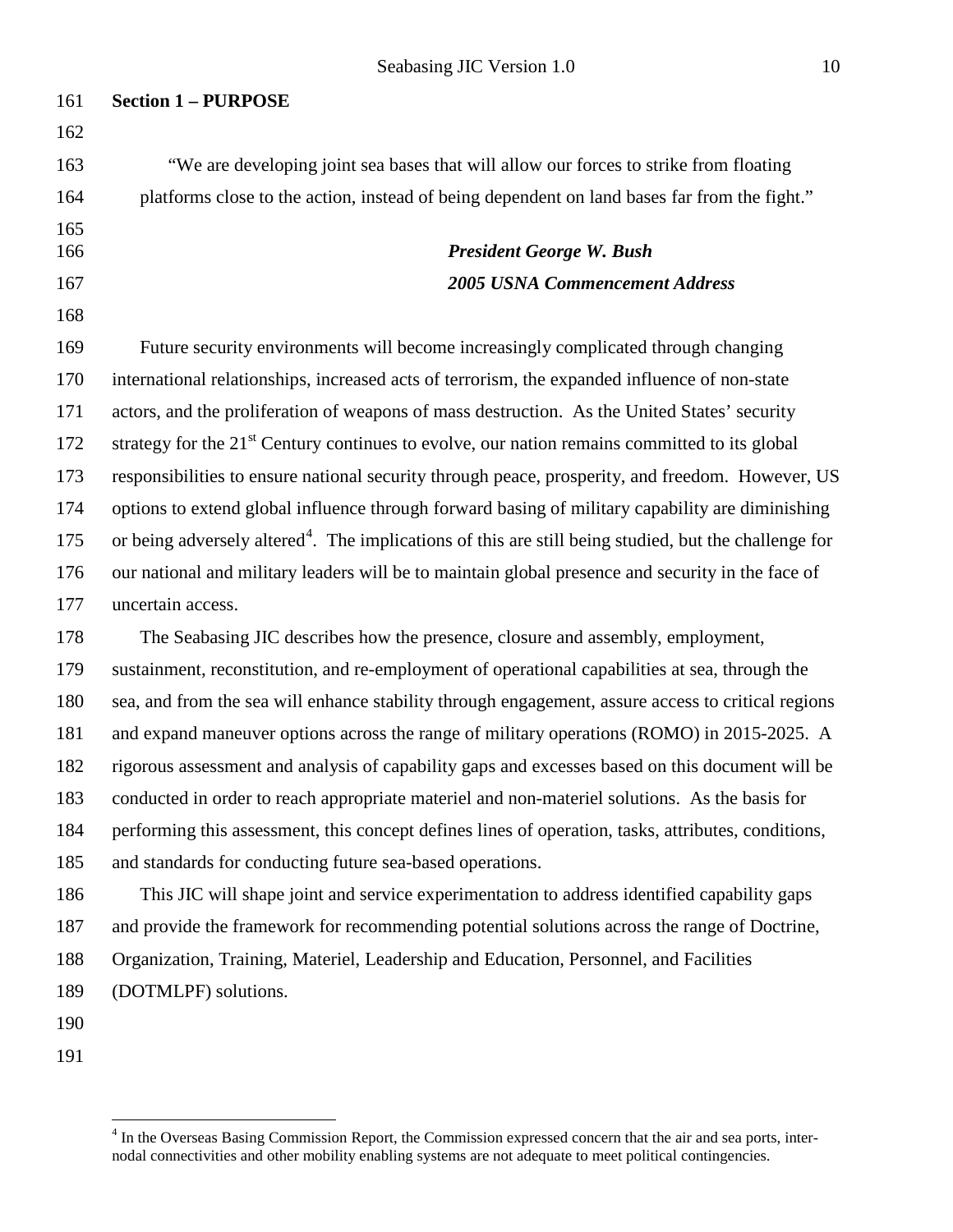## Section 1 – PURPOSE

"We are developing joint sea bases that will allow our forces to strike from floating platforms close to the action, instead of being dependent on land bases far from the fight."

***President George W. Bush***
***2005 USNA Commencement Address***

Future security environments will become increasingly complicated through changing international relationships, increased acts of terrorism, the expanded influence of non-state actors, and the proliferation of weapons of mass destruction. As the United States' security strategy for the 21st Century continues to evolve, our nation remains committed to its global responsibilities to ensure national security through peace, prosperity, and freedom. However, US options to extend global influence through forward basing of military capability are diminishing or being adversely altered[4]. The implications of this are still being studied, but the challenge for our national and military leaders will be to maintain global presence and security in the face of uncertain access.

The Seabasing JIC describes how the presence, closure and assembly, employment, sustainment, reconstitution, and re-employment of operational capabilities at sea, through the sea, and from the sea will enhance stability through engagement, assure access to critical regions and expand maneuver options across the range of military operations (ROMO) in 2015-2025. A rigorous assessment and analysis of capability gaps and excesses based on this document will be conducted in order to reach appropriate materiel and non-materiel solutions. As the basis for performing this assessment, this concept defines lines of operation, tasks, attributes, conditions, and standards for conducting future sea-based operations.

This JIC will shape joint and service experimentation to address identified capability gaps and provide the framework for recommending potential solutions across the range of Doctrine, Organization, Training, Materiel, Leadership and Education, Personnel, and Facilities (DOTMLPF) solutions.

[4] In the Overseas Basing Commission Report, the Commission expressed concern that the air and sea ports, inter-nodal connectivities and other mobility enabling systems are not adequate to meet political contingencies.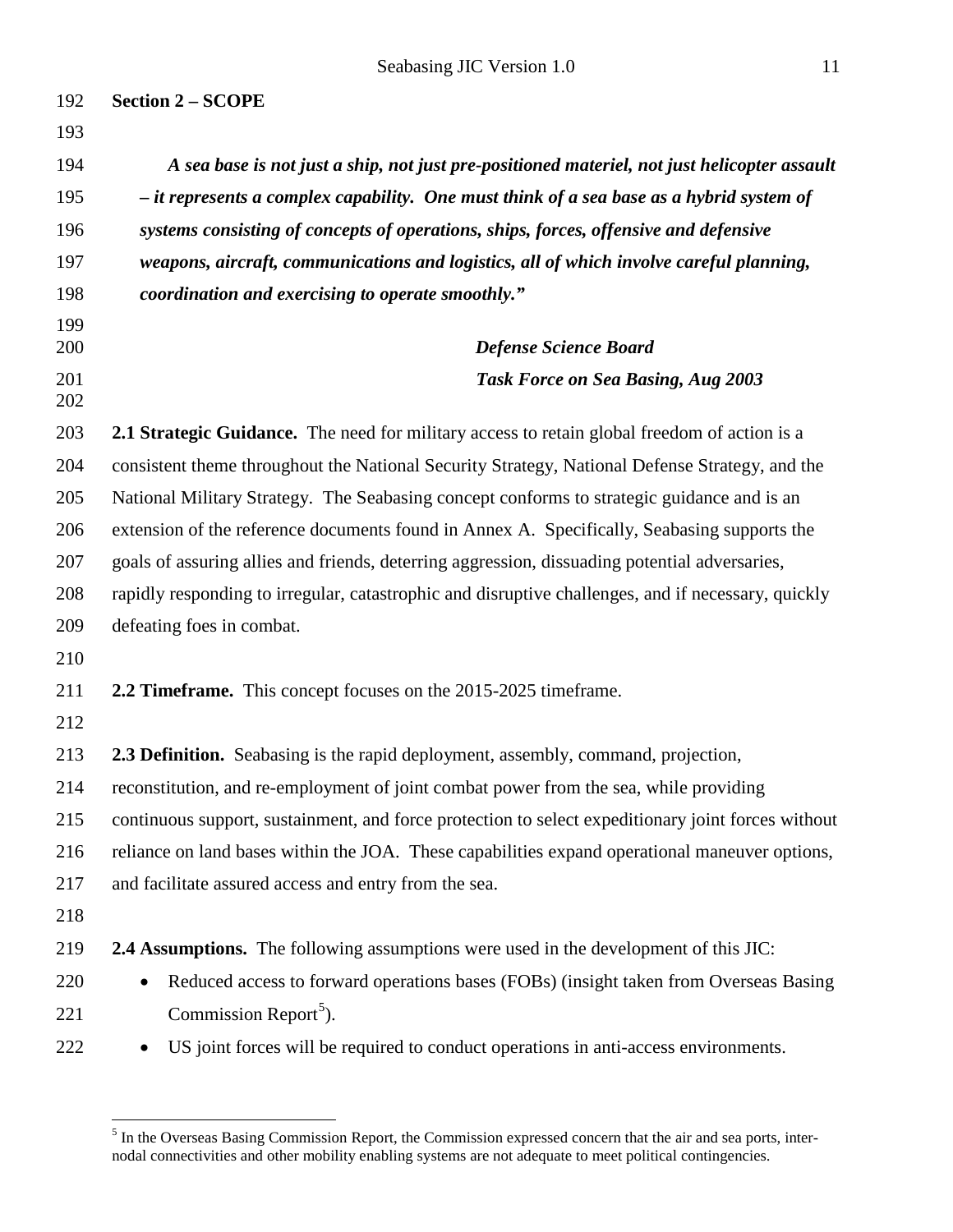## Section 2 – SCOPE

> ***A sea base is not just a ship, not just pre-positioned materiel, not just helicopter assault – it represents a complex capability. One must think of a sea base as a hybrid system of systems consisting of concepts of operations, ships, forces, offensive and defensive weapons, aircraft, communications and logistics, all of which involve careful planning, coordination and exercising to operate smoothly."***
>
> ***Defense Science Board***
> ***Task Force on Sea Basing, Aug 2003***

**2.1 Strategic Guidance.** The need for military access to retain global freedom of action is a consistent theme throughout the National Security Strategy, National Defense Strategy, and the National Military Strategy. The Seabasing concept conforms to strategic guidance and is an extension of the reference documents found in Annex A. Specifically, Seabasing supports the goals of assuring allies and friends, deterring aggression, dissuading potential adversaries, rapidly responding to irregular, catastrophic and disruptive challenges, and if necessary, quickly defeating foes in combat.

**2.2 Timeframe.** This concept focuses on the 2015-2025 timeframe.

**2.3 Definition.** Seabasing is the rapid deployment, assembly, command, projection, reconstitution, and re-employment of joint combat power from the sea, while providing continuous support, sustainment, and force protection to select expeditionary joint forces without reliance on land bases within the JOA. These capabilities expand operational maneuver options, and facilitate assured access and entry from the sea.

**2.4 Assumptions.** The following assumptions were used in the development of this JIC:

- Reduced access to forward operations bases (FOBs) (insight taken from Overseas Basing Commission Report[5]).
- US joint forces will be required to conduct operations in anti-access environments.

[5] In the Overseas Basing Commission Report, the Commission expressed concern that the air and sea ports, inter-nodal connectivities and other mobility enabling systems are not adequate to meet political contingencies.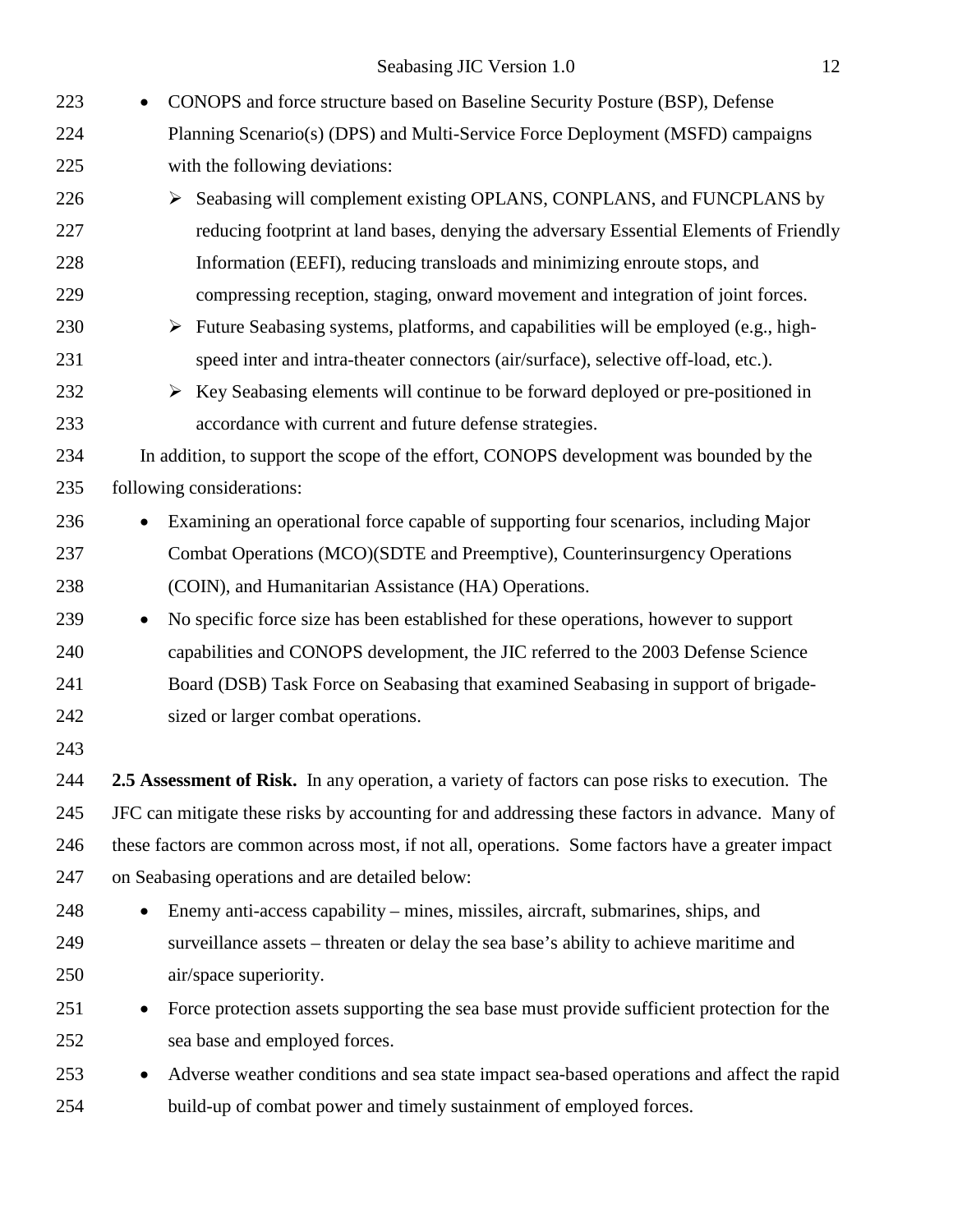- CONOPS and force structure based on Baseline Security Posture (BSP), Defense Planning Scenario(s) (DPS) and Multi-Service Force Deployment (MSFD) campaigns with the following deviations:
  - Seabasing will complement existing OPLANS, CONPLANS, and FUNCPLANS by reducing footprint at land bases, denying the adversary Essential Elements of Friendly Information (EEFI), reducing transloads and minimizing enroute stops, and compressing reception, staging, onward movement and integration of joint forces.
  - Future Seabasing systems, platforms, and capabilities will be employed (e.g., high-speed inter and intra-theater connectors (air/surface), selective off-load, etc.).
  - Key Seabasing elements will continue to be forward deployed or pre-positioned in accordance with current and future defense strategies.

In addition, to support the scope of the effort, CONOPS development was bounded by the following considerations:

- Examining an operational force capable of supporting four scenarios, including Major Combat Operations (MCO)(SDTE and Preemptive), Counterinsurgency Operations (COIN), and Humanitarian Assistance (HA) Operations.
- No specific force size has been established for these operations, however to support capabilities and CONOPS development, the JIC referred to the 2003 Defense Science Board (DSB) Task Force on Seabasing that examined Seabasing in support of brigade-sized or larger combat operations.

**2.5 Assessment of Risk.** In any operation, a variety of factors can pose risks to execution. The JFC can mitigate these risks by accounting for and addressing these factors in advance. Many of these factors are common across most, if not all, operations. Some factors have a greater impact on Seabasing operations and are detailed below:

- Enemy anti-access capability – mines, missiles, aircraft, submarines, ships, and surveillance assets – threaten or delay the sea base's ability to achieve maritime and air/space superiority.
- Force protection assets supporting the sea base must provide sufficient protection for the sea base and employed forces.
- Adverse weather conditions and sea state impact sea-based operations and affect the rapid build-up of combat power and timely sustainment of employed forces.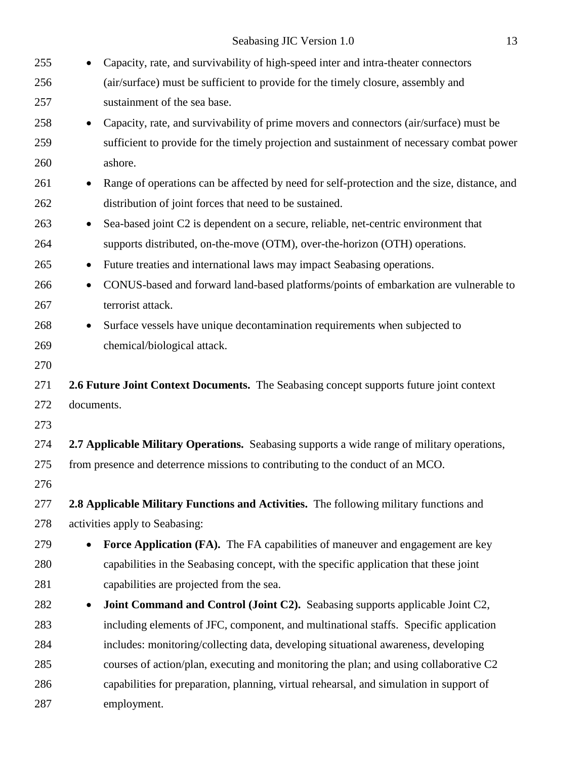- Capacity, rate, and survivability of high-speed inter and intra-theater connectors (air/surface) must be sufficient to provide for the timely closure, assembly and sustainment of the sea base.
- Capacity, rate, and survivability of prime movers and connectors (air/surface) must be sufficient to provide for the timely projection and sustainment of necessary combat power ashore.
- Range of operations can be affected by need for self-protection and the size, distance, and distribution of joint forces that need to be sustained.
- Sea-based joint C2 is dependent on a secure, reliable, net-centric environment that supports distributed, on-the-move (OTM), over-the-horizon (OTH) operations.
- Future treaties and international laws may impact Seabasing operations.
- CONUS-based and forward land-based platforms/points of embarkation are vulnerable to terrorist attack.
- Surface vessels have unique decontamination requirements when subjected to chemical/biological attack.

**2.6 Future Joint Context Documents.** The Seabasing concept supports future joint context documents.

**2.7 Applicable Military Operations.** Seabasing supports a wide range of military operations, from presence and deterrence missions to contributing to the conduct of an MCO.

**2.8 Applicable Military Functions and Activities.** The following military functions and activities apply to Seabasing:

- **Force Application (FA).** The FA capabilities of maneuver and engagement are key capabilities in the Seabasing concept, with the specific application that these joint capabilities are projected from the sea.
- **Joint Command and Control (Joint C2).** Seabasing supports applicable Joint C2, including elements of JFC, component, and multinational staffs. Specific application includes: monitoring/collecting data, developing situational awareness, developing courses of action/plan, executing and monitoring the plan; and using collaborative C2 capabilities for preparation, planning, virtual rehearsal, and simulation in support of employment.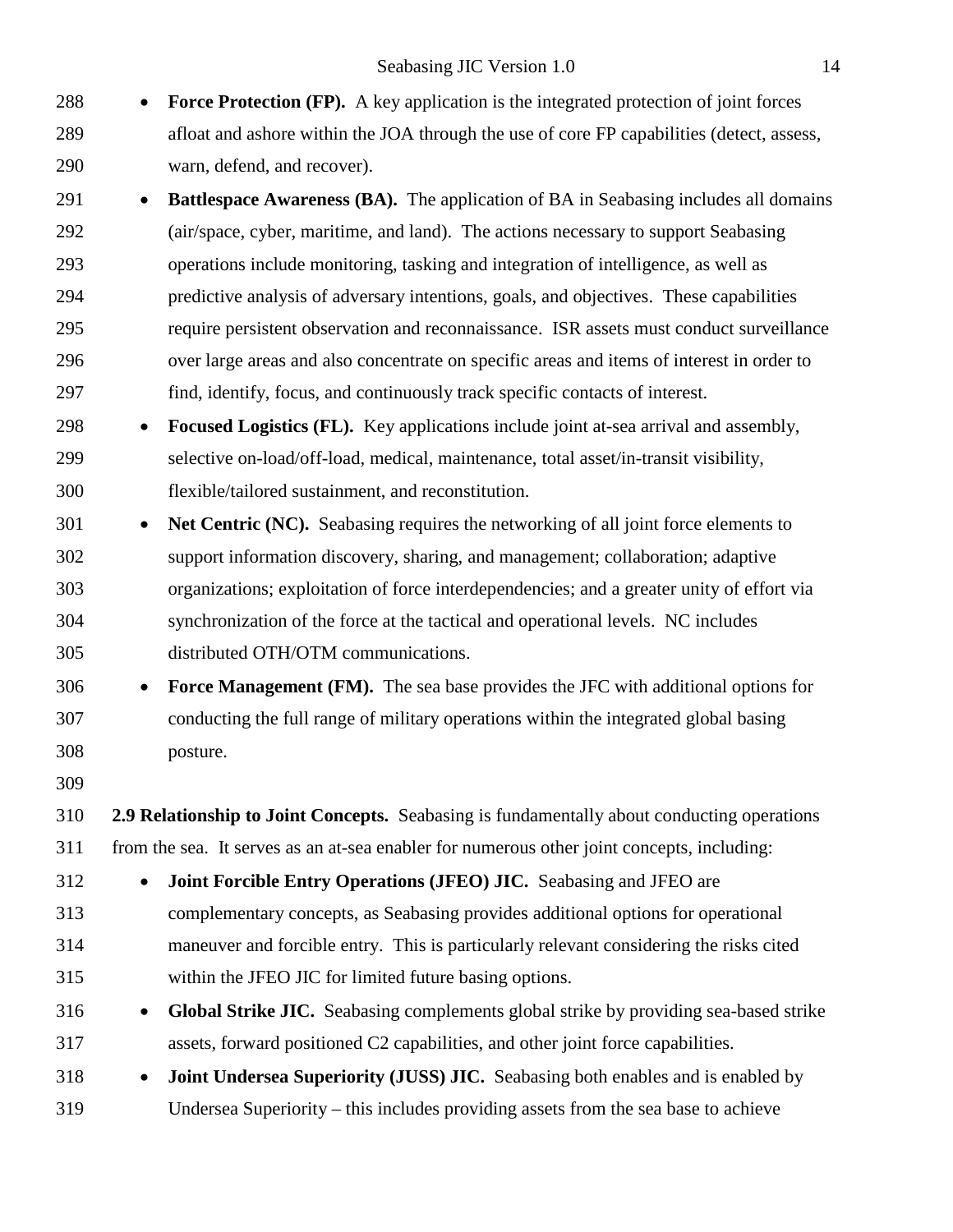- **Force Protection (FP).** A key application is the integrated protection of joint forces afloat and ashore within the JOA through the use of core FP capabilities (detect, assess, warn, defend, and recover).
- **Battlespace Awareness (BA).** The application of BA in Seabasing includes all domains (air/space, cyber, maritime, and land). The actions necessary to support Seabasing operations include monitoring, tasking and integration of intelligence, as well as predictive analysis of adversary intentions, goals, and objectives. These capabilities require persistent observation and reconnaissance. ISR assets must conduct surveillance over large areas and also concentrate on specific areas and items of interest in order to find, identify, focus, and continuously track specific contacts of interest.
- **Focused Logistics (FL).** Key applications include joint at-sea arrival and assembly, selective on-load/off-load, medical, maintenance, total asset/in-transit visibility, flexible/tailored sustainment, and reconstitution.
- **Net Centric (NC).** Seabasing requires the networking of all joint force elements to support information discovery, sharing, and management; collaboration; adaptive organizations; exploitation of force interdependencies; and a greater unity of effort via synchronization of the force at the tactical and operational levels. NC includes distributed OTH/OTM communications.
- **Force Management (FM).** The sea base provides the JFC with additional options for conducting the full range of military operations within the integrated global basing posture.

**2.9 Relationship to Joint Concepts.** Seabasing is fundamentally about conducting operations from the sea. It serves as an at-sea enabler for numerous other joint concepts, including:

- **Joint Forcible Entry Operations (JFEO) JIC.** Seabasing and JFEO are complementary concepts, as Seabasing provides additional options for operational maneuver and forcible entry. This is particularly relevant considering the risks cited within the JFEO JIC for limited future basing options.
- **Global Strike JIC.** Seabasing complements global strike by providing sea-based strike assets, forward positioned C2 capabilities, and other joint force capabilities.
- **Joint Undersea Superiority (JUSS) JIC.** Seabasing both enables and is enabled by Undersea Superiority – this includes providing assets from the sea base to achieve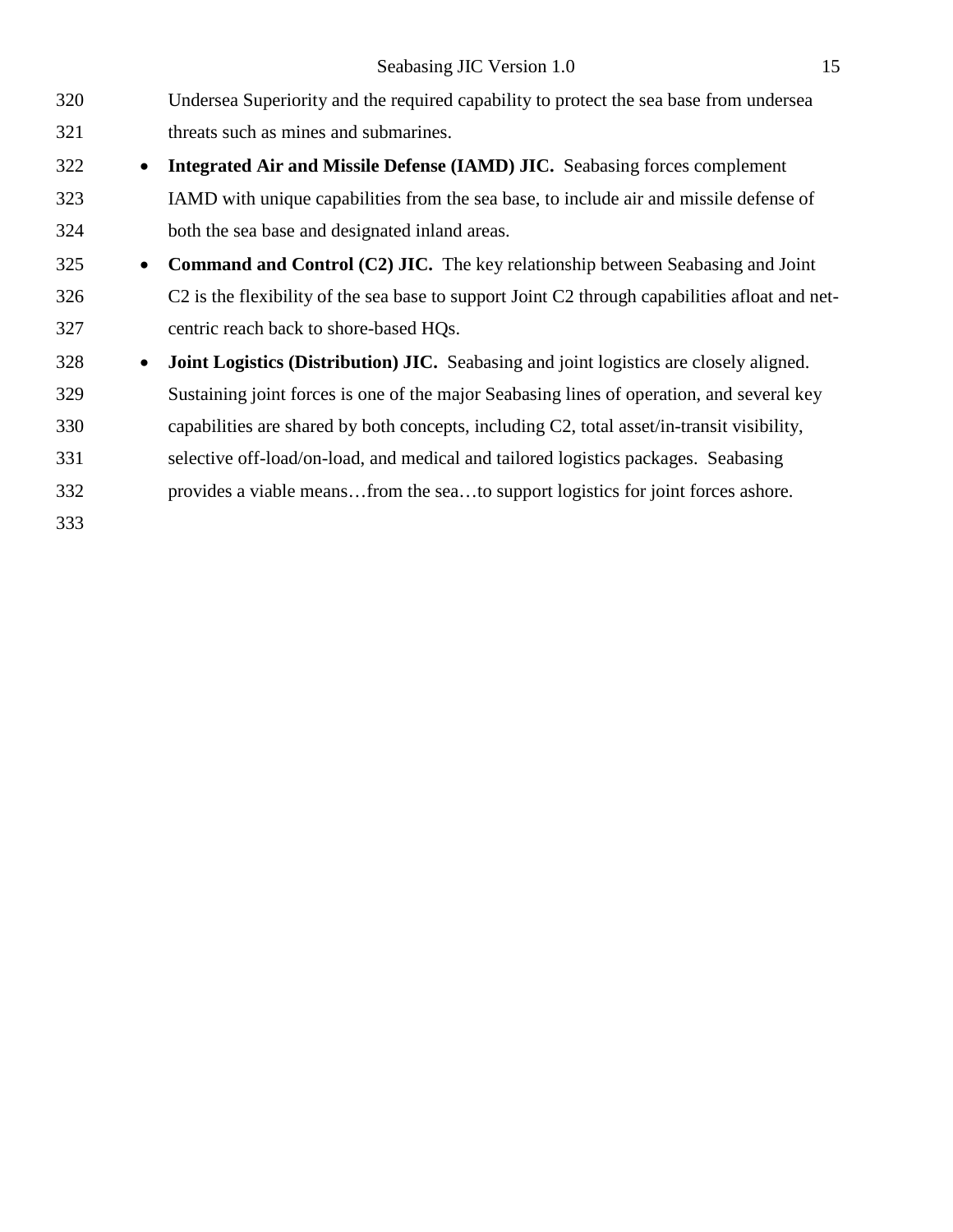Undersea Superiority and the required capability to protect the sea base from undersea threats such as mines and submarines.

- **Integrated Air and Missile Defense (IAMD) JIC.** Seabasing forces complement IAMD with unique capabilities from the sea base, to include air and missile defense of both the sea base and designated inland areas.
- **Command and Control (C2) JIC.** The key relationship between Seabasing and Joint C2 is the flexibility of the sea base to support Joint C2 through capabilities afloat and net-centric reach back to shore-based HQs.
- **Joint Logistics (Distribution) JIC.** Seabasing and joint logistics are closely aligned. Sustaining joint forces is one of the major Seabasing lines of operation, and several key capabilities are shared by both concepts, including C2, total asset/in-transit visibility, selective off-load/on-load, and medical and tailored logistics packages. Seabasing provides a viable means…from the sea…to support logistics for joint forces ashore.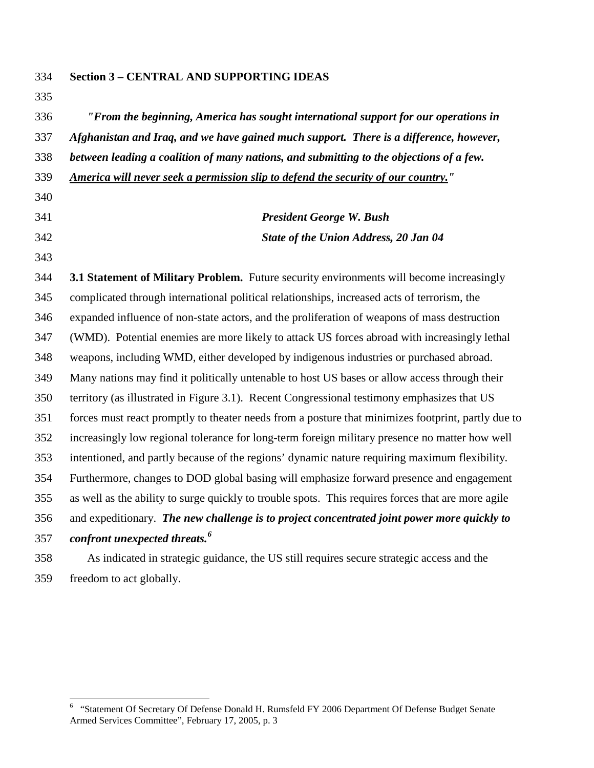## Section 3 – CENTRAL AND SUPPORTING IDEAS

***"From the beginning, America has sought international support for our operations in Afghanistan and Iraq, and we have gained much support. There is a difference, however, between leading a coalition of many nations, and submitting to the objections of a few. <u>America will never seek a permission slip to defend the security of our country.</u>"***

***President George W. Bush***
***State of the Union Address, 20 Jan 04***

**3.1 Statement of Military Problem.** Future security environments will become increasingly complicated through international political relationships, increased acts of terrorism, the expanded influence of non-state actors, and the proliferation of weapons of mass destruction (WMD). Potential enemies are more likely to attack US forces abroad with increasingly lethal weapons, including WMD, either developed by indigenous industries or purchased abroad. Many nations may find it politically untenable to host US bases or allow access through their territory (as illustrated in Figure 3.1). Recent Congressional testimony emphasizes that US forces must react promptly to theater needs from a posture that minimizes footprint, partly due to increasingly low regional tolerance for long-term foreign military presence no matter how well intentioned, and partly because of the regions' dynamic nature requiring maximum flexibility. Furthermore, changes to DOD global basing will emphasize forward presence and engagement as well as the ability to surge quickly to trouble spots. This requires forces that are more agile and expeditionary. ***The new challenge is to project concentrated joint power more quickly to confront unexpected threats.***[6]

As indicated in strategic guidance, the US still requires secure strategic access and the freedom to act globally.

---

[6] "Statement Of Secretary Of Defense Donald H. Rumsfeld FY 2006 Department Of Defense Budget Senate Armed Services Committee", February 17, 2005, p. 3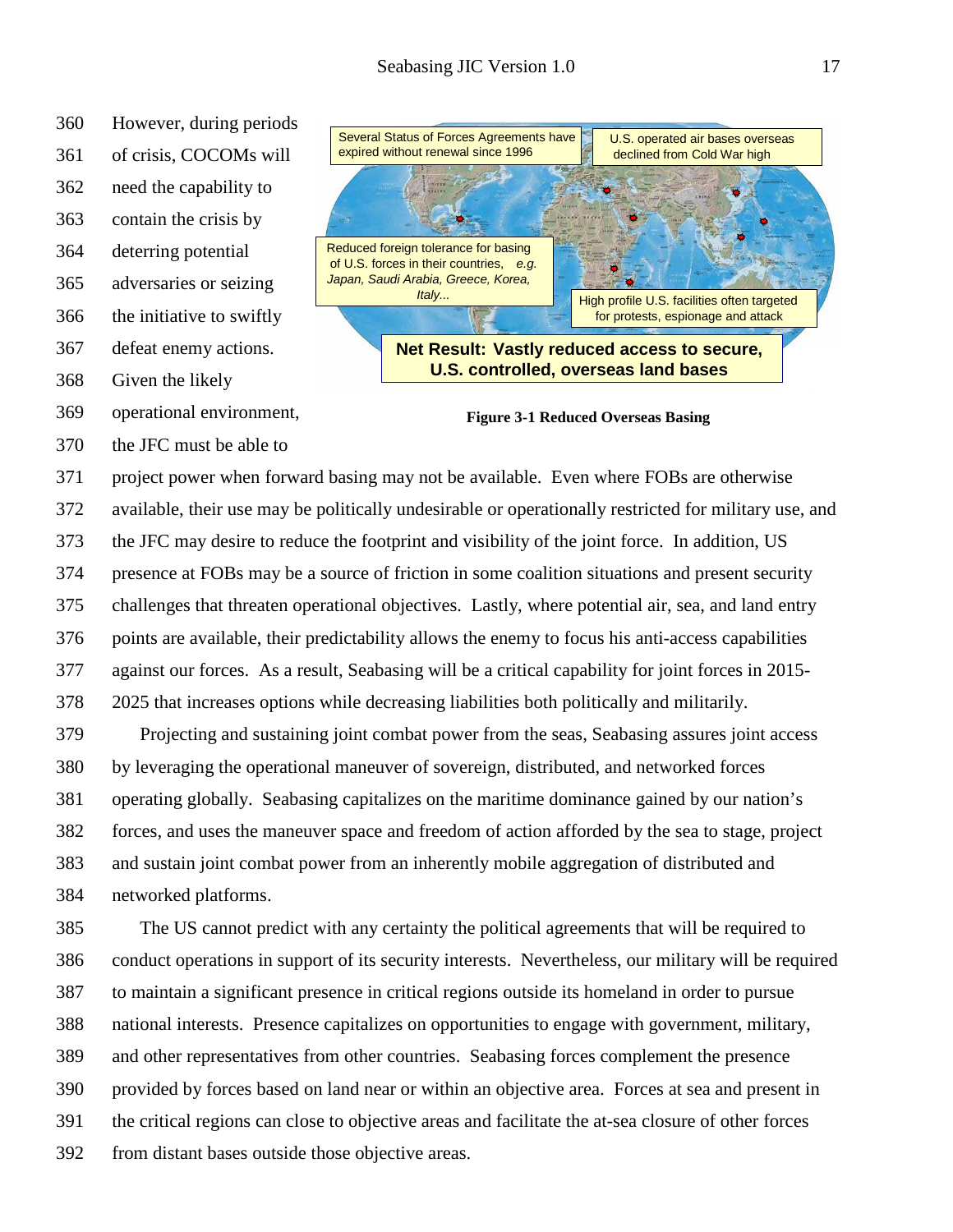However, during periods of crisis, COCOMs will need the capability to contain the crisis by deterring potential adversaries or seizing the initiative to swiftly defeat enemy actions. Given the likely operational environment, the JFC must be able to project power when forward basing may not be available. Even where FOBs are otherwise available, their use may be politically undesirable or operationally restricted for military use, and the JFC may desire to reduce the footprint and visibility of the joint force. In addition, US presence at FOBs may be a source of friction in some coalition situations and present security challenges that threaten operational objectives. Lastly, where potential air, sea, and land entry points are available, their predictability allows the enemy to focus his anti-access capabilities against our forces. As a result, Seabasing will be a critical capability for joint forces in 2015-2025 that increases options while decreasing liabilities both politically and militarily.

Several Status of Forces Agreements have expired without renewal since 1996

U.S. operated air bases overseas declined from Cold War high

Reduced foreign tolerance for basing of U.S. forces in their countries, *e.g. Japan, Saudi Arabia, Greece, Korea, Italy...*

High profile U.S. facilities often targeted for protests, espionage and attack

**Net Result: Vastly reduced access to secure, U.S. controlled, overseas land bases**

**Figure 3-1 Reduced Overseas Basing**

Projecting and sustaining joint combat power from the seas, Seabasing assures joint access by leveraging the operational maneuver of sovereign, distributed, and networked forces operating globally. Seabasing capitalizes on the maritime dominance gained by our nation's forces, and uses the maneuver space and freedom of action afforded by the sea to stage, project and sustain joint combat power from an inherently mobile aggregation of distributed and networked platforms.

The US cannot predict with any certainty the political agreements that will be required to conduct operations in support of its security interests. Nevertheless, our military will be required to maintain a significant presence in critical regions outside its homeland in order to pursue national interests. Presence capitalizes on opportunities to engage with government, military, and other representatives from other countries. Seabasing forces complement the presence provided by forces based on land near or within an objective area. Forces at sea and present in the critical regions can close to objective areas and facilitate the at-sea closure of other forces from distant bases outside those objective areas.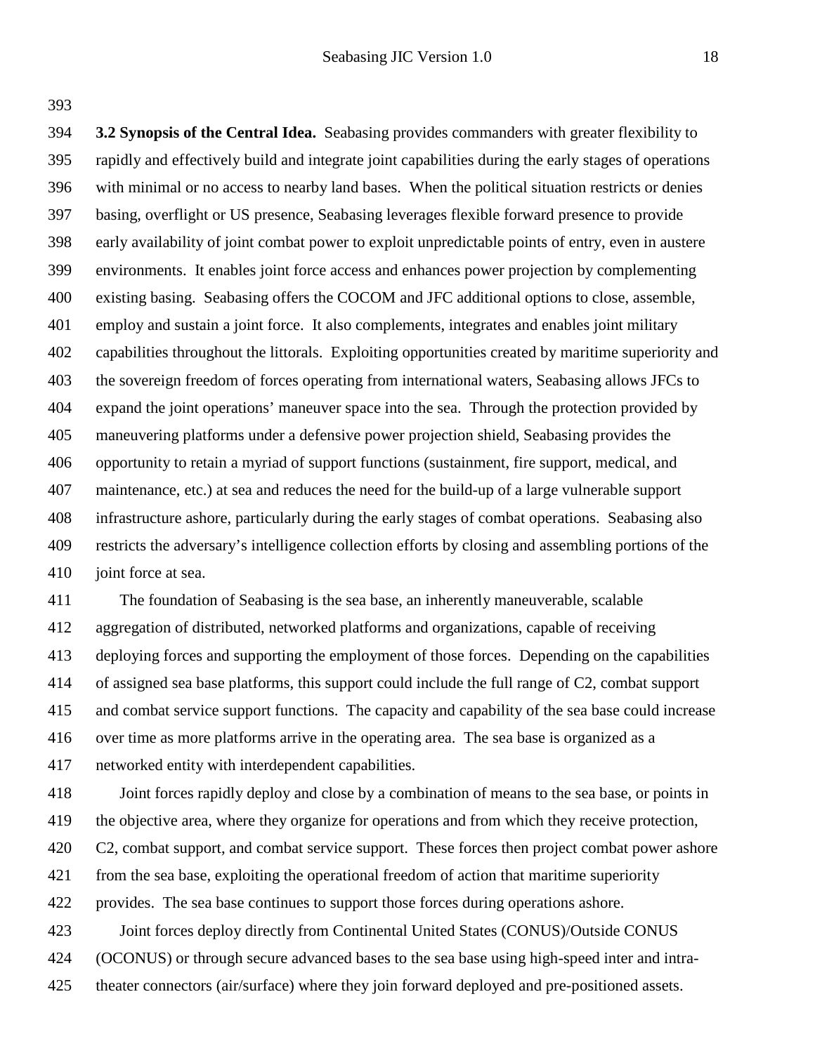**3.2 Synopsis of the Central Idea.** Seabasing provides commanders with greater flexibility to rapidly and effectively build and integrate joint capabilities during the early stages of operations with minimal or no access to nearby land bases. When the political situation restricts or denies basing, overflight or US presence, Seabasing leverages flexible forward presence to provide early availability of joint combat power to exploit unpredictable points of entry, even in austere environments. It enables joint force access and enhances power projection by complementing existing basing. Seabasing offers the COCOM and JFC additional options to close, assemble, employ and sustain a joint force. It also complements, integrates and enables joint military capabilities throughout the littorals. Exploiting opportunities created by maritime superiority and the sovereign freedom of forces operating from international waters, Seabasing allows JFCs to expand the joint operations' maneuver space into the sea. Through the protection provided by maneuvering platforms under a defensive power projection shield, Seabasing provides the opportunity to retain a myriad of support functions (sustainment, fire support, medical, and maintenance, etc.) at sea and reduces the need for the build-up of a large vulnerable support infrastructure ashore, particularly during the early stages of combat operations. Seabasing also restricts the adversary's intelligence collection efforts by closing and assembling portions of the joint force at sea.

The foundation of Seabasing is the sea base, an inherently maneuverable, scalable aggregation of distributed, networked platforms and organizations, capable of receiving deploying forces and supporting the employment of those forces. Depending on the capabilities of assigned sea base platforms, this support could include the full range of C2, combat support and combat service support functions. The capacity and capability of the sea base could increase over time as more platforms arrive in the operating area. The sea base is organized as a networked entity with interdependent capabilities.

Joint forces rapidly deploy and close by a combination of means to the sea base, or points in the objective area, where they organize for operations and from which they receive protection, C2, combat support, and combat service support. These forces then project combat power ashore from the sea base, exploiting the operational freedom of action that maritime superiority provides. The sea base continues to support those forces during operations ashore.

Joint forces deploy directly from Continental United States (CONUS)/Outside CONUS (OCONUS) or through secure advanced bases to the sea base using high-speed inter and intra-theater connectors (air/surface) where they join forward deployed and pre-positioned assets.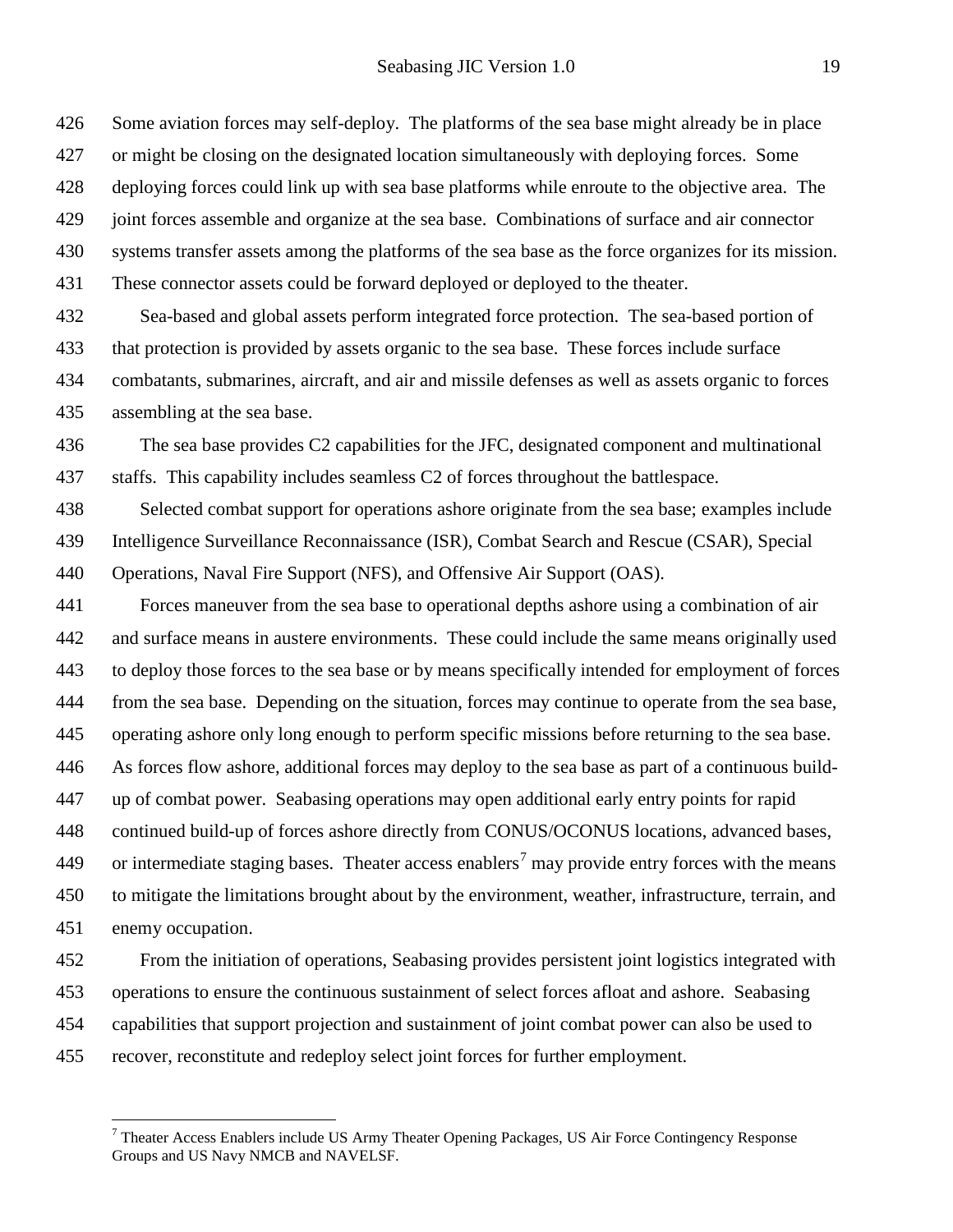Some aviation forces may self-deploy. The platforms of the sea base might already be in place or might be closing on the designated location simultaneously with deploying forces. Some deploying forces could link up with sea base platforms while enroute to the objective area. The joint forces assemble and organize at the sea base. Combinations of surface and air connector systems transfer assets among the platforms of the sea base as the force organizes for its mission. These connector assets could be forward deployed or deployed to the theater.

Sea-based and global assets perform integrated force protection. The sea-based portion of that protection is provided by assets organic to the sea base. These forces include surface combatants, submarines, aircraft, and air and missile defenses as well as assets organic to forces assembling at the sea base.

The sea base provides C2 capabilities for the JFC, designated component and multinational staffs. This capability includes seamless C2 of forces throughout the battlespace.

Selected combat support for operations ashore originate from the sea base; examples include Intelligence Surveillance Reconnaissance (ISR), Combat Search and Rescue (CSAR), Special Operations, Naval Fire Support (NFS), and Offensive Air Support (OAS).

Forces maneuver from the sea base to operational depths ashore using a combination of air and surface means in austere environments. These could include the same means originally used to deploy those forces to the sea base or by means specifically intended for employment of forces from the sea base. Depending on the situation, forces may continue to operate from the sea base, operating ashore only long enough to perform specific missions before returning to the sea base. As forces flow ashore, additional forces may deploy to the sea base as part of a continuous build-up of combat power. Seabasing operations may open additional early entry points for rapid continued build-up of forces ashore directly from CONUS/OCONUS locations, advanced bases, or intermediate staging bases. Theater access enablers[7] may provide entry forces with the means to mitigate the limitations brought about by the environment, weather, infrastructure, terrain, and enemy occupation.

From the initiation of operations, Seabasing provides persistent joint logistics integrated with operations to ensure the continuous sustainment of select forces afloat and ashore. Seabasing capabilities that support projection and sustainment of joint combat power can also be used to recover, reconstitute and redeploy select joint forces for further employment.

---

[7] Theater Access Enablers include US Army Theater Opening Packages, US Air Force Contingency Response Groups and US Navy NMCB and NAVELSF.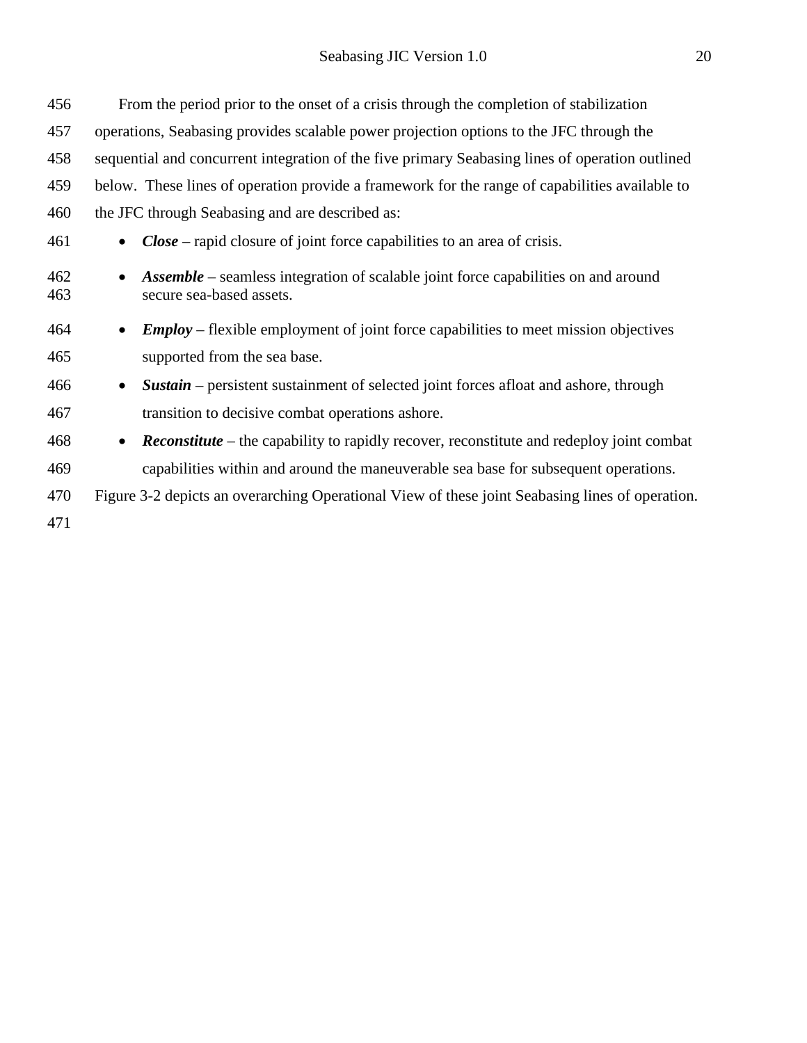From the period prior to the onset of a crisis through the completion of stabilization operations, Seabasing provides scalable power projection options to the JFC through the sequential and concurrent integration of the five primary Seabasing lines of operation outlined below. These lines of operation provide a framework for the range of capabilities available to the JFC through Seabasing and are described as:

- ***Close*** – rapid closure of joint force capabilities to an area of crisis.
- ***Assemble*** – seamless integration of scalable joint force capabilities on and around secure sea-based assets.
- ***Employ*** – flexible employment of joint force capabilities to meet mission objectives supported from the sea base.
- ***Sustain*** – persistent sustainment of selected joint forces afloat and ashore, through transition to decisive combat operations ashore.
- ***Reconstitute*** – the capability to rapidly recover, reconstitute and redeploy joint combat capabilities within and around the maneuverable sea base for subsequent operations.

Figure 3-2 depicts an overarching Operational View of these joint Seabasing lines of operation.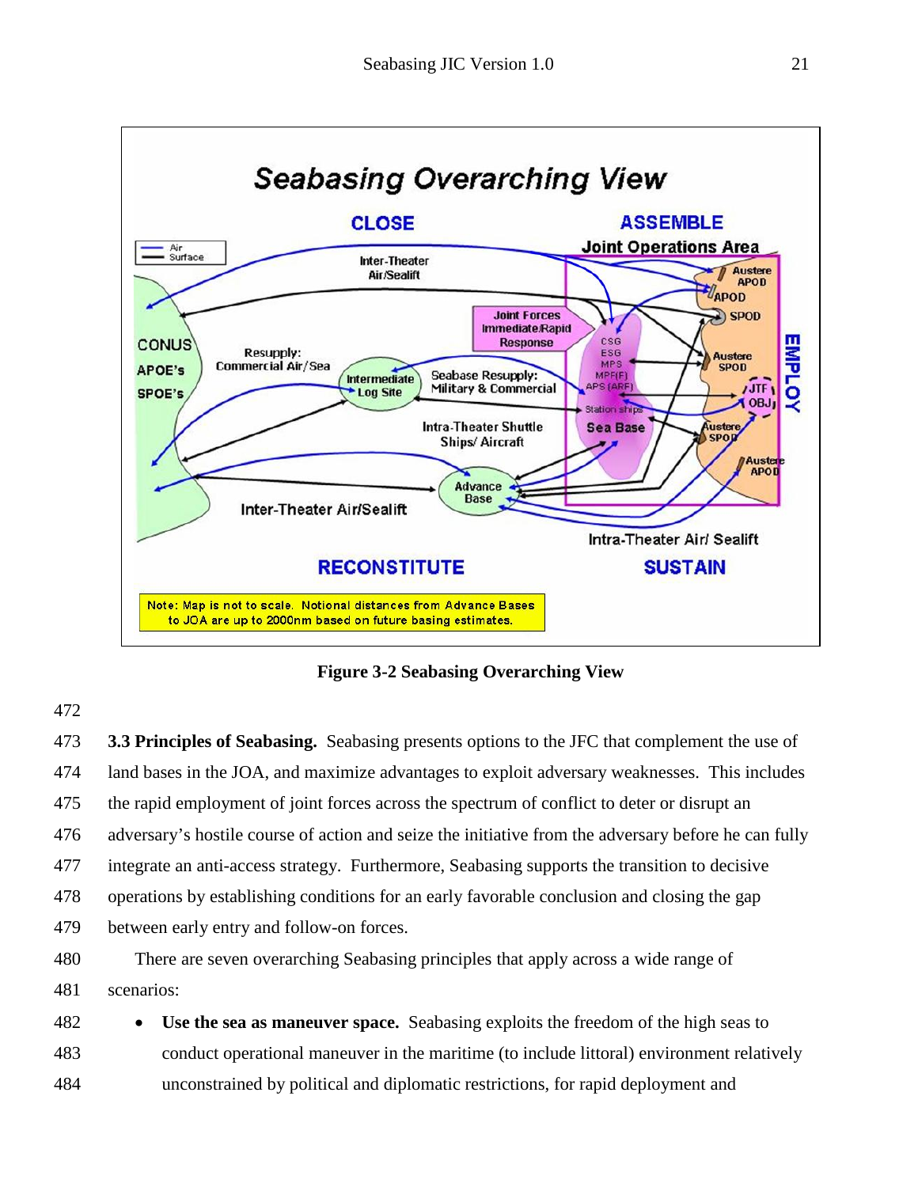Figure 3-2 Seabasing Overarching View

**3.3 Principles of Seabasing.** Seabasing presents options to the JFC that complement the use of land bases in the JOA, and maximize advantages to exploit adversary weaknesses. This includes the rapid employment of joint forces across the spectrum of conflict to deter or disrupt an adversary's hostile course of action and seize the initiative from the adversary before he can fully integrate an anti-access strategy. Furthermore, Seabasing supports the transition to decisive operations by establishing conditions for an early favorable conclusion and closing the gap between early entry and follow-on forces.

There are seven overarching Seabasing principles that apply across a wide range of scenarios:

- **Use the sea as maneuver space.** Seabasing exploits the freedom of the high seas to conduct operational maneuver in the maritime (to include littoral) environment relatively unconstrained by political and diplomatic restrictions, for rapid deployment and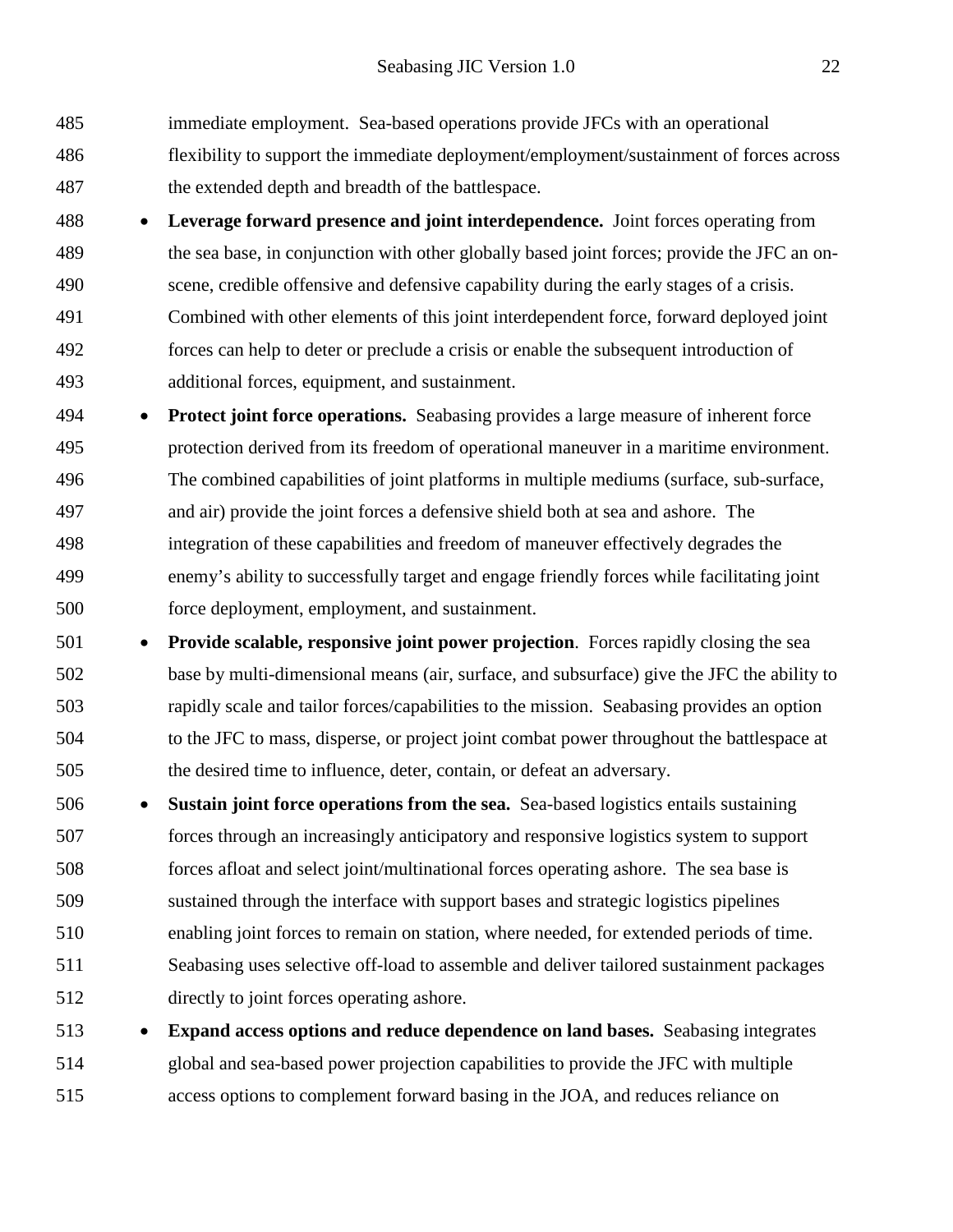immediate employment. Sea-based operations provide JFCs with an operational flexibility to support the immediate deployment/employment/sustainment of forces across the extended depth and breadth of the battlespace.

- **Leverage forward presence and joint interdependence.** Joint forces operating from the sea base, in conjunction with other globally based joint forces; provide the JFC an on-scene, credible offensive and defensive capability during the early stages of a crisis. Combined with other elements of this joint interdependent force, forward deployed joint forces can help to deter or preclude a crisis or enable the subsequent introduction of additional forces, equipment, and sustainment.
- **Protect joint force operations.** Seabasing provides a large measure of inherent force protection derived from its freedom of operational maneuver in a maritime environment. The combined capabilities of joint platforms in multiple mediums (surface, sub-surface, and air) provide the joint forces a defensive shield both at sea and ashore. The integration of these capabilities and freedom of maneuver effectively degrades the enemy's ability to successfully target and engage friendly forces while facilitating joint force deployment, employment, and sustainment.
- **Provide scalable, responsive joint power projection**. Forces rapidly closing the sea base by multi-dimensional means (air, surface, and subsurface) give the JFC the ability to rapidly scale and tailor forces/capabilities to the mission. Seabasing provides an option to the JFC to mass, disperse, or project joint combat power throughout the battlespace at the desired time to influence, deter, contain, or defeat an adversary.
- **Sustain joint force operations from the sea.** Sea-based logistics entails sustaining forces through an increasingly anticipatory and responsive logistics system to support forces afloat and select joint/multinational forces operating ashore. The sea base is sustained through the interface with support bases and strategic logistics pipelines enabling joint forces to remain on station, where needed, for extended periods of time. Seabasing uses selective off-load to assemble and deliver tailored sustainment packages directly to joint forces operating ashore.
- **Expand access options and reduce dependence on land bases.** Seabasing integrates global and sea-based power projection capabilities to provide the JFC with multiple access options to complement forward basing in the JOA, and reduces reliance on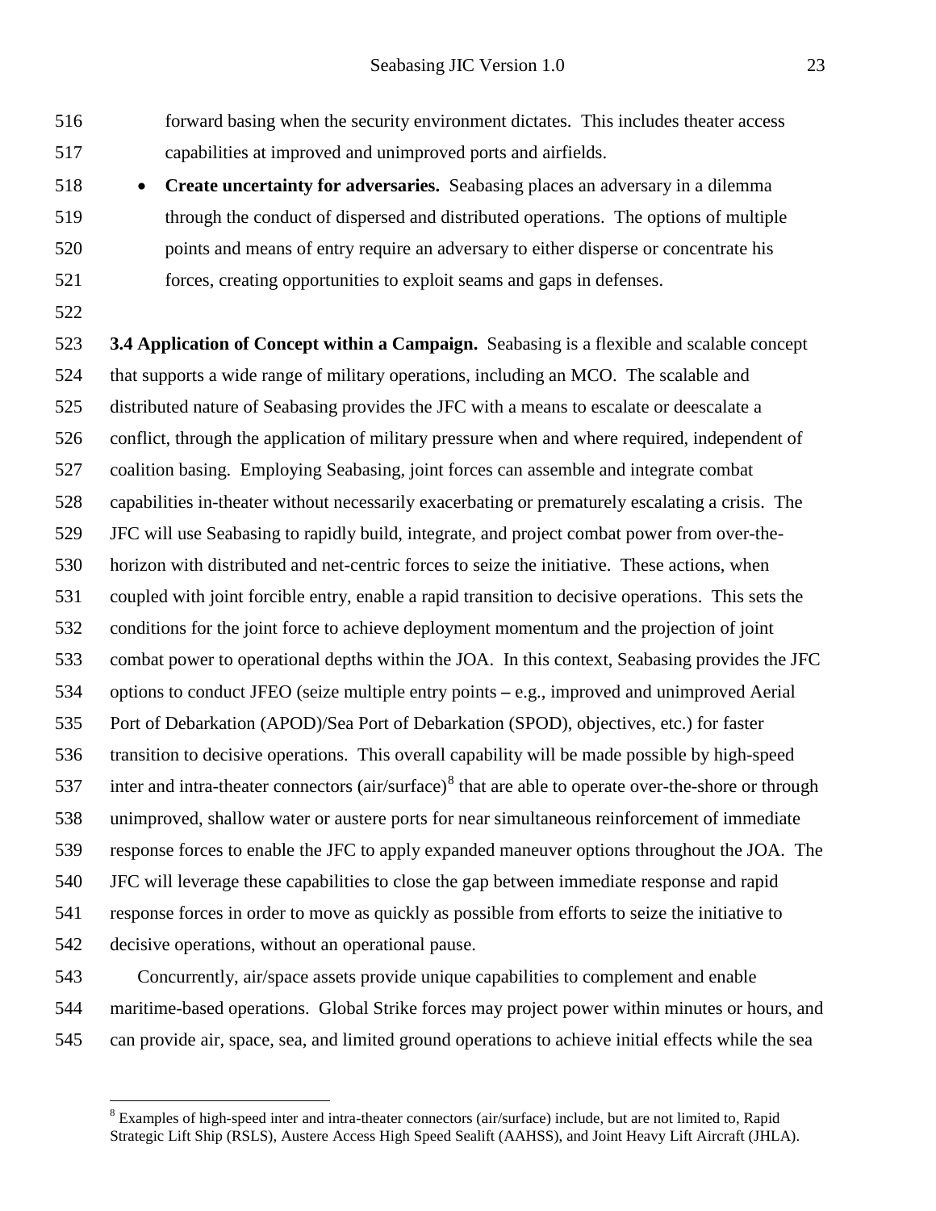forward basing when the security environment dictates. This includes theater access capabilities at improved and unimproved ports and airfields.

- **Create uncertainty for adversaries.** Seabasing places an adversary in a dilemma through the conduct of dispersed and distributed operations. The options of multiple points and means of entry require an adversary to either disperse or concentrate his forces, creating opportunities to exploit seams and gaps in defenses.

**3.4 Application of Concept within a Campaign.** Seabasing is a flexible and scalable concept that supports a wide range of military operations, including an MCO. The scalable and distributed nature of Seabasing provides the JFC with a means to escalate or deescalate a conflict, through the application of military pressure when and where required, independent of coalition basing. Employing Seabasing, joint forces can assemble and integrate combat capabilities in-theater without necessarily exacerbating or prematurely escalating a crisis. The JFC will use Seabasing to rapidly build, integrate, and project combat power from over-the-horizon with distributed and net-centric forces to seize the initiative. These actions, when coupled with joint forcible entry, enable a rapid transition to decisive operations. This sets the conditions for the joint force to achieve deployment momentum and the projection of joint combat power to operational depths within the JOA. In this context, Seabasing provides the JFC options to conduct JFEO (seize multiple entry points – e.g., improved and unimproved Aerial Port of Debarkation (APOD)/Sea Port of Debarkation (SPOD), objectives, etc.) for faster transition to decisive operations. This overall capability will be made possible by high-speed inter and intra-theater connectors (air/surface)[8] that are able to operate over-the-shore or through unimproved, shallow water or austere ports for near simultaneous reinforcement of immediate response forces to enable the JFC to apply expanded maneuver options throughout the JOA. The JFC will leverage these capabilities to close the gap between immediate response and rapid response forces in order to move as quickly as possible from efforts to seize the initiative to decisive operations, without an operational pause.

Concurrently, air/space assets provide unique capabilities to complement and enable maritime-based operations. Global Strike forces may project power within minutes or hours, and can provide air, space, sea, and limited ground operations to achieve initial effects while the sea

---

[8] Examples of high-speed inter and intra-theater connectors (air/surface) include, but are not limited to, Rapid Strategic Lift Ship (RSLS), Austere Access High Speed Sealift (AAHSS), and Joint Heavy Lift Aircraft (JHLA).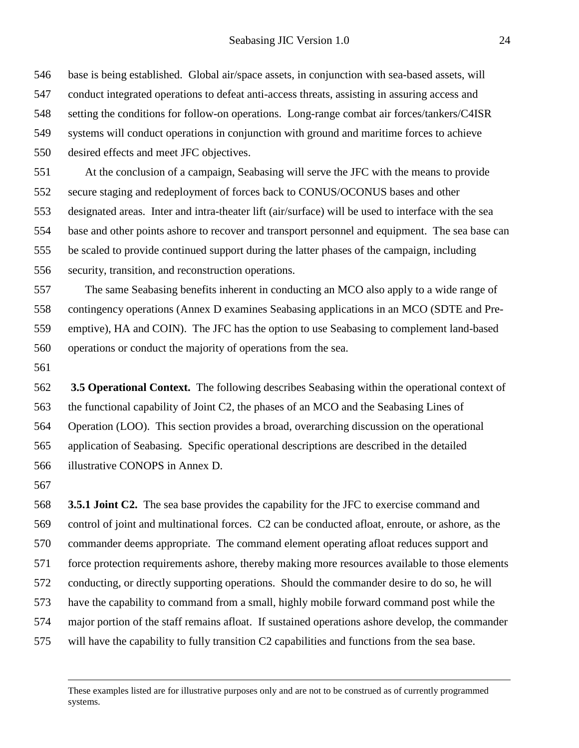base is being established. Global air/space assets, in conjunction with sea-based assets, will conduct integrated operations to defeat anti-access threats, assisting in assuring access and setting the conditions for follow-on operations. Long-range combat air forces/tankers/C4ISR systems will conduct operations in conjunction with ground and maritime forces to achieve desired effects and meet JFC objectives.

At the conclusion of a campaign, Seabasing will serve the JFC with the means to provide secure staging and redeployment of forces back to CONUS/OCONUS bases and other designated areas. Inter and intra-theater lift (air/surface) will be used to interface with the sea base and other points ashore to recover and transport personnel and equipment. The sea base can be scaled to provide continued support during the latter phases of the campaign, including security, transition, and reconstruction operations.

The same Seabasing benefits inherent in conducting an MCO also apply to a wide range of contingency operations (Annex D examines Seabasing applications in an MCO (SDTE and Pre-emptive), HA and COIN). The JFC has the option to use Seabasing to complement land-based operations or conduct the majority of operations from the sea.

**3.5 Operational Context.** The following describes Seabasing within the operational context of the functional capability of Joint C2, the phases of an MCO and the Seabasing Lines of Operation (LOO). This section provides a broad, overarching discussion on the operational application of Seabasing. Specific operational descriptions are described in the detailed illustrative CONOPS in Annex D.

**3.5.1 Joint C2.** The sea base provides the capability for the JFC to exercise command and control of joint and multinational forces. C2 can be conducted afloat, enroute, or ashore, as the commander deems appropriate. The command element operating afloat reduces support and force protection requirements ashore, thereby making more resources available to those elements conducting, or directly supporting operations. Should the commander desire to do so, he will have the capability to command from a small, highly mobile forward command post while the major portion of the staff remains afloat. If sustained operations ashore develop, the commander will have the capability to fully transition C2 capabilities and functions from the sea base.

---

These examples listed are for illustrative purposes only and are not to be construed as of currently programmed systems.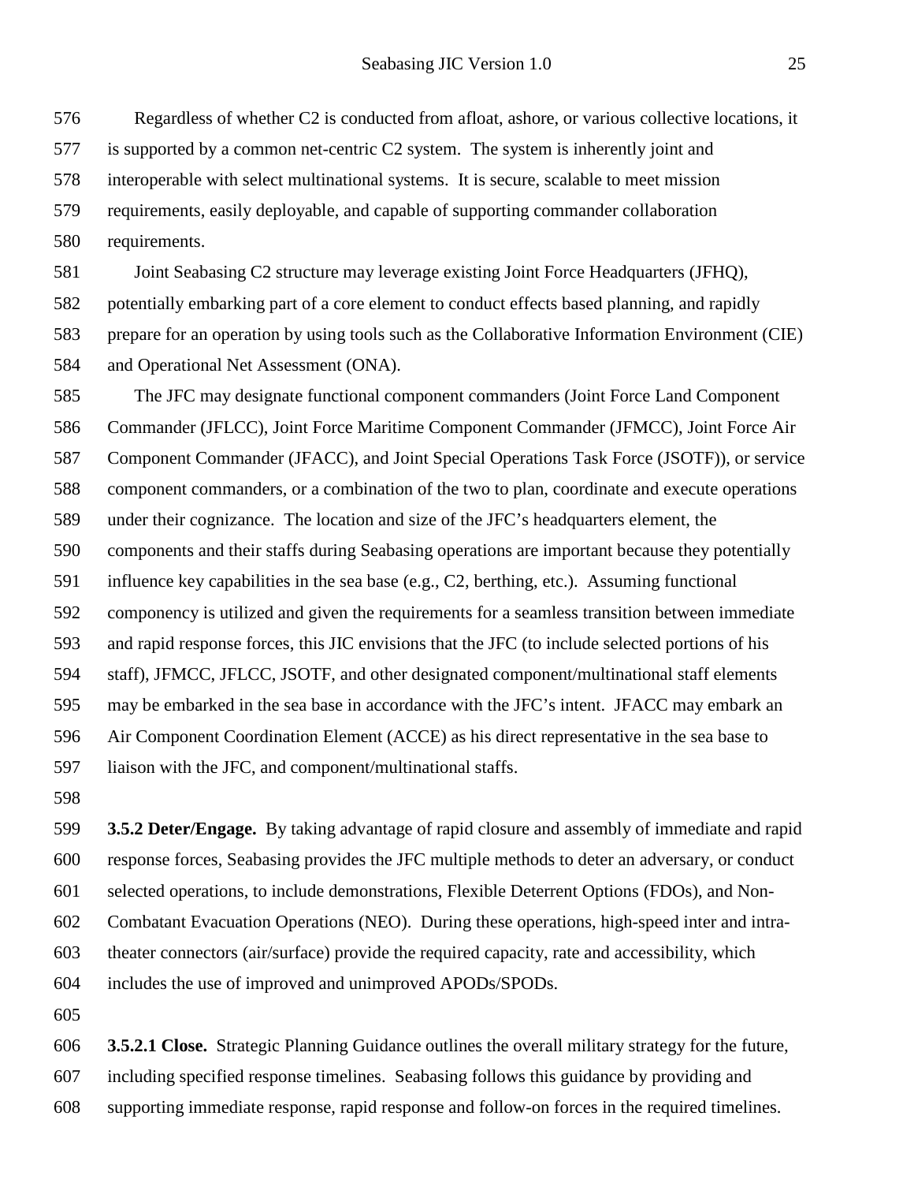Regardless of whether C2 is conducted from afloat, ashore, or various collective locations, it is supported by a common net-centric C2 system. The system is inherently joint and interoperable with select multinational systems. It is secure, scalable to meet mission requirements, easily deployable, and capable of supporting commander collaboration requirements.

Joint Seabasing C2 structure may leverage existing Joint Force Headquarters (JFHQ), potentially embarking part of a core element to conduct effects based planning, and rapidly prepare for an operation by using tools such as the Collaborative Information Environment (CIE) and Operational Net Assessment (ONA).

The JFC may designate functional component commanders (Joint Force Land Component Commander (JFLCC), Joint Force Maritime Component Commander (JFMCC), Joint Force Air Component Commander (JFACC), and Joint Special Operations Task Force (JSOTF)), or service component commanders, or a combination of the two to plan, coordinate and execute operations under their cognizance. The location and size of the JFC's headquarters element, the components and their staffs during Seabasing operations are important because they potentially influence key capabilities in the sea base (e.g., C2, berthing, etc.). Assuming functional componency is utilized and given the requirements for a seamless transition between immediate and rapid response forces, this JIC envisions that the JFC (to include selected portions of his staff), JFMCC, JFLCC, JSOTF, and other designated component/multinational staff elements may be embarked in the sea base in accordance with the JFC's intent. JFACC may embark an Air Component Coordination Element (ACCE) as his direct representative in the sea base to liaison with the JFC, and component/multinational staffs.

**3.5.2 Deter/Engage.** By taking advantage of rapid closure and assembly of immediate and rapid response forces, Seabasing provides the JFC multiple methods to deter an adversary, or conduct selected operations, to include demonstrations, Flexible Deterrent Options (FDOs), and Non-Combatant Evacuation Operations (NEO). During these operations, high-speed inter and intra-theater connectors (air/surface) provide the required capacity, rate and accessibility, which includes the use of improved and unimproved APODs/SPODs.

**3.5.2.1 Close.** Strategic Planning Guidance outlines the overall military strategy for the future, including specified response timelines. Seabasing follows this guidance by providing and supporting immediate response, rapid response and follow-on forces in the required timelines.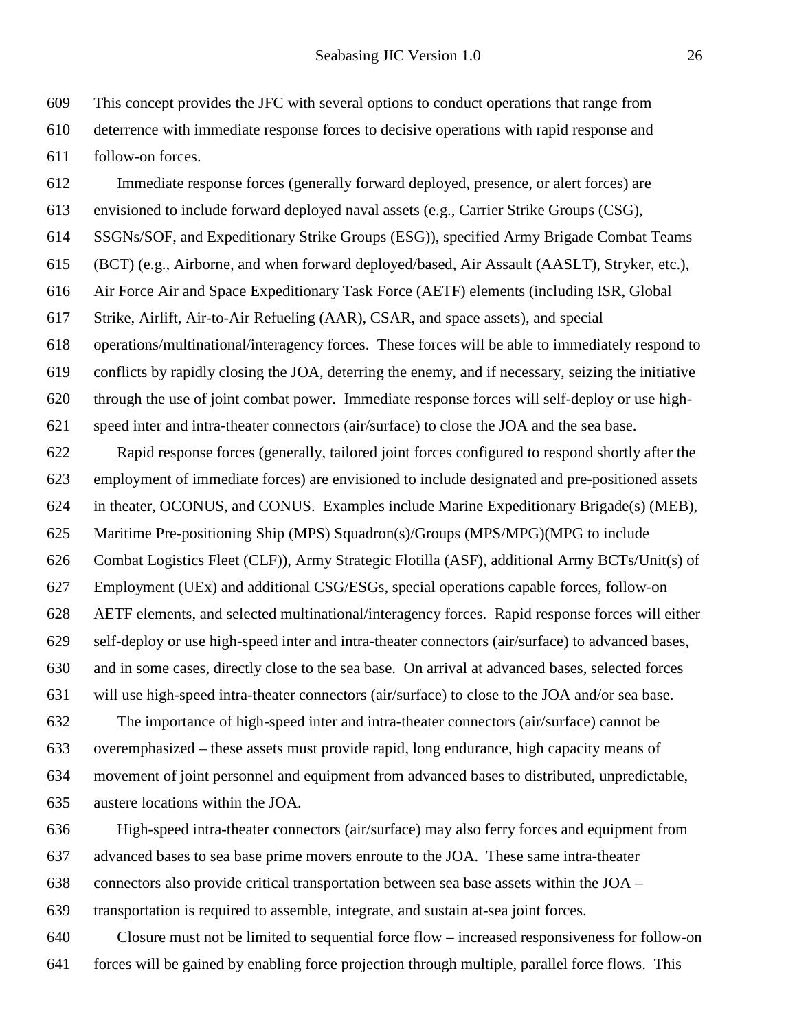This concept provides the JFC with several options to conduct operations that range from deterrence with immediate response forces to decisive operations with rapid response and follow-on forces.

Immediate response forces (generally forward deployed, presence, or alert forces) are envisioned to include forward deployed naval assets (e.g., Carrier Strike Groups (CSG), SSGNs/SOF, and Expeditionary Strike Groups (ESG)), specified Army Brigade Combat Teams (BCT) (e.g., Airborne, and when forward deployed/based, Air Assault (AASLT), Stryker, etc.), Air Force Air and Space Expeditionary Task Force (AETF) elements (including ISR, Global Strike, Airlift, Air-to-Air Refueling (AAR), CSAR, and space assets), and special operations/multinational/interagency forces. These forces will be able to immediately respond to conflicts by rapidly closing the JOA, deterring the enemy, and if necessary, seizing the initiative through the use of joint combat power. Immediate response forces will self-deploy or use high-speed inter and intra-theater connectors (air/surface) to close the JOA and the sea base.

Rapid response forces (generally, tailored joint forces configured to respond shortly after the employment of immediate forces) are envisioned to include designated and pre-positioned assets in theater, OCONUS, and CONUS. Examples include Marine Expeditionary Brigade(s) (MEB), Maritime Pre-positioning Ship (MPS) Squadron(s)/Groups (MPS/MPG)(MPG to include Combat Logistics Fleet (CLF)), Army Strategic Flotilla (ASF), additional Army BCTs/Unit(s) of Employment (UEx) and additional CSG/ESGs, special operations capable forces, follow-on AETF elements, and selected multinational/interagency forces. Rapid response forces will either self-deploy or use high-speed inter and intra-theater connectors (air/surface) to advanced bases, and in some cases, directly close to the sea base. On arrival at advanced bases, selected forces will use high-speed intra-theater connectors (air/surface) to close to the JOA and/or sea base.

The importance of high-speed inter and intra-theater connectors (air/surface) cannot be overemphasized – these assets must provide rapid, long endurance, high capacity means of movement of joint personnel and equipment from advanced bases to distributed, unpredictable, austere locations within the JOA.

High-speed intra-theater connectors (air/surface) may also ferry forces and equipment from advanced bases to sea base prime movers enroute to the JOA. These same intra-theater connectors also provide critical transportation between sea base assets within the JOA – transportation is required to assemble, integrate, and sustain at-sea joint forces.

Closure must not be limited to sequential force flow **–** increased responsiveness for follow-on forces will be gained by enabling force projection through multiple, parallel force flows. This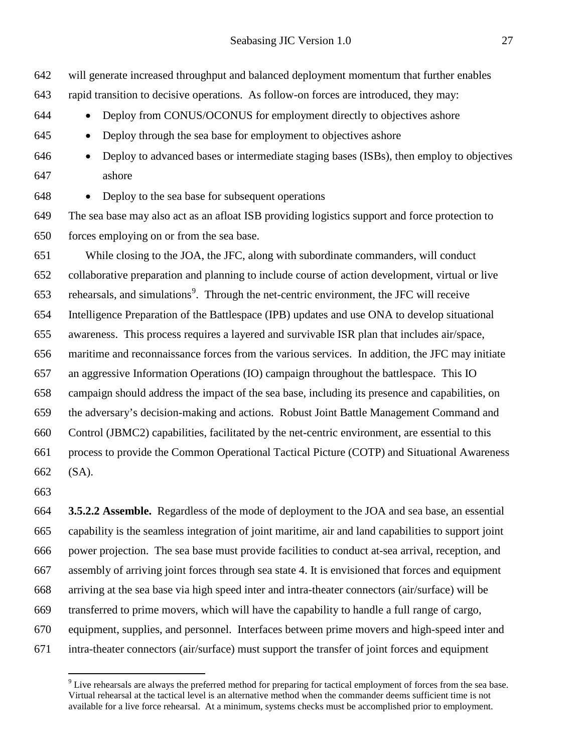will generate increased throughput and balanced deployment momentum that further enables rapid transition to decisive operations. As follow-on forces are introduced, they may:

- Deploy from CONUS/OCONUS for employment directly to objectives ashore
- Deploy through the sea base for employment to objectives ashore
- Deploy to advanced bases or intermediate staging bases (ISBs), then employ to objectives ashore
- Deploy to the sea base for subsequent operations

The sea base may also act as an afloat ISB providing logistics support and force protection to forces employing on or from the sea base.

While closing to the JOA, the JFC, along with subordinate commanders, will conduct collaborative preparation and planning to include course of action development, virtual or live rehearsals, and simulations[9]. Through the net-centric environment, the JFC will receive Intelligence Preparation of the Battlespace (IPB) updates and use ONA to develop situational awareness. This process requires a layered and survivable ISR plan that includes air/space, maritime and reconnaissance forces from the various services. In addition, the JFC may initiate an aggressive Information Operations (IO) campaign throughout the battlespace. This IO campaign should address the impact of the sea base, including its presence and capabilities, on the adversary's decision-making and actions. Robust Joint Battle Management Command and Control (JBMC2) capabilities, facilitated by the net-centric environment, are essential to this process to provide the Common Operational Tactical Picture (COTP) and Situational Awareness (SA).

**3.5.2.2 Assemble.** Regardless of the mode of deployment to the JOA and sea base, an essential capability is the seamless integration of joint maritime, air and land capabilities to support joint power projection. The sea base must provide facilities to conduct at-sea arrival, reception, and assembly of arriving joint forces through sea state 4. It is envisioned that forces and equipment arriving at the sea base via high speed inter and intra-theater connectors (air/surface) will be transferred to prime movers, which will have the capability to handle a full range of cargo, equipment, supplies, and personnel. Interfaces between prime movers and high-speed inter and intra-theater connectors (air/surface) must support the transfer of joint forces and equipment

[9] Live rehearsals are always the preferred method for preparing for tactical employment of forces from the sea base. Virtual rehearsal at the tactical level is an alternative method when the commander deems sufficient time is not available for a live force rehearsal. At a minimum, systems checks must be accomplished prior to employment.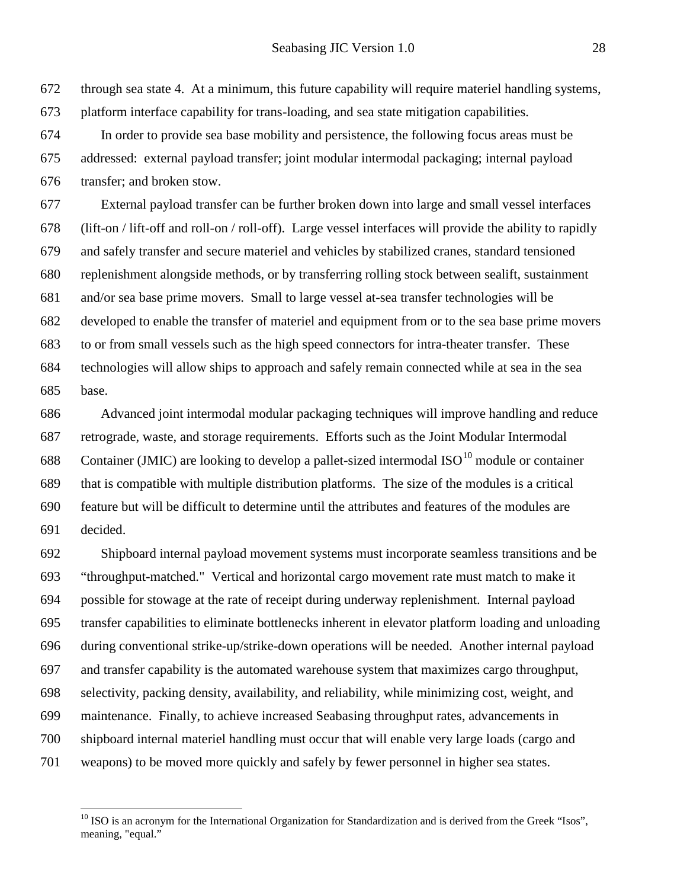through sea state 4. At a minimum, this future capability will require materiel handling systems, platform interface capability for trans-loading, and sea state mitigation capabilities.

In order to provide sea base mobility and persistence, the following focus areas must be addressed: external payload transfer; joint modular intermodal packaging; internal payload transfer; and broken stow.

External payload transfer can be further broken down into large and small vessel interfaces (lift-on / lift-off and roll-on / roll-off). Large vessel interfaces will provide the ability to rapidly and safely transfer and secure materiel and vehicles by stabilized cranes, standard tensioned replenishment alongside methods, or by transferring rolling stock between sealift, sustainment and/or sea base prime movers. Small to large vessel at-sea transfer technologies will be developed to enable the transfer of materiel and equipment from or to the sea base prime movers to or from small vessels such as the high speed connectors for intra-theater transfer. These technologies will allow ships to approach and safely remain connected while at sea in the sea base.

Advanced joint intermodal modular packaging techniques will improve handling and reduce retrograde, waste, and storage requirements. Efforts such as the Joint Modular Intermodal Container (JMIC) are looking to develop a pallet-sized intermodal ISO[10] module or container that is compatible with multiple distribution platforms. The size of the modules is a critical feature but will be difficult to determine until the attributes and features of the modules are decided.

Shipboard internal payload movement systems must incorporate seamless transitions and be "throughput-matched." Vertical and horizontal cargo movement rate must match to make it possible for stowage at the rate of receipt during underway replenishment. Internal payload transfer capabilities to eliminate bottlenecks inherent in elevator platform loading and unloading during conventional strike-up/strike-down operations will be needed. Another internal payload and transfer capability is the automated warehouse system that maximizes cargo throughput, selectivity, packing density, availability, and reliability, while minimizing cost, weight, and maintenance. Finally, to achieve increased Seabasing throughput rates, advancements in shipboard internal materiel handling must occur that will enable very large loads (cargo and weapons) to be moved more quickly and safely by fewer personnel in higher sea states.

---

[10] ISO is an acronym for the International Organization for Standardization and is derived from the Greek "Isos", meaning, "equal."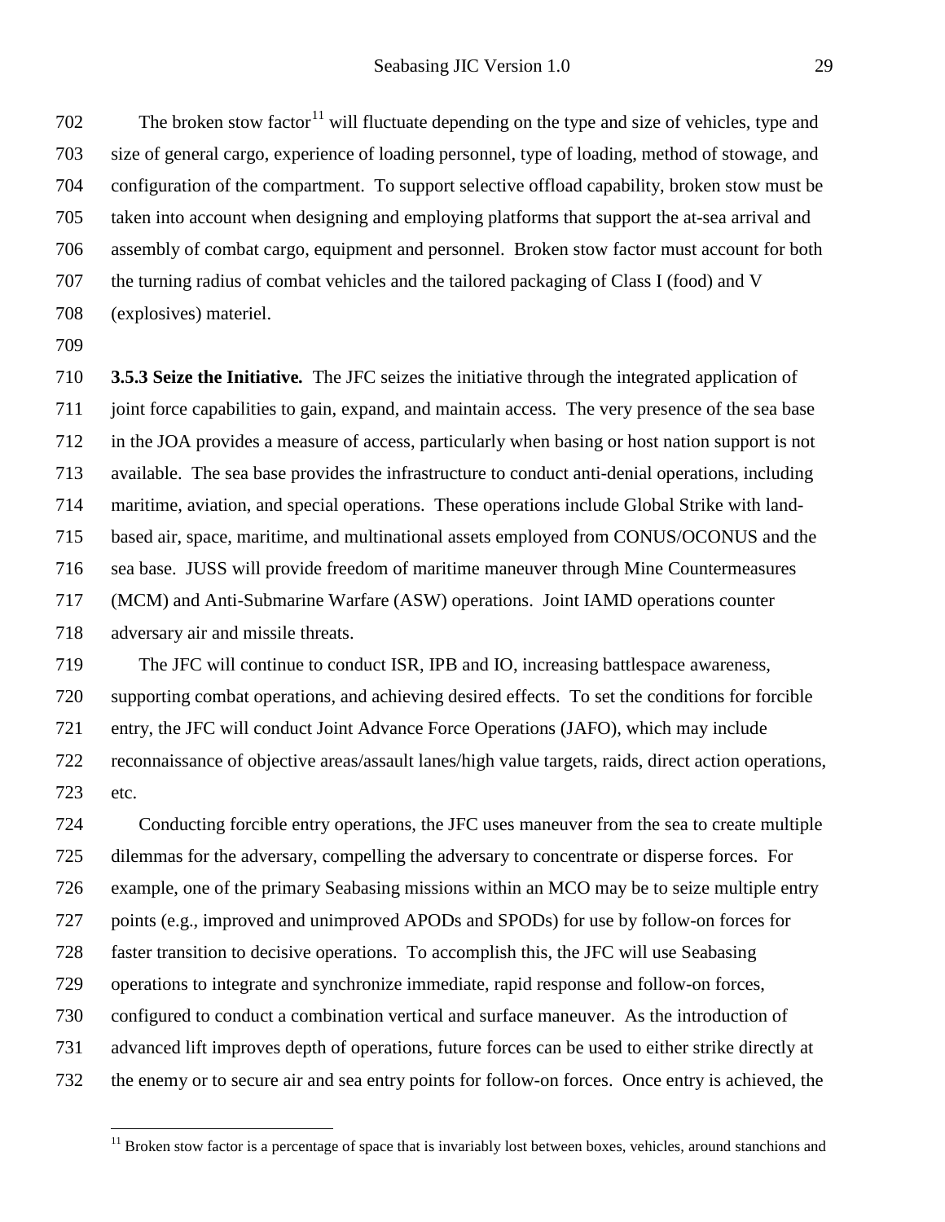The broken stow factor[11] will fluctuate depending on the type and size of vehicles, type and size of general cargo, experience of loading personnel, type of loading, method of stowage, and configuration of the compartment. To support selective offload capability, broken stow must be taken into account when designing and employing platforms that support the at-sea arrival and assembly of combat cargo, equipment and personnel. Broken stow factor must account for both the turning radius of combat vehicles and the tailored packaging of Class I (food) and V (explosives) materiel.

**3.5.3 Seize the Initiative.** The JFC seizes the initiative through the integrated application of joint force capabilities to gain, expand, and maintain access. The very presence of the sea base in the JOA provides a measure of access, particularly when basing or host nation support is not available. The sea base provides the infrastructure to conduct anti-denial operations, including maritime, aviation, and special operations. These operations include Global Strike with land-based air, space, maritime, and multinational assets employed from CONUS/OCONUS and the sea base. JUSS will provide freedom of maritime maneuver through Mine Countermeasures (MCM) and Anti-Submarine Warfare (ASW) operations. Joint IAMD operations counter adversary air and missile threats.

The JFC will continue to conduct ISR, IPB and IO, increasing battlespace awareness, supporting combat operations, and achieving desired effects. To set the conditions for forcible entry, the JFC will conduct Joint Advance Force Operations (JAFO), which may include reconnaissance of objective areas/assault lanes/high value targets, raids, direct action operations, etc.

Conducting forcible entry operations, the JFC uses maneuver from the sea to create multiple dilemmas for the adversary, compelling the adversary to concentrate or disperse forces. For example, one of the primary Seabasing missions within an MCO may be to seize multiple entry points (e.g., improved and unimproved APODs and SPODs) for use by follow-on forces for faster transition to decisive operations. To accomplish this, the JFC will use Seabasing operations to integrate and synchronize immediate, rapid response and follow-on forces, configured to conduct a combination vertical and surface maneuver. As the introduction of advanced lift improves depth of operations, future forces can be used to either strike directly at the enemy or to secure air and sea entry points for follow-on forces. Once entry is achieved, the

[11] Broken stow factor is a percentage of space that is invariably lost between boxes, vehicles, around stanchions and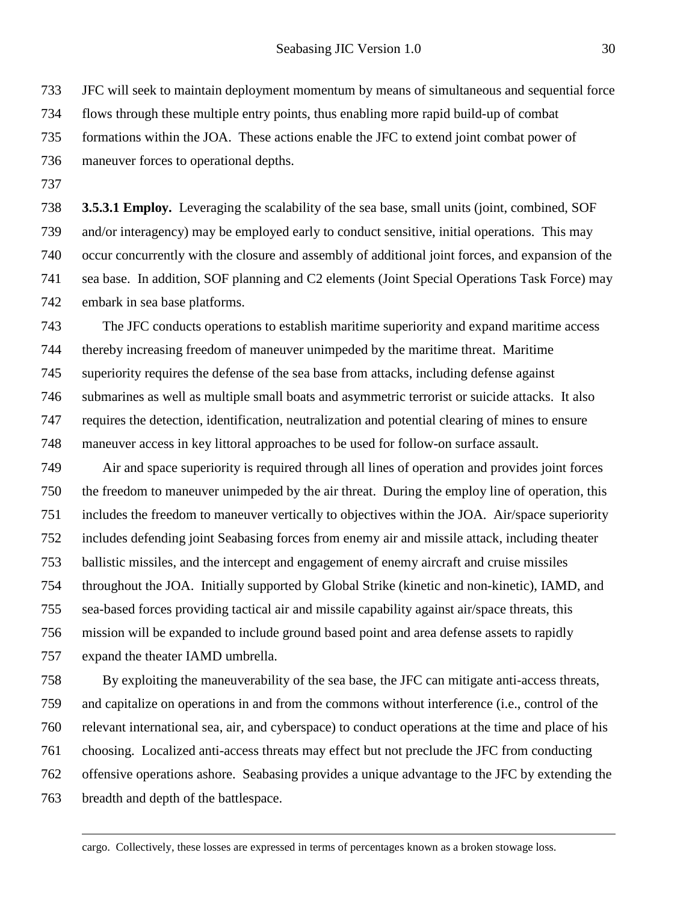JFC will seek to maintain deployment momentum by means of simultaneous and sequential force flows through these multiple entry points, thus enabling more rapid build-up of combat formations within the JOA. These actions enable the JFC to extend joint combat power of maneuver forces to operational depths.

**3.5.3.1 Employ.** Leveraging the scalability of the sea base, small units (joint, combined, SOF and/or interagency) may be employed early to conduct sensitive, initial operations. This may occur concurrently with the closure and assembly of additional joint forces, and expansion of the sea base. In addition, SOF planning and C2 elements (Joint Special Operations Task Force) may embark in sea base platforms.

The JFC conducts operations to establish maritime superiority and expand maritime access thereby increasing freedom of maneuver unimpeded by the maritime threat. Maritime superiority requires the defense of the sea base from attacks, including defense against submarines as well as multiple small boats and asymmetric terrorist or suicide attacks. It also requires the detection, identification, neutralization and potential clearing of mines to ensure maneuver access in key littoral approaches to be used for follow-on surface assault.

Air and space superiority is required through all lines of operation and provides joint forces the freedom to maneuver unimpeded by the air threat. During the employ line of operation, this includes the freedom to maneuver vertically to objectives within the JOA. Air/space superiority includes defending joint Seabasing forces from enemy air and missile attack, including theater ballistic missiles, and the intercept and engagement of enemy aircraft and cruise missiles throughout the JOA. Initially supported by Global Strike (kinetic and non-kinetic), IAMD, and sea-based forces providing tactical air and missile capability against air/space threats, this mission will be expanded to include ground based point and area defense assets to rapidly expand the theater IAMD umbrella.

By exploiting the maneuverability of the sea base, the JFC can mitigate anti-access threats, and capitalize on operations in and from the commons without interference (i.e., control of the relevant international sea, air, and cyberspace) to conduct operations at the time and place of his choosing. Localized anti-access threats may effect but not preclude the JFC from conducting offensive operations ashore. Seabasing provides a unique advantage to the JFC by extending the breadth and depth of the battlespace.

---

cargo. Collectively, these losses are expressed in terms of percentages known as a broken stowage loss.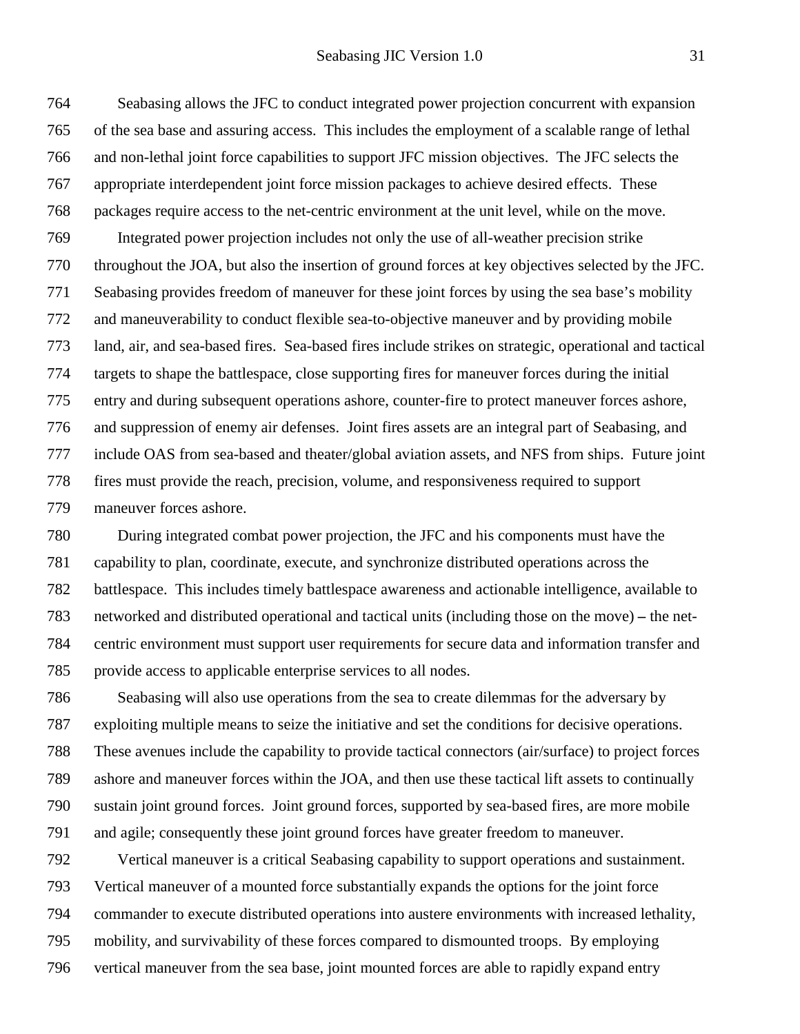Seabasing allows the JFC to conduct integrated power projection concurrent with expansion of the sea base and assuring access. This includes the employment of a scalable range of lethal and non-lethal joint force capabilities to support JFC mission objectives. The JFC selects the appropriate interdependent joint force mission packages to achieve desired effects. These packages require access to the net-centric environment at the unit level, while on the move.

Integrated power projection includes not only the use of all-weather precision strike throughout the JOA, but also the insertion of ground forces at key objectives selected by the JFC. Seabasing provides freedom of maneuver for these joint forces by using the sea base's mobility and maneuverability to conduct flexible sea-to-objective maneuver and by providing mobile land, air, and sea-based fires. Sea-based fires include strikes on strategic, operational and tactical targets to shape the battlespace, close supporting fires for maneuver forces during the initial entry and during subsequent operations ashore, counter-fire to protect maneuver forces ashore, and suppression of enemy air defenses. Joint fires assets are an integral part of Seabasing, and include OAS from sea-based and theater/global aviation assets, and NFS from ships. Future joint fires must provide the reach, precision, volume, and responsiveness required to support maneuver forces ashore.

During integrated combat power projection, the JFC and his components must have the capability to plan, coordinate, execute, and synchronize distributed operations across the battlespace. This includes timely battlespace awareness and actionable intelligence, available to networked and distributed operational and tactical units (including those on the move) – the net-centric environment must support user requirements for secure data and information transfer and provide access to applicable enterprise services to all nodes.

Seabasing will also use operations from the sea to create dilemmas for the adversary by exploiting multiple means to seize the initiative and set the conditions for decisive operations. These avenues include the capability to provide tactical connectors (air/surface) to project forces ashore and maneuver forces within the JOA, and then use these tactical lift assets to continually sustain joint ground forces. Joint ground forces, supported by sea-based fires, are more mobile and agile; consequently these joint ground forces have greater freedom to maneuver.

Vertical maneuver is a critical Seabasing capability to support operations and sustainment. Vertical maneuver of a mounted force substantially expands the options for the joint force commander to execute distributed operations into austere environments with increased lethality, mobility, and survivability of these forces compared to dismounted troops. By employing vertical maneuver from the sea base, joint mounted forces are able to rapidly expand entry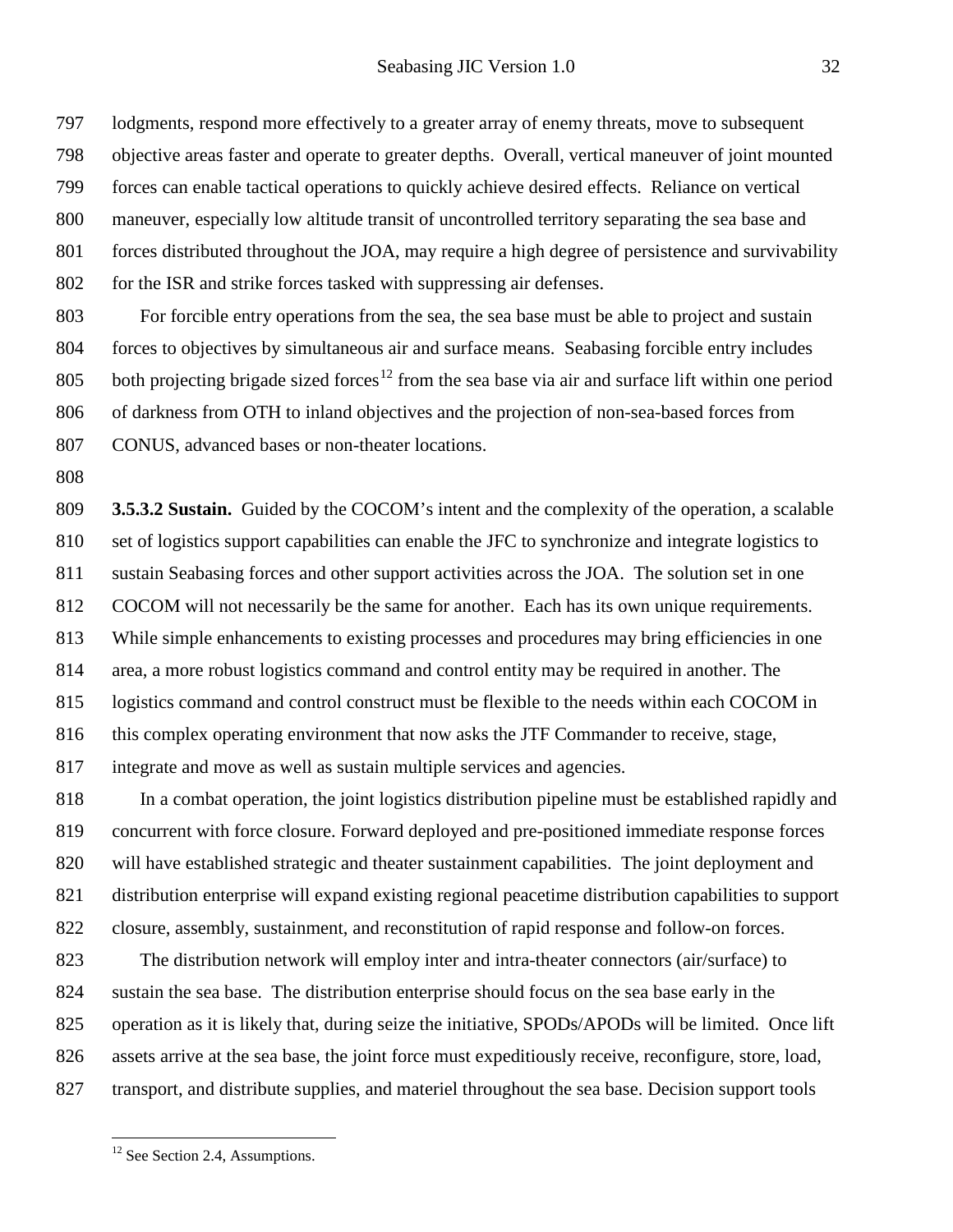lodgments, respond more effectively to a greater array of enemy threats, move to subsequent objective areas faster and operate to greater depths. Overall, vertical maneuver of joint mounted forces can enable tactical operations to quickly achieve desired effects. Reliance on vertical maneuver, especially low altitude transit of uncontrolled territory separating the sea base and forces distributed throughout the JOA, may require a high degree of persistence and survivability for the ISR and strike forces tasked with suppressing air defenses.

For forcible entry operations from the sea, the sea base must be able to project and sustain forces to objectives by simultaneous air and surface means. Seabasing forcible entry includes both projecting brigade sized forces[12] from the sea base via air and surface lift within one period of darkness from OTH to inland objectives and the projection of non-sea-based forces from CONUS, advanced bases or non-theater locations.

**3.5.3.2 Sustain.** Guided by the COCOM's intent and the complexity of the operation, a scalable set of logistics support capabilities can enable the JFC to synchronize and integrate logistics to sustain Seabasing forces and other support activities across the JOA. The solution set in one COCOM will not necessarily be the same for another. Each has its own unique requirements. While simple enhancements to existing processes and procedures may bring efficiencies in one area, a more robust logistics command and control entity may be required in another. The logistics command and control construct must be flexible to the needs within each COCOM in this complex operating environment that now asks the JTF Commander to receive, stage, integrate and move as well as sustain multiple services and agencies.

In a combat operation, the joint logistics distribution pipeline must be established rapidly and concurrent with force closure. Forward deployed and pre-positioned immediate response forces will have established strategic and theater sustainment capabilities. The joint deployment and distribution enterprise will expand existing regional peacetime distribution capabilities to support closure, assembly, sustainment, and reconstitution of rapid response and follow-on forces.

The distribution network will employ inter and intra-theater connectors (air/surface) to sustain the sea base. The distribution enterprise should focus on the sea base early in the operation as it is likely that, during seize the initiative, SPODs/APODs will be limited. Once lift assets arrive at the sea base, the joint force must expeditiously receive, reconfigure, store, load, transport, and distribute supplies, and materiel throughout the sea base. Decision support tools

---

[12] See Section 2.4, Assumptions.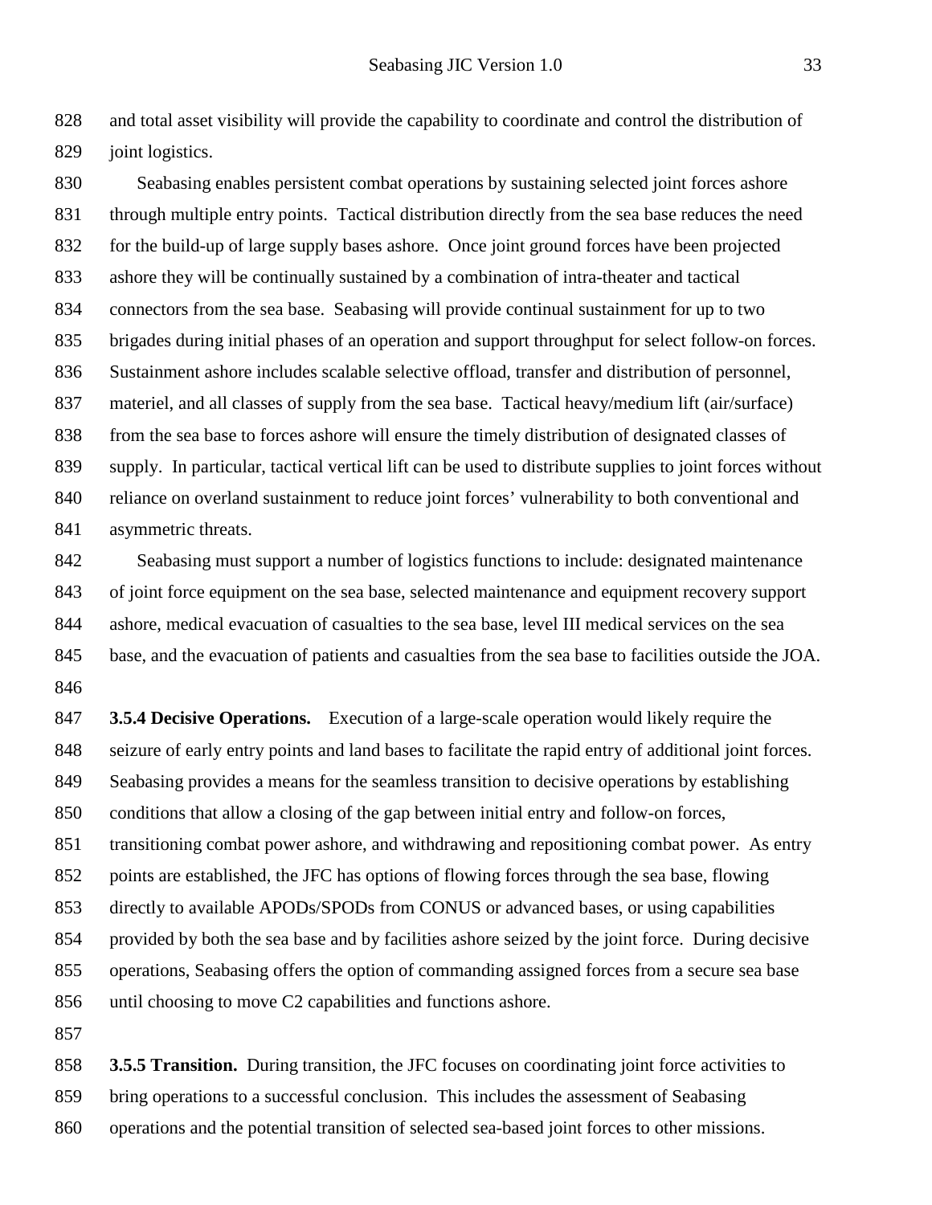and total asset visibility will provide the capability to coordinate and control the distribution of joint logistics.

Seabasing enables persistent combat operations by sustaining selected joint forces ashore through multiple entry points. Tactical distribution directly from the sea base reduces the need for the build-up of large supply bases ashore. Once joint ground forces have been projected ashore they will be continually sustained by a combination of intra-theater and tactical connectors from the sea base. Seabasing will provide continual sustainment for up to two brigades during initial phases of an operation and support throughput for select follow-on forces. Sustainment ashore includes scalable selective offload, transfer and distribution of personnel, materiel, and all classes of supply from the sea base. Tactical heavy/medium lift (air/surface) from the sea base to forces ashore will ensure the timely distribution of designated classes of supply. In particular, tactical vertical lift can be used to distribute supplies to joint forces without reliance on overland sustainment to reduce joint forces' vulnerability to both conventional and asymmetric threats.

Seabasing must support a number of logistics functions to include: designated maintenance of joint force equipment on the sea base, selected maintenance and equipment recovery support ashore, medical evacuation of casualties to the sea base, level III medical services on the sea base, and the evacuation of patients and casualties from the sea base to facilities outside the JOA.

**3.5.4 Decisive Operations.** Execution of a large-scale operation would likely require the seizure of early entry points and land bases to facilitate the rapid entry of additional joint forces. Seabasing provides a means for the seamless transition to decisive operations by establishing conditions that allow a closing of the gap between initial entry and follow-on forces, transitioning combat power ashore, and withdrawing and repositioning combat power. As entry points are established, the JFC has options of flowing forces through the sea base, flowing directly to available APODs/SPODs from CONUS or advanced bases, or using capabilities provided by both the sea base and by facilities ashore seized by the joint force. During decisive operations, Seabasing offers the option of commanding assigned forces from a secure sea base until choosing to move C2 capabilities and functions ashore.

**3.5.5 Transition.** During transition, the JFC focuses on coordinating joint force activities to bring operations to a successful conclusion. This includes the assessment of Seabasing operations and the potential transition of selected sea-based joint forces to other missions.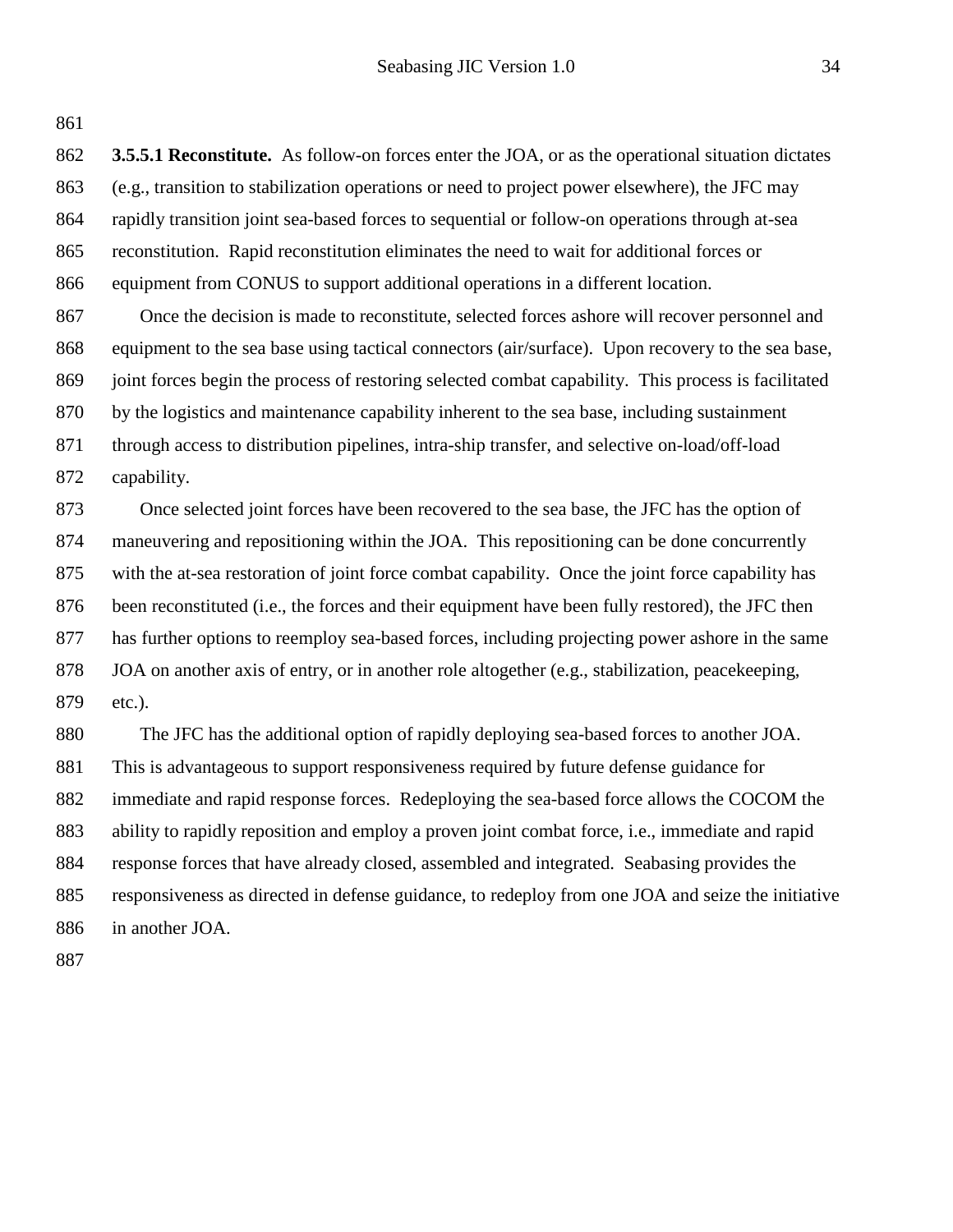**3.5.5.1 Reconstitute.** As follow-on forces enter the JOA, or as the operational situation dictates (e.g., transition to stabilization operations or need to project power elsewhere), the JFC may rapidly transition joint sea-based forces to sequential or follow-on operations through at-sea reconstitution. Rapid reconstitution eliminates the need to wait for additional forces or equipment from CONUS to support additional operations in a different location.

Once the decision is made to reconstitute, selected forces ashore will recover personnel and equipment to the sea base using tactical connectors (air/surface). Upon recovery to the sea base, joint forces begin the process of restoring selected combat capability. This process is facilitated by the logistics and maintenance capability inherent to the sea base, including sustainment through access to distribution pipelines, intra-ship transfer, and selective on-load/off-load capability.

Once selected joint forces have been recovered to the sea base, the JFC has the option of maneuvering and repositioning within the JOA. This repositioning can be done concurrently with the at-sea restoration of joint force combat capability. Once the joint force capability has been reconstituted (i.e., the forces and their equipment have been fully restored), the JFC then has further options to reemploy sea-based forces, including projecting power ashore in the same JOA on another axis of entry, or in another role altogether (e.g., stabilization, peacekeeping, etc.).

The JFC has the additional option of rapidly deploying sea-based forces to another JOA. This is advantageous to support responsiveness required by future defense guidance for immediate and rapid response forces. Redeploying the sea-based force allows the COCOM the ability to rapidly reposition and employ a proven joint combat force, i.e., immediate and rapid response forces that have already closed, assembled and integrated. Seabasing provides the responsiveness as directed in defense guidance, to redeploy from one JOA and seize the initiative in another JOA.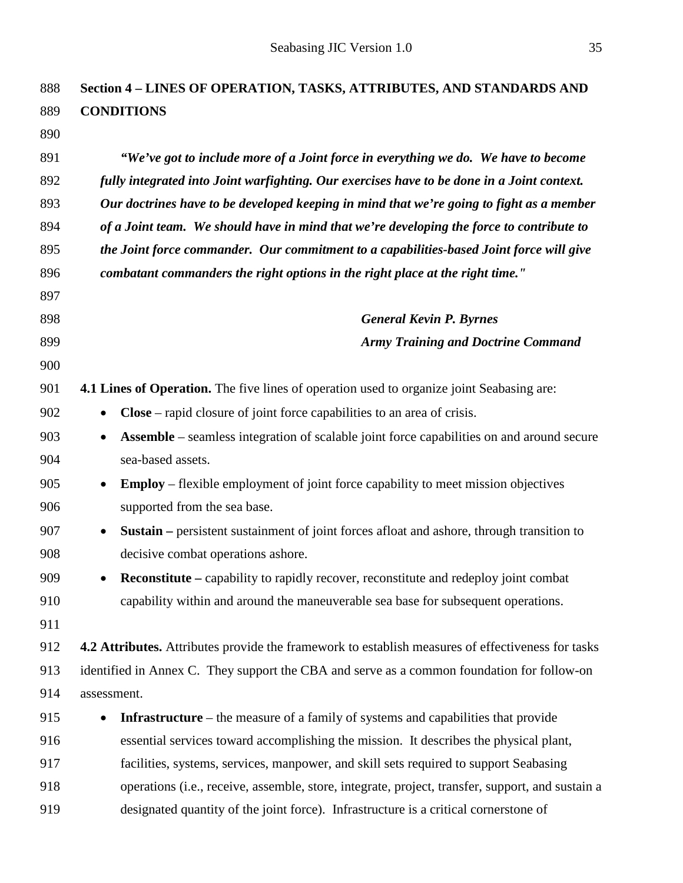## Section 4 – LINES OF OPERATION, TASKS, ATTRIBUTES, AND STANDARDS AND CONDITIONS

> ***"We've got to include more of a Joint force in everything we do. We have to become fully integrated into Joint warfighting. Our exercises have to be done in a Joint context. Our doctrines have to be developed keeping in mind that we're going to fight as a member of a Joint team. We should have in mind that we're developing the force to contribute to the Joint force commander. Our commitment to a capabilities-based Joint force will give combatant commanders the right options in the right place at the right time."***
>
> ***General Kevin P. Byrnes***
> ***Army Training and Doctrine Command***

**4.1 Lines of Operation.** The five lines of operation used to organize joint Seabasing are:

- **Close** – rapid closure of joint force capabilities to an area of crisis.
- **Assemble** – seamless integration of scalable joint force capabilities on and around secure sea-based assets.
- **Employ** – flexible employment of joint force capability to meet mission objectives supported from the sea base.
- **Sustain –** persistent sustainment of joint forces afloat and ashore, through transition to decisive combat operations ashore.
- **Reconstitute –** capability to rapidly recover, reconstitute and redeploy joint combat capability within and around the maneuverable sea base for subsequent operations.

**4.2 Attributes.** Attributes provide the framework to establish measures of effectiveness for tasks identified in Annex C. They support the CBA and serve as a common foundation for follow-on assessment.

- **Infrastructure** – the measure of a family of systems and capabilities that provide essential services toward accomplishing the mission. It describes the physical plant, facilities, systems, services, manpower, and skill sets required to support Seabasing operations (i.e., receive, assemble, store, integrate, project, transfer, support, and sustain a designated quantity of the joint force). Infrastructure is a critical cornerstone of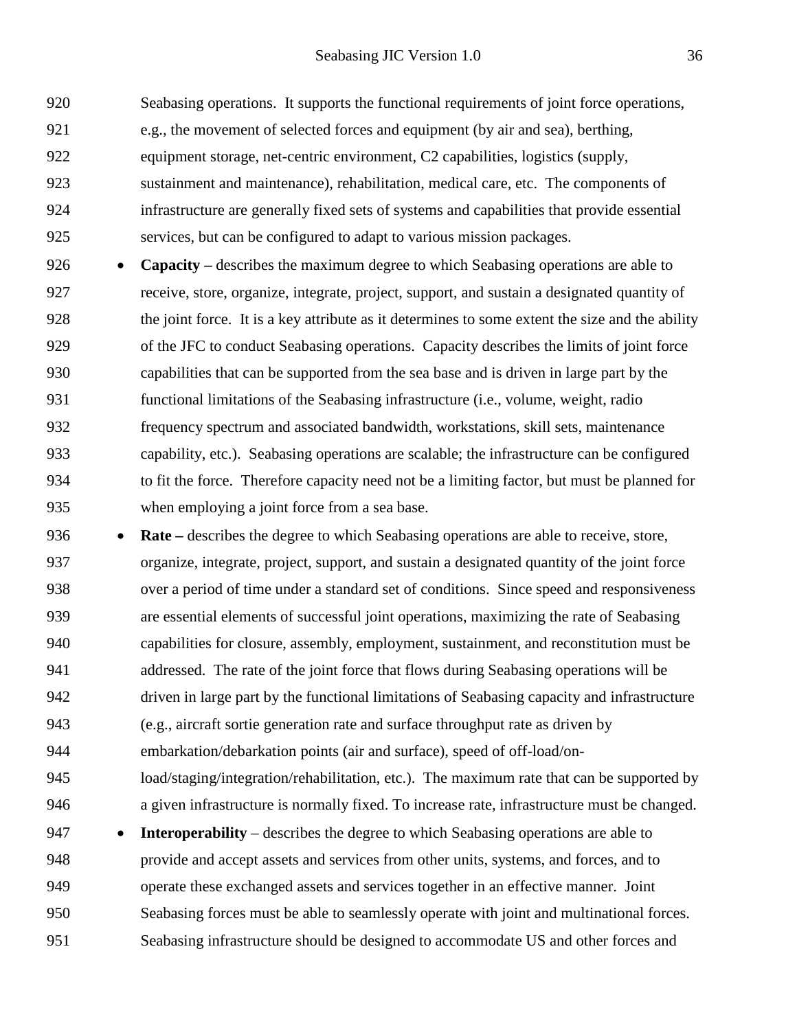Seabasing operations. It supports the functional requirements of joint force operations, e.g., the movement of selected forces and equipment (by air and sea), berthing, equipment storage, net-centric environment, C2 capabilities, logistics (supply, sustainment and maintenance), rehabilitation, medical care, etc. The components of infrastructure are generally fixed sets of systems and capabilities that provide essential services, but can be configured to adapt to various mission packages.

- **Capacity –** describes the maximum degree to which Seabasing operations are able to receive, store, organize, integrate, project, support, and sustain a designated quantity of the joint force. It is a key attribute as it determines to some extent the size and the ability of the JFC to conduct Seabasing operations. Capacity describes the limits of joint force capabilities that can be supported from the sea base and is driven in large part by the functional limitations of the Seabasing infrastructure (i.e., volume, weight, radio frequency spectrum and associated bandwidth, workstations, skill sets, maintenance capability, etc.). Seabasing operations are scalable; the infrastructure can be configured to fit the force. Therefore capacity need not be a limiting factor, but must be planned for when employing a joint force from a sea base.
- **Rate –** describes the degree to which Seabasing operations are able to receive, store, organize, integrate, project, support, and sustain a designated quantity of the joint force over a period of time under a standard set of conditions. Since speed and responsiveness are essential elements of successful joint operations, maximizing the rate of Seabasing capabilities for closure, assembly, employment, sustainment, and reconstitution must be addressed. The rate of the joint force that flows during Seabasing operations will be driven in large part by the functional limitations of Seabasing capacity and infrastructure (e.g., aircraft sortie generation rate and surface throughput rate as driven by embarkation/debarkation points (air and surface), speed of off-load/on-load/staging/integration/rehabilitation, etc.). The maximum rate that can be supported by a given infrastructure is normally fixed. To increase rate, infrastructure must be changed.
- **Interoperability** – describes the degree to which Seabasing operations are able to provide and accept assets and services from other units, systems, and forces, and to operate these exchanged assets and services together in an effective manner. Joint Seabasing forces must be able to seamlessly operate with joint and multinational forces. Seabasing infrastructure should be designed to accommodate US and other forces and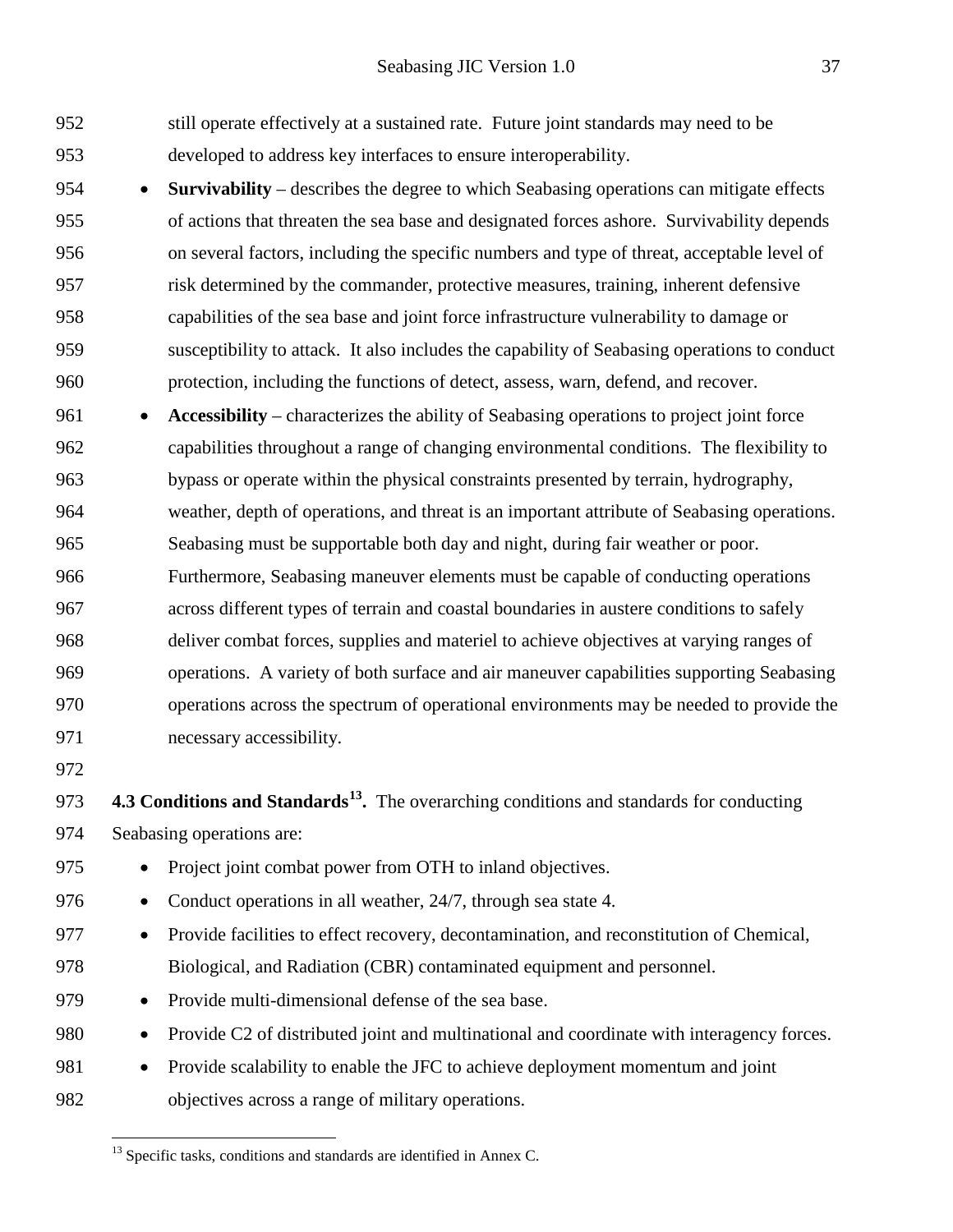still operate effectively at a sustained rate. Future joint standards may need to be developed to address key interfaces to ensure interoperability.

- **Survivability** – describes the degree to which Seabasing operations can mitigate effects of actions that threaten the sea base and designated forces ashore. Survivability depends on several factors, including the specific numbers and type of threat, acceptable level of risk determined by the commander, protective measures, training, inherent defensive capabilities of the sea base and joint force infrastructure vulnerability to damage or susceptibility to attack. It also includes the capability of Seabasing operations to conduct protection, including the functions of detect, assess, warn, defend, and recover.
- **Accessibility** – characterizes the ability of Seabasing operations to project joint force capabilities throughout a range of changing environmental conditions. The flexibility to bypass or operate within the physical constraints presented by terrain, hydrography, weather, depth of operations, and threat is an important attribute of Seabasing operations. Seabasing must be supportable both day and night, during fair weather or poor. Furthermore, Seabasing maneuver elements must be capable of conducting operations across different types of terrain and coastal boundaries in austere conditions to safely deliver combat forces, supplies and materiel to achieve objectives at varying ranges of operations. A variety of both surface and air maneuver capabilities supporting Seabasing operations across the spectrum of operational environments may be needed to provide the necessary accessibility.

**4.3 Conditions and Standards[13].** The overarching conditions and standards for conducting Seabasing operations are:

- Project joint combat power from OTH to inland objectives.
- Conduct operations in all weather, 24/7, through sea state 4.
- Provide facilities to effect recovery, decontamination, and reconstitution of Chemical, Biological, and Radiation (CBR) contaminated equipment and personnel.
- Provide multi-dimensional defense of the sea base.
- Provide C2 of distributed joint and multinational and coordinate with interagency forces.
- Provide scalability to enable the JFC to achieve deployment momentum and joint objectives across a range of military operations.

[13] Specific tasks, conditions and standards are identified in Annex C.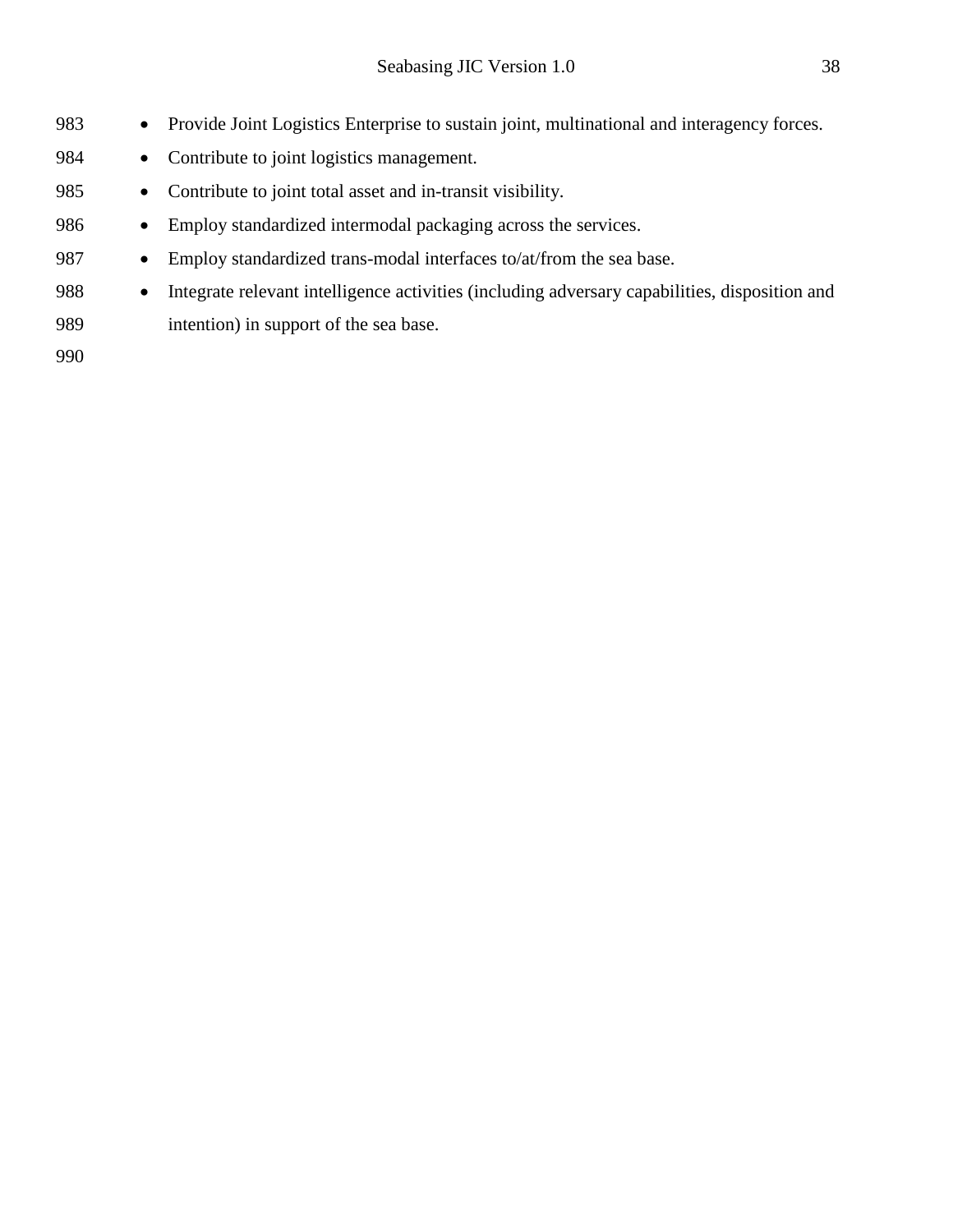- Provide Joint Logistics Enterprise to sustain joint, multinational and interagency forces.
- Contribute to joint logistics management.
- Contribute to joint total asset and in-transit visibility.
- Employ standardized intermodal packaging across the services.
- Employ standardized trans-modal interfaces to/at/from the sea base.
- Integrate relevant intelligence activities (including adversary capabilities, disposition and intention) in support of the sea base.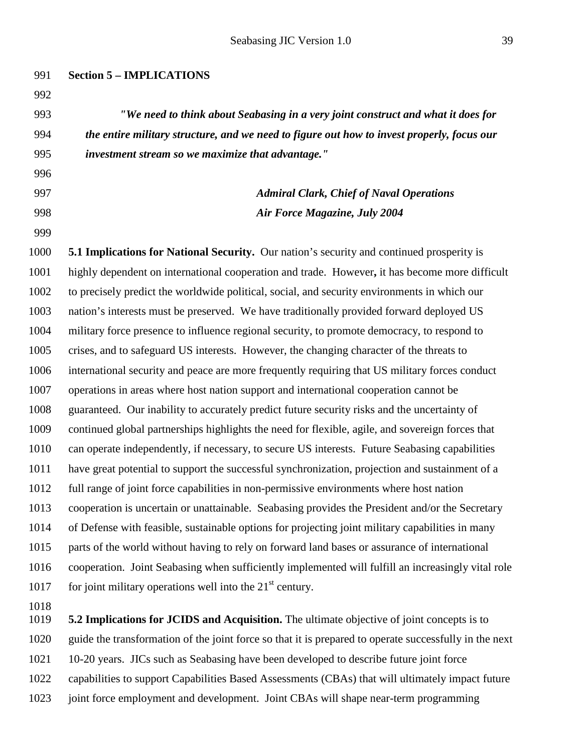## Section 5 – IMPLICATIONS

> ***"We need to think about Seabasing in a very joint construct and what it does for the entire military structure, and we need to figure out how to invest properly, focus our investment stream so we maximize that advantage."***
>
> ***Admiral Clark, Chief of Naval Operations***
> ***Air Force Magazine, July 2004***

**5.1 Implications for National Security.** Our nation's security and continued prosperity is highly dependent on international cooperation and trade. However**,** it has become more difficult to precisely predict the worldwide political, social, and security environments in which our nation's interests must be preserved. We have traditionally provided forward deployed US military force presence to influence regional security, to promote democracy, to respond to crises, and to safeguard US interests. However, the changing character of the threats to international security and peace are more frequently requiring that US military forces conduct operations in areas where host nation support and international cooperation cannot be guaranteed. Our inability to accurately predict future security risks and the uncertainty of continued global partnerships highlights the need for flexible, agile, and sovereign forces that can operate independently, if necessary, to secure US interests. Future Seabasing capabilities have great potential to support the successful synchronization, projection and sustainment of a full range of joint force capabilities in non-permissive environments where host nation cooperation is uncertain or unattainable. Seabasing provides the President and/or the Secretary of Defense with feasible, sustainable options for projecting joint military capabilities in many parts of the world without having to rely on forward land bases or assurance of international cooperation. Joint Seabasing when sufficiently implemented will fulfill an increasingly vital role for joint military operations well into the 21st century.

**5.2 Implications for JCIDS and Acquisition.** The ultimate objective of joint concepts is to guide the transformation of the joint force so that it is prepared to operate successfully in the next 10-20 years. JICs such as Seabasing have been developed to describe future joint force capabilities to support Capabilities Based Assessments (CBAs) that will ultimately impact future joint force employment and development. Joint CBAs will shape near-term programming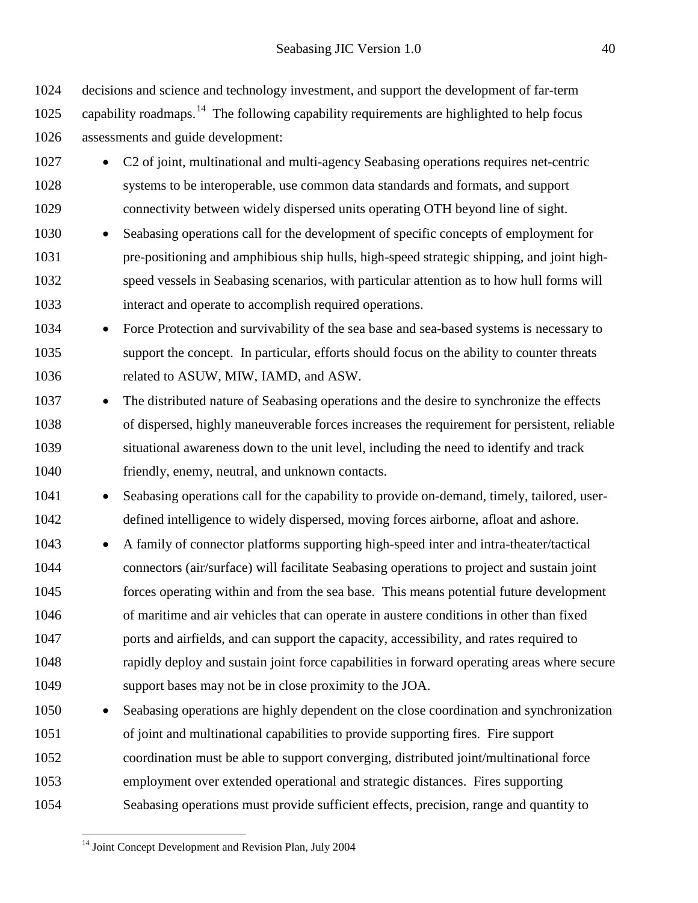decisions and science and technology investment, and support the development of far-term capability roadmaps.[14] The following capability requirements are highlighted to help focus assessments and guide development:

- C2 of joint, multinational and multi-agency Seabasing operations requires net-centric systems to be interoperable, use common data standards and formats, and support connectivity between widely dispersed units operating OTH beyond line of sight.
- Seabasing operations call for the development of specific concepts of employment for pre-positioning and amphibious ship hulls, high-speed strategic shipping, and joint high-speed vessels in Seabasing scenarios, with particular attention as to how hull forms will interact and operate to accomplish required operations.
- Force Protection and survivability of the sea base and sea-based systems is necessary to support the concept. In particular, efforts should focus on the ability to counter threats related to ASUW, MIW, IAMD, and ASW.
- The distributed nature of Seabasing operations and the desire to synchronize the effects of dispersed, highly maneuverable forces increases the requirement for persistent, reliable situational awareness down to the unit level, including the need to identify and track friendly, enemy, neutral, and unknown contacts.
- Seabasing operations call for the capability to provide on-demand, timely, tailored, user-defined intelligence to widely dispersed, moving forces airborne, afloat and ashore.
- A family of connector platforms supporting high-speed inter and intra-theater/tactical connectors (air/surface) will facilitate Seabasing operations to project and sustain joint forces operating within and from the sea base. This means potential future development of maritime and air vehicles that can operate in austere conditions in other than fixed ports and airfields, and can support the capacity, accessibility, and rates required to rapidly deploy and sustain joint force capabilities in forward operating areas where secure support bases may not be in close proximity to the JOA.
- Seabasing operations are highly dependent on the close coordination and synchronization of joint and multinational capabilities to provide supporting fires. Fire support coordination must be able to support converging, distributed joint/multinational force employment over extended operational and strategic distances. Fires supporting Seabasing operations must provide sufficient effects, precision, range and quantity to

---

[14] Joint Concept Development and Revision Plan, July 2004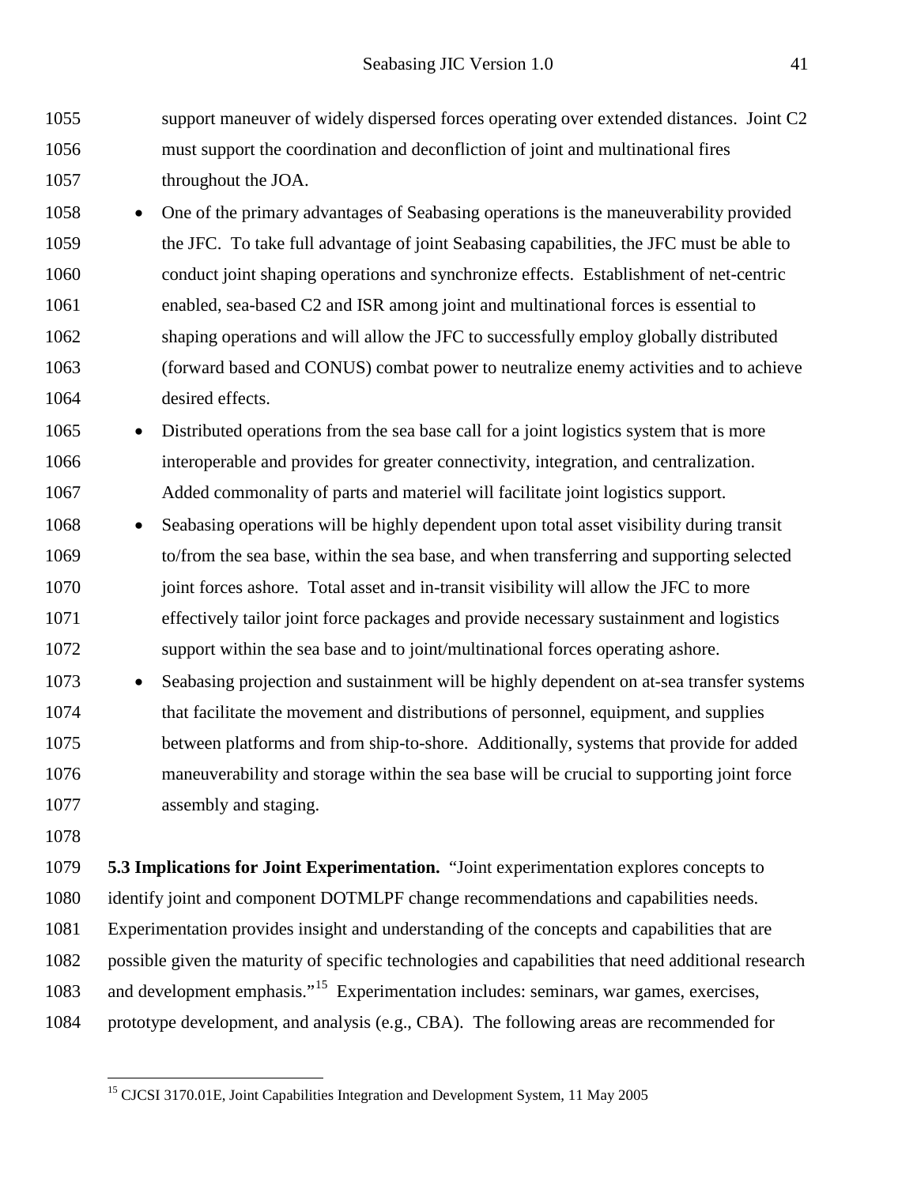support maneuver of widely dispersed forces operating over extended distances. Joint C2 must support the coordination and deconfliction of joint and multinational fires throughout the JOA.

- One of the primary advantages of Seabasing operations is the maneuverability provided the JFC. To take full advantage of joint Seabasing capabilities, the JFC must be able to conduct joint shaping operations and synchronize effects. Establishment of net-centric enabled, sea-based C2 and ISR among joint and multinational forces is essential to shaping operations and will allow the JFC to successfully employ globally distributed (forward based and CONUS) combat power to neutralize enemy activities and to achieve desired effects.
- Distributed operations from the sea base call for a joint logistics system that is more interoperable and provides for greater connectivity, integration, and centralization. Added commonality of parts and materiel will facilitate joint logistics support.
- Seabasing operations will be highly dependent upon total asset visibility during transit to/from the sea base, within the sea base, and when transferring and supporting selected joint forces ashore. Total asset and in-transit visibility will allow the JFC to more effectively tailor joint force packages and provide necessary sustainment and logistics support within the sea base and to joint/multinational forces operating ashore.
- Seabasing projection and sustainment will be highly dependent on at-sea transfer systems that facilitate the movement and distributions of personnel, equipment, and supplies between platforms and from ship-to-shore. Additionally, systems that provide for added maneuverability and storage within the sea base will be crucial to supporting joint force assembly and staging.

**5.3 Implications for Joint Experimentation.** "Joint experimentation explores concepts to identify joint and component DOTMLPF change recommendations and capabilities needs. Experimentation provides insight and understanding of the concepts and capabilities that are possible given the maturity of specific technologies and capabilities that need additional research and development emphasis."[15] Experimentation includes: seminars, war games, exercises, prototype development, and analysis (e.g., CBA). The following areas are recommended for

[15] CJCSI 3170.01E, Joint Capabilities Integration and Development System, 11 May 2005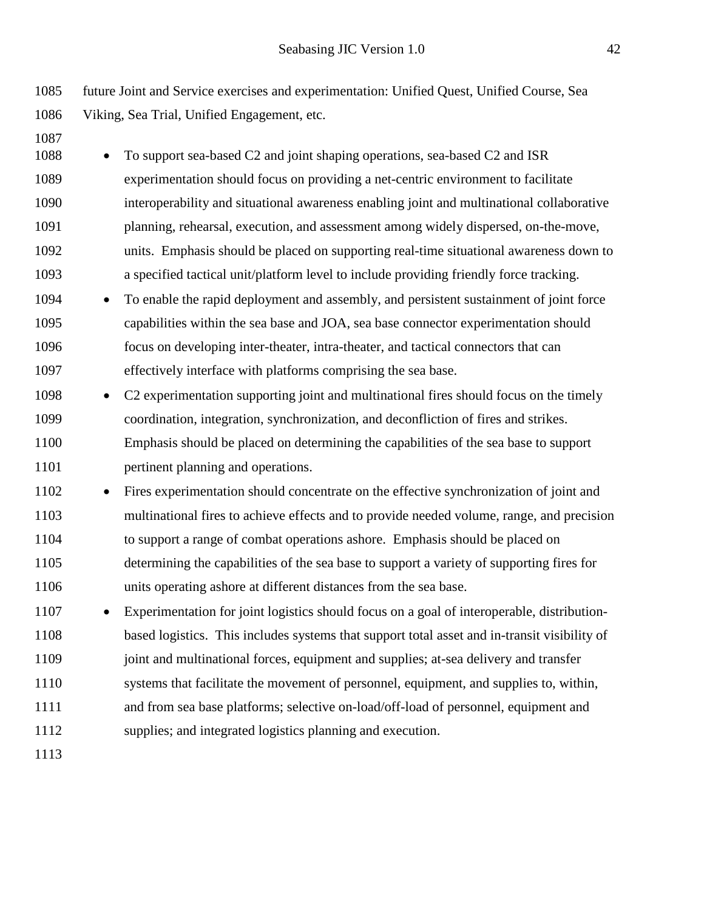future Joint and Service exercises and experimentation: Unified Quest, Unified Course, Sea Viking, Sea Trial, Unified Engagement, etc.

- To support sea-based C2 and joint shaping operations, sea-based C2 and ISR experimentation should focus on providing a net-centric environment to facilitate interoperability and situational awareness enabling joint and multinational collaborative planning, rehearsal, execution, and assessment among widely dispersed, on-the-move, units. Emphasis should be placed on supporting real-time situational awareness down to a specified tactical unit/platform level to include providing friendly force tracking.
- To enable the rapid deployment and assembly, and persistent sustainment of joint force capabilities within the sea base and JOA, sea base connector experimentation should focus on developing inter-theater, intra-theater, and tactical connectors that can effectively interface with platforms comprising the sea base.
- C2 experimentation supporting joint and multinational fires should focus on the timely coordination, integration, synchronization, and deconfliction of fires and strikes. Emphasis should be placed on determining the capabilities of the sea base to support pertinent planning and operations.
- Fires experimentation should concentrate on the effective synchronization of joint and multinational fires to achieve effects and to provide needed volume, range, and precision to support a range of combat operations ashore. Emphasis should be placed on determining the capabilities of the sea base to support a variety of supporting fires for units operating ashore at different distances from the sea base.
- Experimentation for joint logistics should focus on a goal of interoperable, distribution-based logistics. This includes systems that support total asset and in-transit visibility of joint and multinational forces, equipment and supplies; at-sea delivery and transfer systems that facilitate the movement of personnel, equipment, and supplies to, within, and from sea base platforms; selective on-load/off-load of personnel, equipment and supplies; and integrated logistics planning and execution.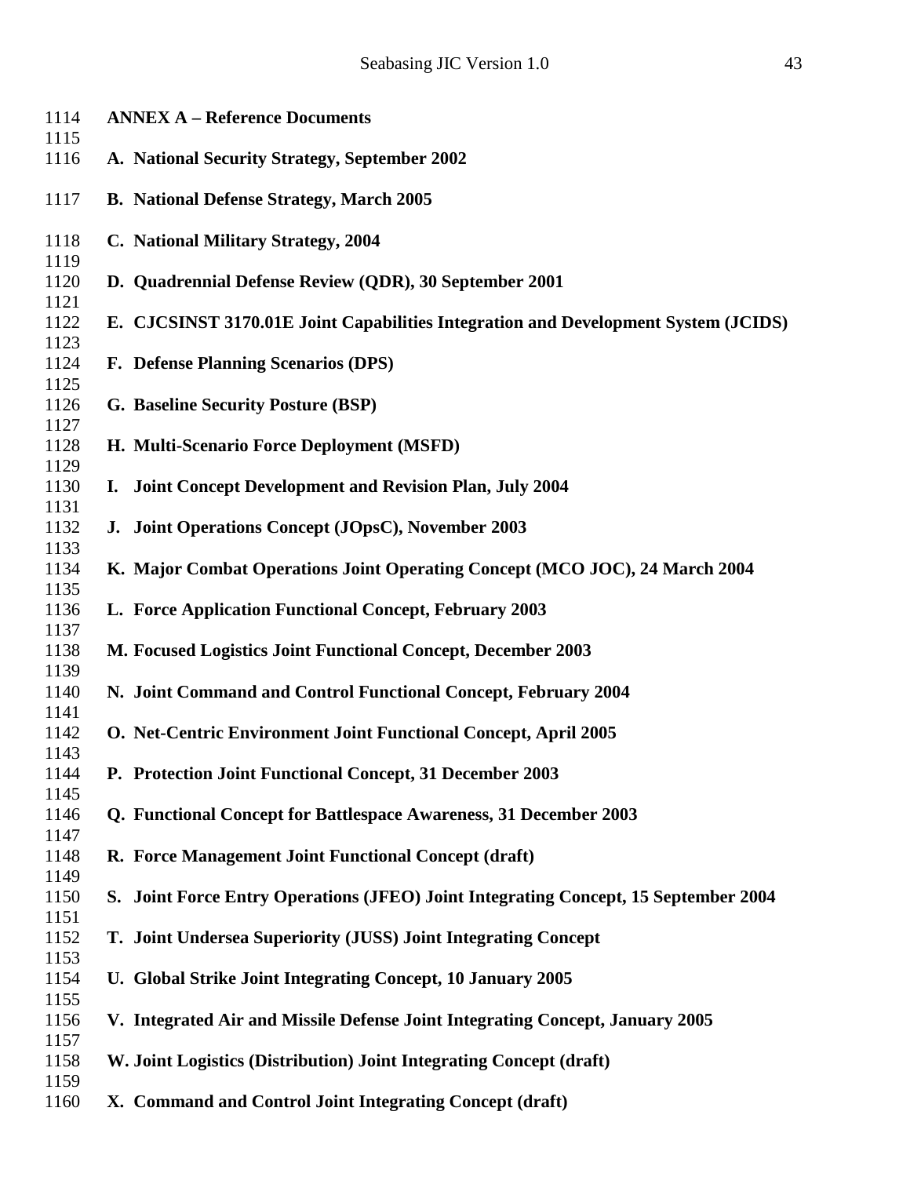## ANNEX A – Reference Documents

**A. National Security Strategy, September 2002**

**B. National Defense Strategy, March 2005**

**C. National Military Strategy, 2004**

**D. Quadrennial Defense Review (QDR), 30 September 2001**

**E. CJCSINST 3170.01E Joint Capabilities Integration and Development System (JCIDS)**

**F. Defense Planning Scenarios (DPS)**

**G. Baseline Security Posture (BSP)**

**H. Multi-Scenario Force Deployment (MSFD)**

**I. Joint Concept Development and Revision Plan, July 2004**

**J. Joint Operations Concept (JOpsC), November 2003**

**K. Major Combat Operations Joint Operating Concept (MCO JOC), 24 March 2004**

**L. Force Application Functional Concept, February 2003**

**M. Focused Logistics Joint Functional Concept, December 2003**

**N. Joint Command and Control Functional Concept, February 2004**

**O. Net-Centric Environment Joint Functional Concept, April 2005**

**P. Protection Joint Functional Concept, 31 December 2003**

**Q. Functional Concept for Battlespace Awareness, 31 December 2003**

**R. Force Management Joint Functional Concept (draft)**

**S. Joint Force Entry Operations (JFEO) Joint Integrating Concept, 15 September 2004**

**T. Joint Undersea Superiority (JUSS) Joint Integrating Concept**

**U. Global Strike Joint Integrating Concept, 10 January 2005**

**V. Integrated Air and Missile Defense Joint Integrating Concept, January 2005**

**W. Joint Logistics (Distribution) Joint Integrating Concept (draft)**

**X. Command and Control Joint Integrating Concept (draft)**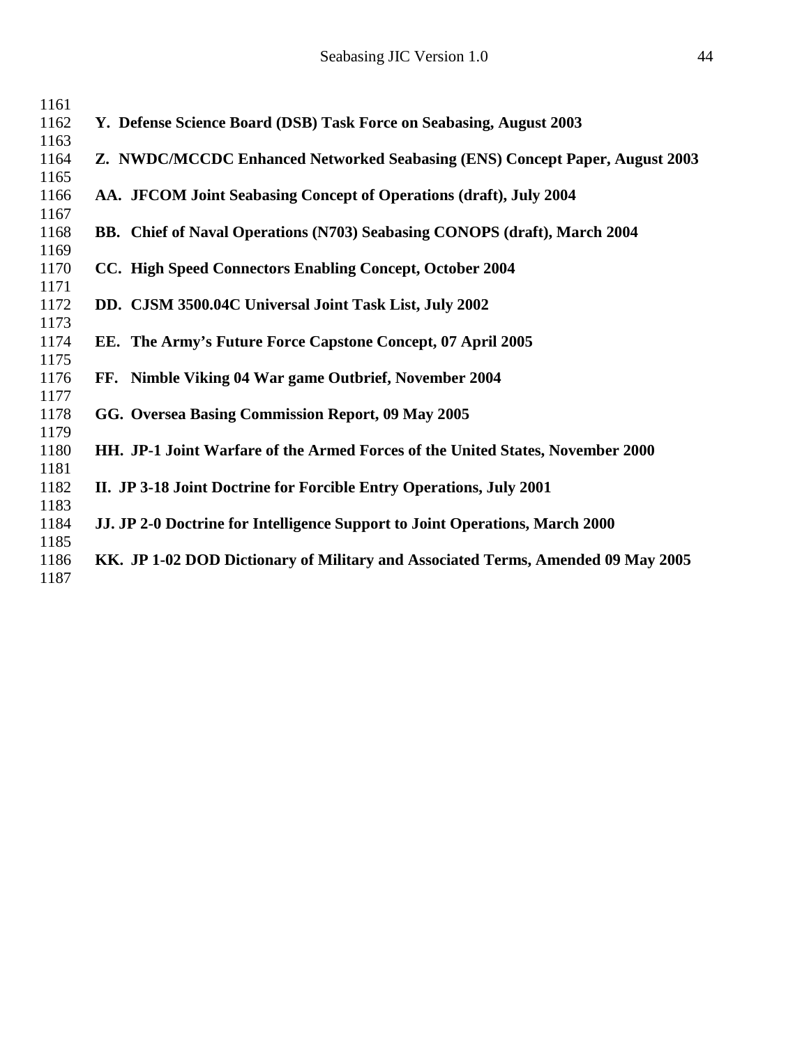**Y. Defense Science Board (DSB) Task Force on Seabasing, August 2003**

**Z. NWDC/MCCDC Enhanced Networked Seabasing (ENS) Concept Paper, August 2003**

**AA. JFCOM Joint Seabasing Concept of Operations (draft), July 2004**

**BB. Chief of Naval Operations (N703) Seabasing CONOPS (draft), March 2004**

**CC. High Speed Connectors Enabling Concept, October 2004**

**DD. CJSM 3500.04C Universal Joint Task List, July 2002**

**EE. The Army's Future Force Capstone Concept, 07 April 2005**

**FF. Nimble Viking 04 War game Outbrief, November 2004**

**GG. Oversea Basing Commission Report, 09 May 2005**

**HH. JP-1 Joint Warfare of the Armed Forces of the United States, November 2000**

**II. JP 3-18 Joint Doctrine for Forcible Entry Operations, July 2001**

**JJ. JP 2-0 Doctrine for Intelligence Support to Joint Operations, March 2000**

**KK. JP 1-02 DOD Dictionary of Military and Associated Terms, Amended 09 May 2005**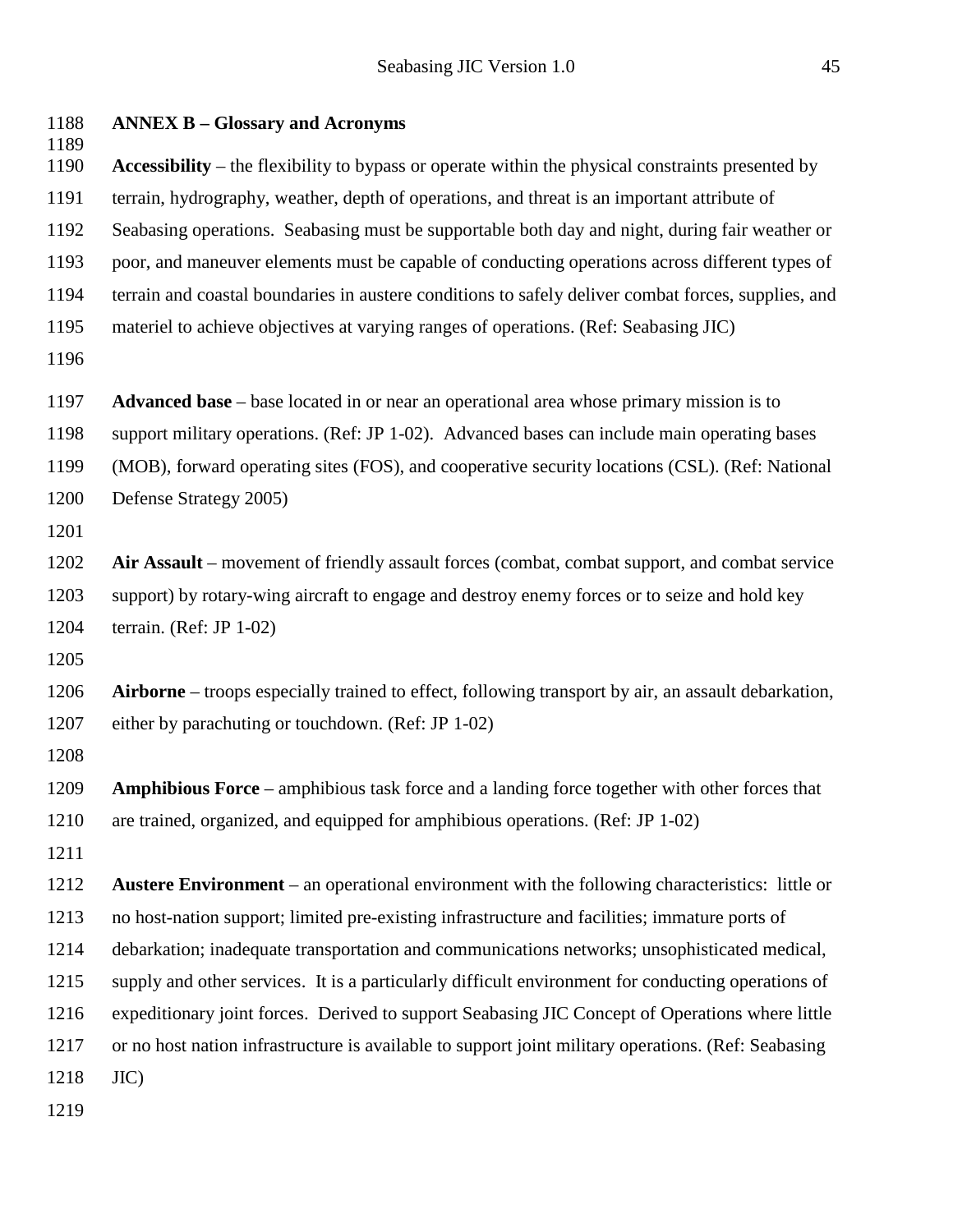## ANNEX B – Glossary and Acronyms

**Accessibility** – the flexibility to bypass or operate within the physical constraints presented by terrain, hydrography, weather, depth of operations, and threat is an important attribute of Seabasing operations. Seabasing must be supportable both day and night, during fair weather or poor, and maneuver elements must be capable of conducting operations across different types of terrain and coastal boundaries in austere conditions to safely deliver combat forces, supplies, and materiel to achieve objectives at varying ranges of operations. (Ref: Seabasing JIC)

**Advanced base** – base located in or near an operational area whose primary mission is to support military operations. (Ref: JP 1-02). Advanced bases can include main operating bases (MOB), forward operating sites (FOS), and cooperative security locations (CSL). (Ref: National Defense Strategy 2005)

**Air Assault** – movement of friendly assault forces (combat, combat support, and combat service support) by rotary-wing aircraft to engage and destroy enemy forces or to seize and hold key terrain. (Ref: JP 1-02)

**Airborne** – troops especially trained to effect, following transport by air, an assault debarkation, either by parachuting or touchdown. (Ref: JP 1-02)

**Amphibious Force** – amphibious task force and a landing force together with other forces that are trained, organized, and equipped for amphibious operations. (Ref: JP 1-02)

**Austere Environment** – an operational environment with the following characteristics: little or no host-nation support; limited pre-existing infrastructure and facilities; immature ports of debarkation; inadequate transportation and communications networks; unsophisticated medical, supply and other services. It is a particularly difficult environment for conducting operations of expeditionary joint forces. Derived to support Seabasing JIC Concept of Operations where little or no host nation infrastructure is available to support joint military operations. (Ref: Seabasing JIC)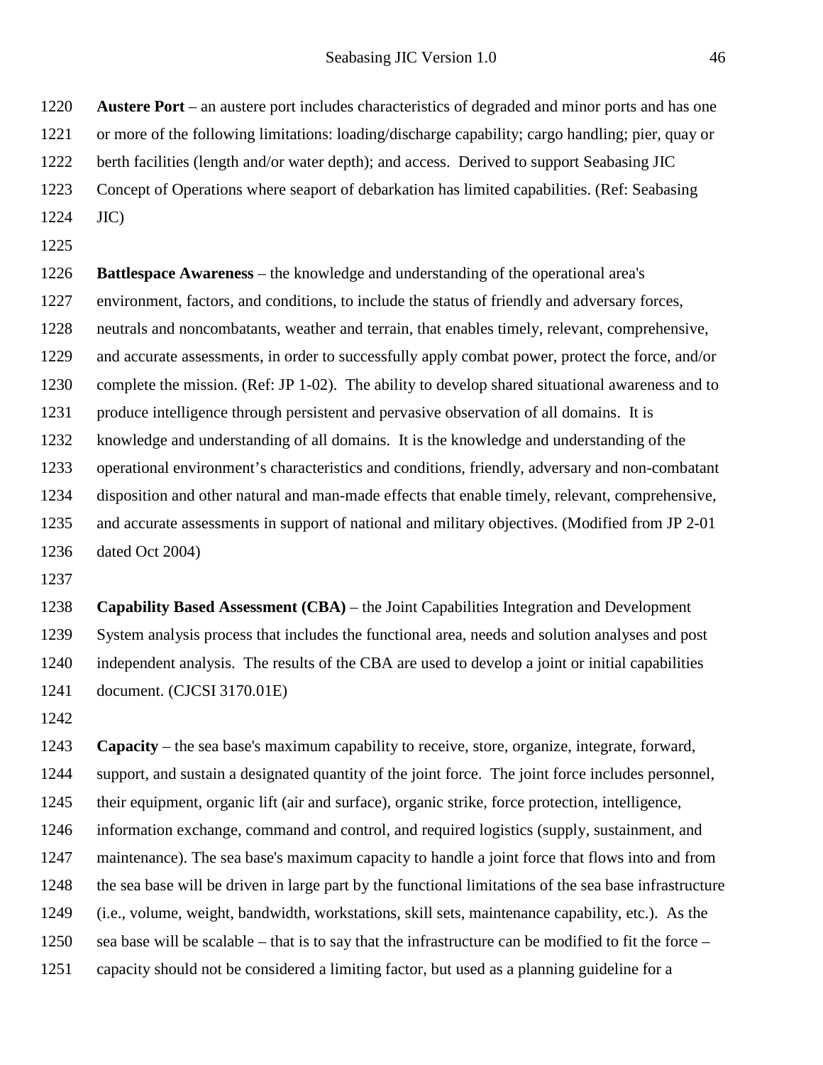**Austere Port** – an austere port includes characteristics of degraded and minor ports and has one or more of the following limitations: loading/discharge capability; cargo handling; pier, quay or berth facilities (length and/or water depth); and access. Derived to support Seabasing JIC Concept of Operations where seaport of debarkation has limited capabilities. (Ref: Seabasing JIC)

**Battlespace Awareness** – the knowledge and understanding of the operational area's environment, factors, and conditions, to include the status of friendly and adversary forces, neutrals and noncombatants, weather and terrain, that enables timely, relevant, comprehensive, and accurate assessments, in order to successfully apply combat power, protect the force, and/or complete the mission. (Ref: JP 1-02). The ability to develop shared situational awareness and to produce intelligence through persistent and pervasive observation of all domains. It is knowledge and understanding of all domains. It is the knowledge and understanding of the operational environment's characteristics and conditions, friendly, adversary and non-combatant disposition and other natural and man-made effects that enable timely, relevant, comprehensive, and accurate assessments in support of national and military objectives. (Modified from JP 2-01 dated Oct 2004)

**Capability Based Assessment (CBA)** – the Joint Capabilities Integration and Development System analysis process that includes the functional area, needs and solution analyses and post independent analysis. The results of the CBA are used to develop a joint or initial capabilities document. (CJCSI 3170.01E)

**Capacity** – the sea base's maximum capability to receive, store, organize, integrate, forward, support, and sustain a designated quantity of the joint force. The joint force includes personnel, their equipment, organic lift (air and surface), organic strike, force protection, intelligence, information exchange, command and control, and required logistics (supply, sustainment, and maintenance). The sea base's maximum capacity to handle a joint force that flows into and from the sea base will be driven in large part by the functional limitations of the sea base infrastructure (i.e., volume, weight, bandwidth, workstations, skill sets, maintenance capability, etc.). As the sea base will be scalable – that is to say that the infrastructure can be modified to fit the force – capacity should not be considered a limiting factor, but used as a planning guideline for a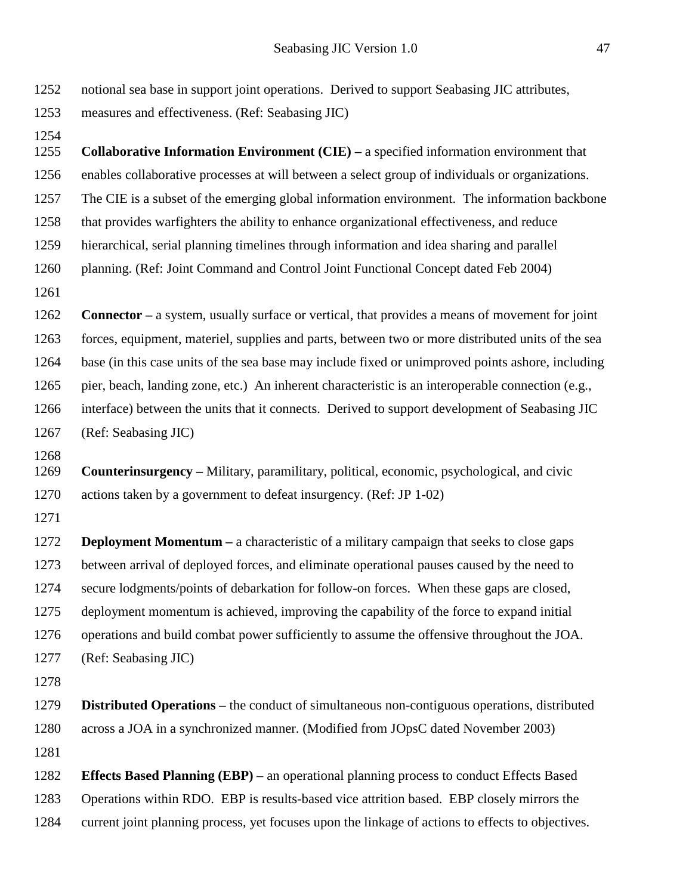notional sea base in support joint operations. Derived to support Seabasing JIC attributes, measures and effectiveness. (Ref: Seabasing JIC)

**Collaborative Information Environment (CIE) –** a specified information environment that enables collaborative processes at will between a select group of individuals or organizations. The CIE is a subset of the emerging global information environment. The information backbone that provides warfighters the ability to enhance organizational effectiveness, and reduce hierarchical, serial planning timelines through information and idea sharing and parallel planning. (Ref: Joint Command and Control Joint Functional Concept dated Feb 2004)

**Connector –** a system, usually surface or vertical, that provides a means of movement for joint forces, equipment, materiel, supplies and parts, between two or more distributed units of the sea base (in this case units of the sea base may include fixed or unimproved points ashore, including pier, beach, landing zone, etc.) An inherent characteristic is an interoperable connection (e.g., interface) between the units that it connects. Derived to support development of Seabasing JIC (Ref: Seabasing JIC)

**Counterinsurgency –** Military, paramilitary, political, economic, psychological, and civic actions taken by a government to defeat insurgency. (Ref: JP 1-02)

**Deployment Momentum –** a characteristic of a military campaign that seeks to close gaps between arrival of deployed forces, and eliminate operational pauses caused by the need to secure lodgments/points of debarkation for follow-on forces. When these gaps are closed, deployment momentum is achieved, improving the capability of the force to expand initial operations and build combat power sufficiently to assume the offensive throughout the JOA. (Ref: Seabasing JIC)

**Distributed Operations –** the conduct of simultaneous non-contiguous operations, distributed across a JOA in a synchronized manner. (Modified from JOpsC dated November 2003)

**Effects Based Planning (EBP)** – an operational planning process to conduct Effects Based Operations within RDO. EBP is results-based vice attrition based. EBP closely mirrors the current joint planning process, yet focuses upon the linkage of actions to effects to objectives.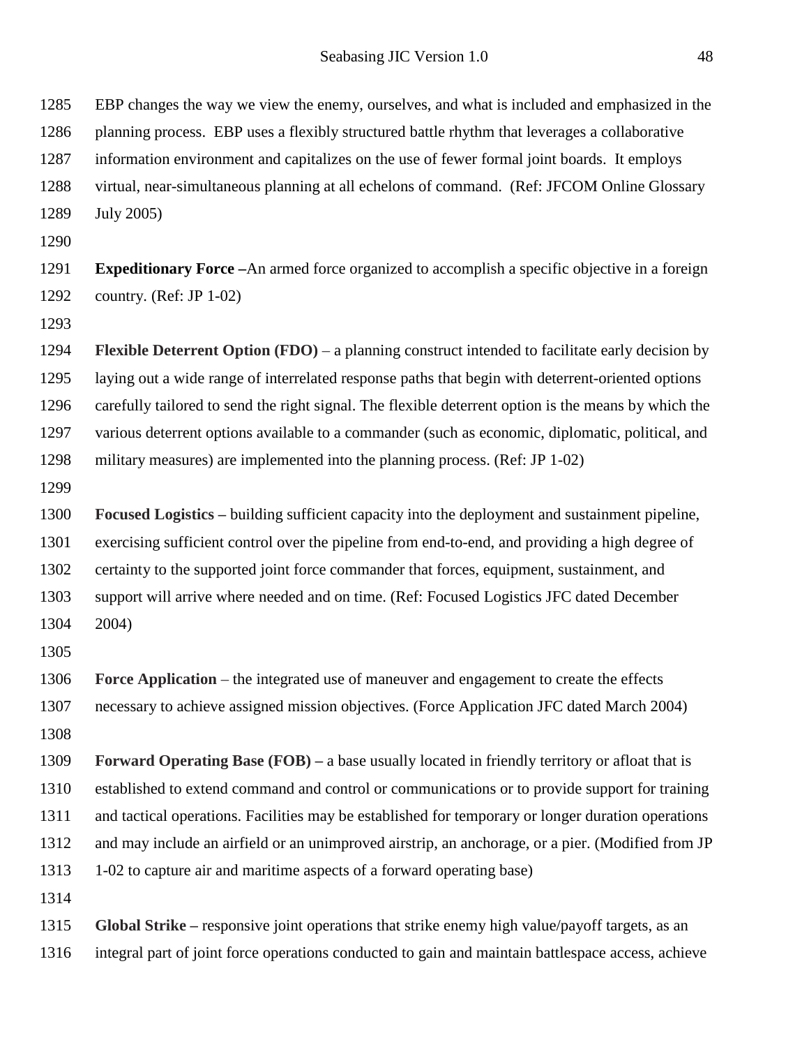EBP changes the way we view the enemy, ourselves, and what is included and emphasized in the planning process. EBP uses a flexibly structured battle rhythm that leverages a collaborative information environment and capitalizes on the use of fewer formal joint boards. It employs virtual, near-simultaneous planning at all echelons of command. (Ref: JFCOM Online Glossary July 2005)

**Expeditionary Force –**An armed force organized to accomplish a specific objective in a foreign country. (Ref: JP 1-02)

**Flexible Deterrent Option (FDO)** – a planning construct intended to facilitate early decision by laying out a wide range of interrelated response paths that begin with deterrent-oriented options carefully tailored to send the right signal. The flexible deterrent option is the means by which the various deterrent options available to a commander (such as economic, diplomatic, political, and military measures) are implemented into the planning process. (Ref: JP 1-02)

**Focused Logistics –** building sufficient capacity into the deployment and sustainment pipeline, exercising sufficient control over the pipeline from end-to-end, and providing a high degree of certainty to the supported joint force commander that forces, equipment, sustainment, and support will arrive where needed and on time. (Ref: Focused Logistics JFC dated December 2004)

**Force Application** – the integrated use of maneuver and engagement to create the effects necessary to achieve assigned mission objectives. (Force Application JFC dated March 2004)

**Forward Operating Base (FOB) –** a base usually located in friendly territory or afloat that is established to extend command and control or communications or to provide support for training and tactical operations. Facilities may be established for temporary or longer duration operations and may include an airfield or an unimproved airstrip, an anchorage, or a pier. (Modified from JP 1-02 to capture air and maritime aspects of a forward operating base)

**Global Strike –** responsive joint operations that strike enemy high value/payoff targets, as an integral part of joint force operations conducted to gain and maintain battlespace access, achieve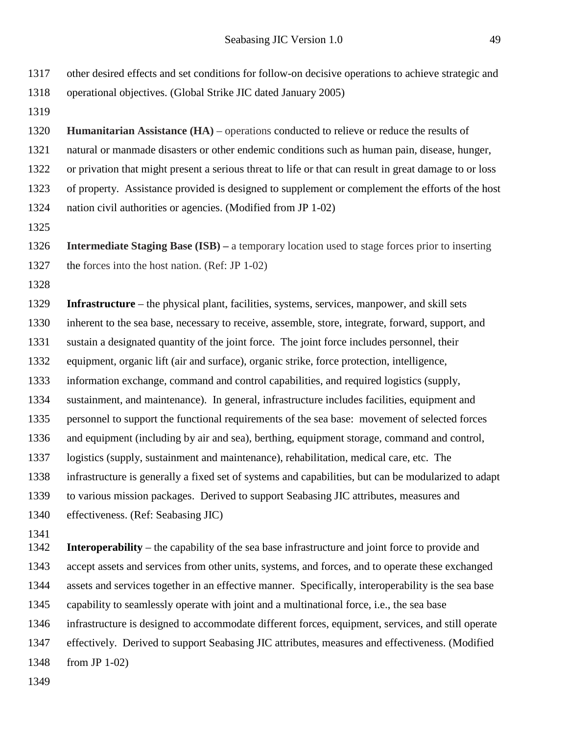other desired effects and set conditions for follow-on decisive operations to achieve strategic and operational objectives. (Global Strike JIC dated January 2005)

**Humanitarian Assistance (HA)** – operations conducted to relieve or reduce the results of natural or manmade disasters or other endemic conditions such as human pain, disease, hunger, or privation that might present a serious threat to life or that can result in great damage to or loss of property. Assistance provided is designed to supplement or complement the efforts of the host nation civil authorities or agencies. (Modified from JP 1-02)

**Intermediate Staging Base (ISB) –** a temporary location used to stage forces prior to inserting the forces into the host nation. (Ref: JP 1-02)

**Infrastructure** – the physical plant, facilities, systems, services, manpower, and skill sets inherent to the sea base, necessary to receive, assemble, store, integrate, forward, support, and sustain a designated quantity of the joint force. The joint force includes personnel, their equipment, organic lift (air and surface), organic strike, force protection, intelligence, information exchange, command and control capabilities, and required logistics (supply, sustainment, and maintenance). In general, infrastructure includes facilities, equipment and personnel to support the functional requirements of the sea base: movement of selected forces and equipment (including by air and sea), berthing, equipment storage, command and control, logistics (supply, sustainment and maintenance), rehabilitation, medical care, etc. The infrastructure is generally a fixed set of systems and capabilities, but can be modularized to adapt to various mission packages. Derived to support Seabasing JIC attributes, measures and effectiveness. (Ref: Seabasing JIC)

**Interoperability** – the capability of the sea base infrastructure and joint force to provide and accept assets and services from other units, systems, and forces, and to operate these exchanged assets and services together in an effective manner. Specifically, interoperability is the sea base capability to seamlessly operate with joint and a multinational force, i.e., the sea base infrastructure is designed to accommodate different forces, equipment, services, and still operate effectively. Derived to support Seabasing JIC attributes, measures and effectiveness. (Modified from JP 1-02)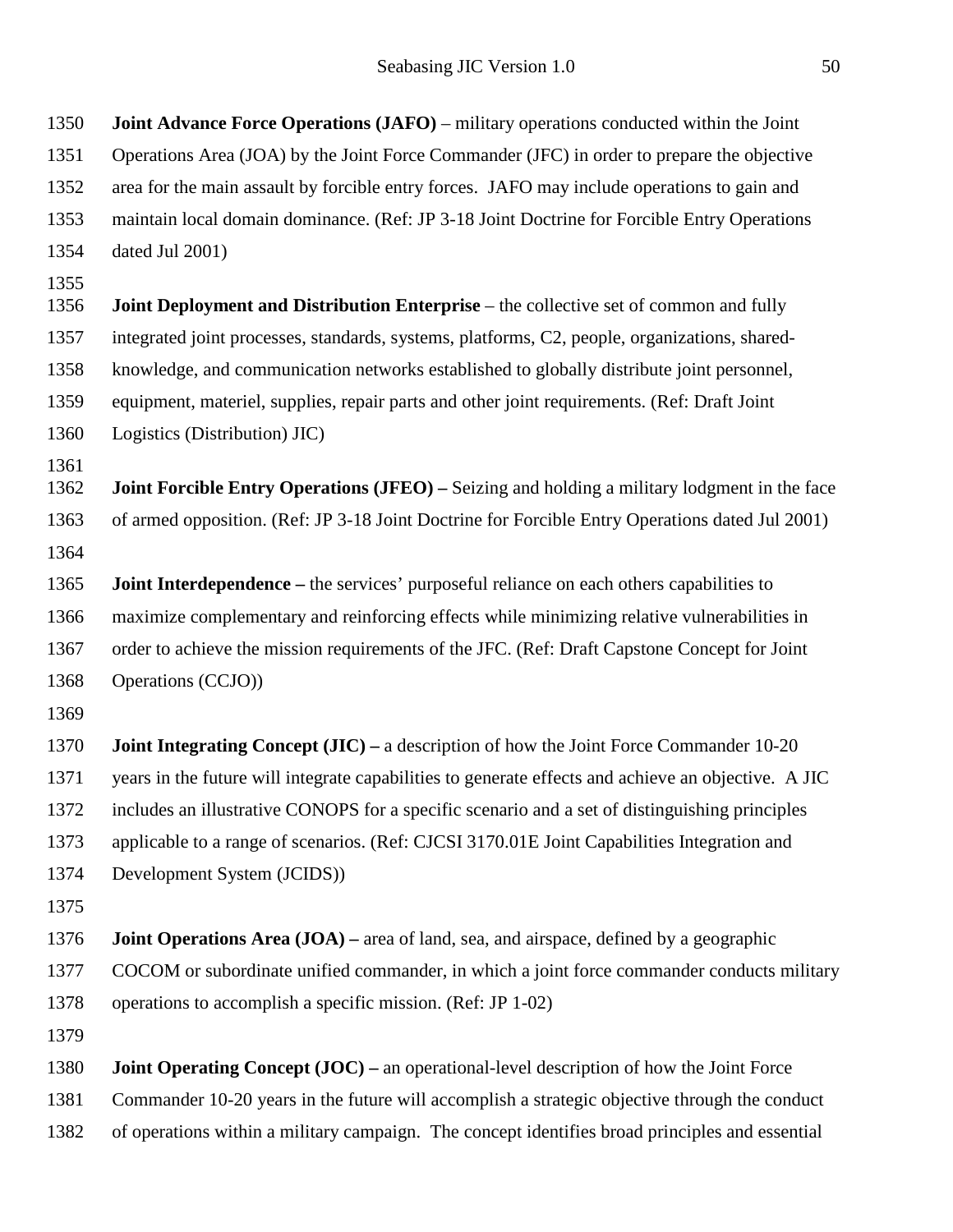**Joint Advance Force Operations (JAFO)** – military operations conducted within the Joint Operations Area (JOA) by the Joint Force Commander (JFC) in order to prepare the objective area for the main assault by forcible entry forces. JAFO may include operations to gain and maintain local domain dominance. (Ref: JP 3-18 Joint Doctrine for Forcible Entry Operations dated Jul 2001)

**Joint Deployment and Distribution Enterprise** – the collective set of common and fully integrated joint processes, standards, systems, platforms, C2, people, organizations, shared-knowledge, and communication networks established to globally distribute joint personnel, equipment, materiel, supplies, repair parts and other joint requirements. (Ref: Draft Joint Logistics (Distribution) JIC)

**Joint Forcible Entry Operations (JFEO) –** Seizing and holding a military lodgment in the face of armed opposition. (Ref: JP 3-18 Joint Doctrine for Forcible Entry Operations dated Jul 2001)

**Joint Interdependence –** the services' purposeful reliance on each others capabilities to maximize complementary and reinforcing effects while minimizing relative vulnerabilities in order to achieve the mission requirements of the JFC. (Ref: Draft Capstone Concept for Joint Operations (CCJO))

**Joint Integrating Concept (JIC) –** a description of how the Joint Force Commander 10-20 years in the future will integrate capabilities to generate effects and achieve an objective. A JIC includes an illustrative CONOPS for a specific scenario and a set of distinguishing principles applicable to a range of scenarios. (Ref: CJCSI 3170.01E Joint Capabilities Integration and Development System (JCIDS))

**Joint Operations Area (JOA) –** area of land, sea, and airspace, defined by a geographic COCOM or subordinate unified commander, in which a joint force commander conducts military operations to accomplish a specific mission. (Ref: JP 1-02)

**Joint Operating Concept (JOC) –** an operational-level description of how the Joint Force Commander 10-20 years in the future will accomplish a strategic objective through the conduct of operations within a military campaign. The concept identifies broad principles and essential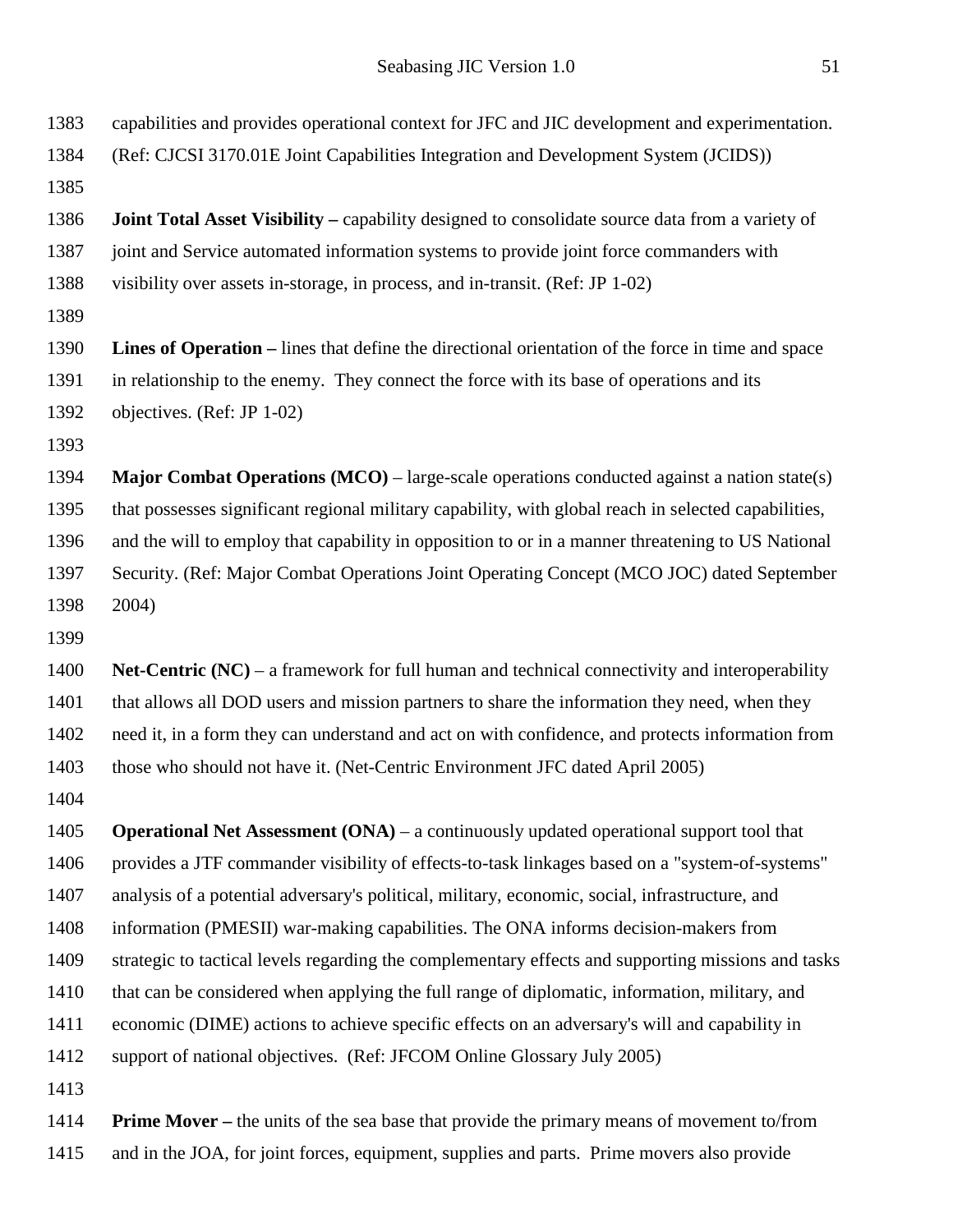capabilities and provides operational context for JFC and JIC development and experimentation. (Ref: CJCSI 3170.01E Joint Capabilities Integration and Development System (JCIDS))

**Joint Total Asset Visibility –** capability designed to consolidate source data from a variety of joint and Service automated information systems to provide joint force commanders with visibility over assets in-storage, in process, and in-transit. (Ref: JP 1-02)

**Lines of Operation –** lines that define the directional orientation of the force in time and space in relationship to the enemy. They connect the force with its base of operations and its objectives. (Ref: JP 1-02)

**Major Combat Operations (MCO)** – large-scale operations conducted against a nation state(s) that possesses significant regional military capability, with global reach in selected capabilities, and the will to employ that capability in opposition to or in a manner threatening to US National Security. (Ref: Major Combat Operations Joint Operating Concept (MCO JOC) dated September 2004)

**Net-Centric (NC)** – a framework for full human and technical connectivity and interoperability that allows all DOD users and mission partners to share the information they need, when they need it, in a form they can understand and act on with confidence, and protects information from those who should not have it. (Net-Centric Environment JFC dated April 2005)

**Operational Net Assessment (ONA)** – a continuously updated operational support tool that provides a JTF commander visibility of effects-to-task linkages based on a "system-of-systems" analysis of a potential adversary's political, military, economic, social, infrastructure, and information (PMESII) war-making capabilities. The ONA informs decision-makers from strategic to tactical levels regarding the complementary effects and supporting missions and tasks that can be considered when applying the full range of diplomatic, information, military, and economic (DIME) actions to achieve specific effects on an adversary's will and capability in support of national objectives. (Ref: JFCOM Online Glossary July 2005)

**Prime Mover –** the units of the sea base that provide the primary means of movement to/from and in the JOA, for joint forces, equipment, supplies and parts. Prime movers also provide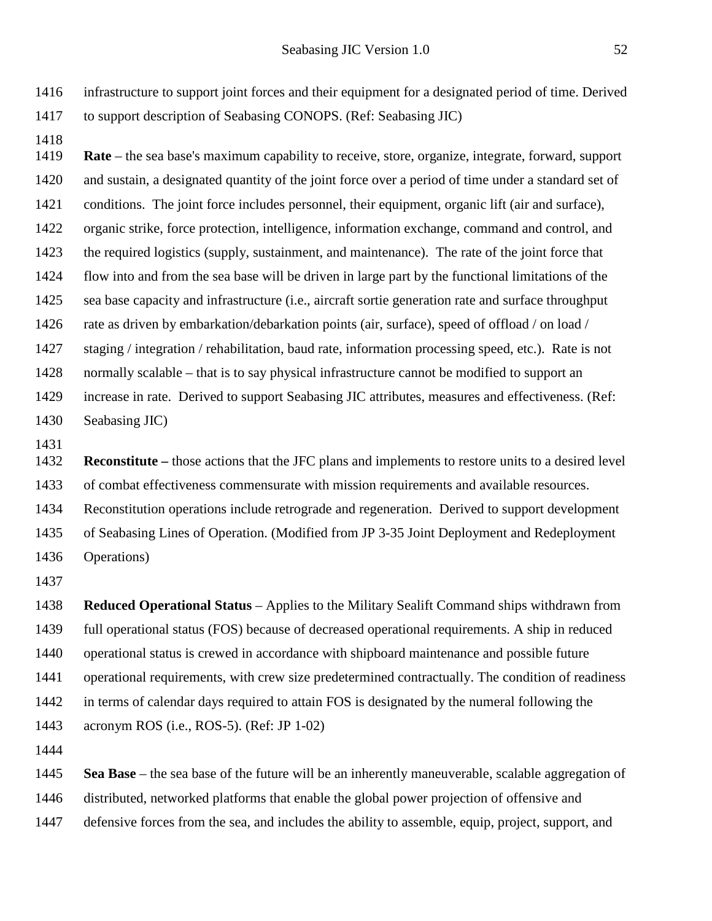infrastructure to support joint forces and their equipment for a designated period of time. Derived to support description of Seabasing CONOPS. (Ref: Seabasing JIC)

**Rate** – the sea base's maximum capability to receive, store, organize, integrate, forward, support and sustain, a designated quantity of the joint force over a period of time under a standard set of conditions. The joint force includes personnel, their equipment, organic lift (air and surface), organic strike, force protection, intelligence, information exchange, command and control, and the required logistics (supply, sustainment, and maintenance). The rate of the joint force that flow into and from the sea base will be driven in large part by the functional limitations of the sea base capacity and infrastructure (i.e., aircraft sortie generation rate and surface throughput rate as driven by embarkation/debarkation points (air, surface), speed of offload / on load / staging / integration / rehabilitation, baud rate, information processing speed, etc.). Rate is not normally scalable – that is to say physical infrastructure cannot be modified to support an increase in rate. Derived to support Seabasing JIC attributes, measures and effectiveness. (Ref: Seabasing JIC)

**Reconstitute –** those actions that the JFC plans and implements to restore units to a desired level of combat effectiveness commensurate with mission requirements and available resources. Reconstitution operations include retrograde and regeneration. Derived to support development of Seabasing Lines of Operation. (Modified from JP 3-35 Joint Deployment and Redeployment Operations)

**Reduced Operational Status** – Applies to the Military Sealift Command ships withdrawn from full operational status (FOS) because of decreased operational requirements. A ship in reduced operational status is crewed in accordance with shipboard maintenance and possible future operational requirements, with crew size predetermined contractually. The condition of readiness in terms of calendar days required to attain FOS is designated by the numeral following the acronym ROS (i.e., ROS-5). (Ref: JP 1-02)

**Sea Base** – the sea base of the future will be an inherently maneuverable, scalable aggregation of distributed, networked platforms that enable the global power projection of offensive and defensive forces from the sea, and includes the ability to assemble, equip, project, support, and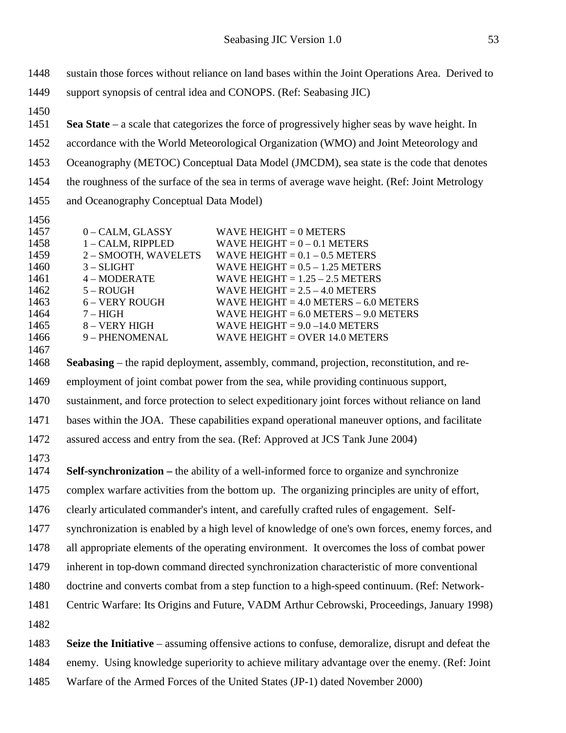sustain those forces without reliance on land bases within the Joint Operations Area. Derived to support synopsis of central idea and CONOPS. (Ref: Seabasing JIC)

**Sea State** – a scale that categorizes the force of progressively higher seas by wave height. In accordance with the World Meteorological Organization (WMO) and Joint Meteorology and Oceanography (METOC) Conceptual Data Model (JMCDM), sea state is the code that denotes the roughness of the surface of the sea in terms of average wave height. (Ref: Joint Metrology and Oceanography Conceptual Data Model)

| | |
|---|---|
| 0 – CALM, GLASSY | WAVE HEIGHT = 0 METERS |
| 1 – CALM, RIPPLED | WAVE HEIGHT = 0 – 0.1 METERS |
| 2 – SMOOTH, WAVELETS | WAVE HEIGHT = 0.1 – 0.5 METERS |
| 3 – SLIGHT | WAVE HEIGHT = 0.5 – 1.25 METERS |
| 4 – MODERATE | WAVE HEIGHT = 1.25 – 2.5 METERS |
| 5 – ROUGH | WAVE HEIGHT = 2.5 – 4.0 METERS |
| 6 – VERY ROUGH | WAVE HEIGHT = 4.0 METERS – 6.0 METERS |
| 7 – HIGH | WAVE HEIGHT = 6.0 METERS – 9.0 METERS |
| 8 – VERY HIGH | WAVE HEIGHT = 9.0 –14.0 METERS |
| 9 – PHENOMENAL | WAVE HEIGHT = OVER 14.0 METERS |

**Seabasing** – the rapid deployment, assembly, command, projection, reconstitution, and re-employment of joint combat power from the sea, while providing continuous support, sustainment, and force protection to select expeditionary joint forces without reliance on land bases within the JOA. These capabilities expand operational maneuver options, and facilitate assured access and entry from the sea. (Ref: Approved at JCS Tank June 2004)

**Self-synchronization –** the ability of a well-informed force to organize and synchronize complex warfare activities from the bottom up. The organizing principles are unity of effort, clearly articulated commander's intent, and carefully crafted rules of engagement. Self-synchronization is enabled by a high level of knowledge of one's own forces, enemy forces, and all appropriate elements of the operating environment. It overcomes the loss of combat power inherent in top-down command directed synchronization characteristic of more conventional doctrine and converts combat from a step function to a high-speed continuum. (Ref: Network-Centric Warfare: Its Origins and Future, VADM Arthur Cebrowski, Proceedings, January 1998)

**Seize the Initiative** – assuming offensive actions to confuse, demoralize, disrupt and defeat the enemy. Using knowledge superiority to achieve military advantage over the enemy. (Ref: Joint Warfare of the Armed Forces of the United States (JP-1) dated November 2000)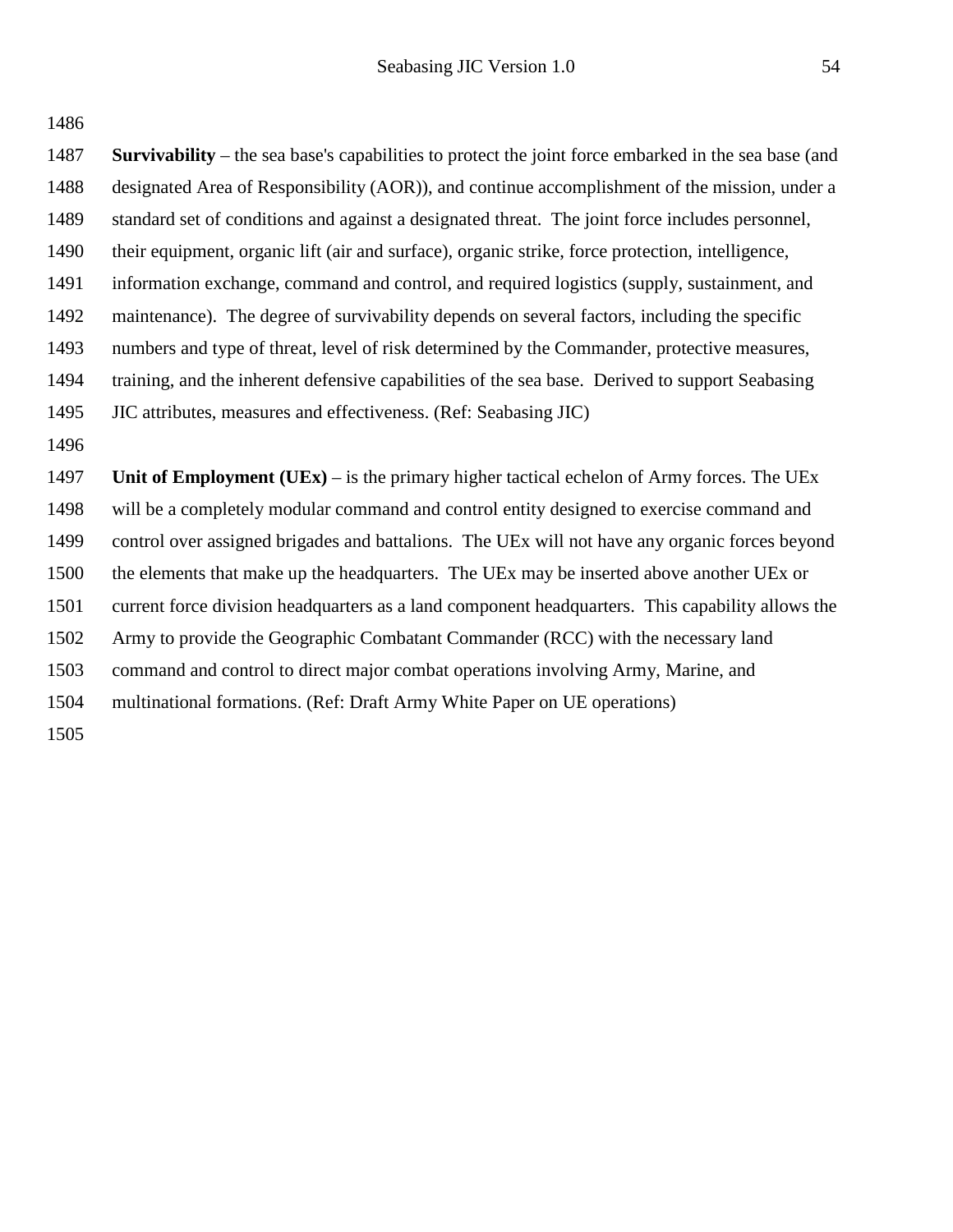**Survivability** – the sea base's capabilities to protect the joint force embarked in the sea base (and designated Area of Responsibility (AOR)), and continue accomplishment of the mission, under a standard set of conditions and against a designated threat. The joint force includes personnel, their equipment, organic lift (air and surface), organic strike, force protection, intelligence, information exchange, command and control, and required logistics (supply, sustainment, and maintenance). The degree of survivability depends on several factors, including the specific numbers and type of threat, level of risk determined by the Commander, protective measures, training, and the inherent defensive capabilities of the sea base. Derived to support Seabasing JIC attributes, measures and effectiveness. (Ref: Seabasing JIC)

**Unit of Employment (UEx)** – is the primary higher tactical echelon of Army forces. The UEx will be a completely modular command and control entity designed to exercise command and control over assigned brigades and battalions. The UEx will not have any organic forces beyond the elements that make up the headquarters. The UEx may be inserted above another UEx or current force division headquarters as a land component headquarters. This capability allows the Army to provide the Geographic Combatant Commander (RCC) with the necessary land command and control to direct major combat operations involving Army, Marine, and multinational formations. (Ref: Draft Army White Paper on UE operations)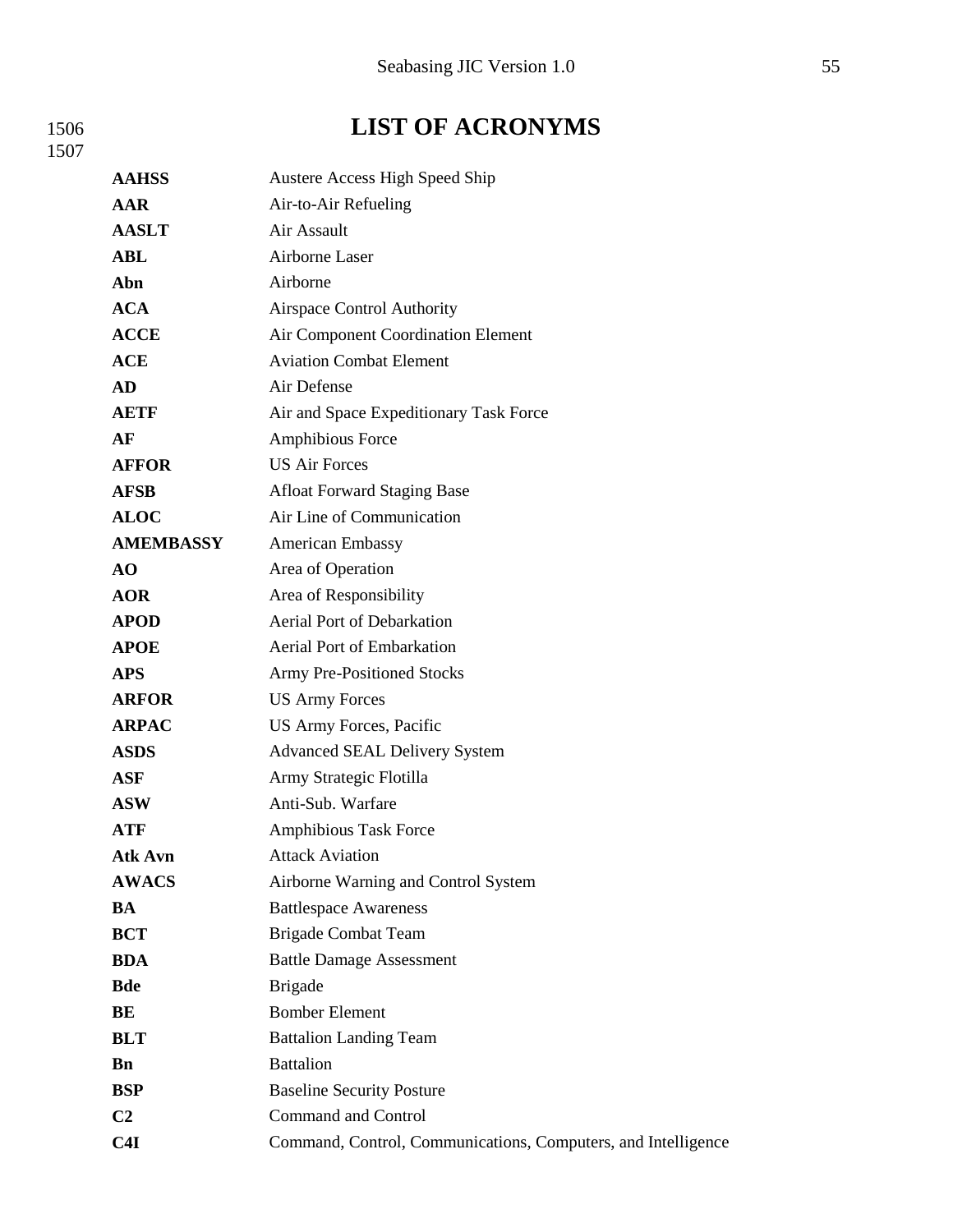# LIST OF ACRONYMS

| | |
|---|---|
| **AAHSS** | Austere Access High Speed Ship |
| **AAR** | Air-to-Air Refueling |
| **AASLT** | Air Assault |
| **ABL** | Airborne Laser |
| **Abn** | Airborne |
| **ACA** | Airspace Control Authority |
| **ACCE** | Air Component Coordination Element |
| **ACE** | Aviation Combat Element |
| **AD** | Air Defense |
| **AETF** | Air and Space Expeditionary Task Force |
| **AF** | Amphibious Force |
| **AFFOR** | US Air Forces |
| **AFSB** | Afloat Forward Staging Base |
| **ALOC** | Air Line of Communication |
| **AMEMBASSY** | American Embassy |
| **AO** | Area of Operation |
| **AOR** | Area of Responsibility |
| **APOD** | Aerial Port of Debarkation |
| **APOE** | Aerial Port of Embarkation |
| **APS** | Army Pre-Positioned Stocks |
| **ARFOR** | US Army Forces |
| **ARPAC** | US Army Forces, Pacific |
| **ASDS** | Advanced SEAL Delivery System |
| **ASF** | Army Strategic Flotilla |
| **ASW** | Anti-Sub. Warfare |
| **ATF** | Amphibious Task Force |
| **Atk Avn** | Attack Aviation |
| **AWACS** | Airborne Warning and Control System |
| **BA** | Battlespace Awareness |
| **BCT** | Brigade Combat Team |
| **BDA** | Battle Damage Assessment |
| **Bde** | Brigade |
| **BE** | Bomber Element |
| **BLT** | Battalion Landing Team |
| **Bn** | Battalion |
| **BSP** | Baseline Security Posture |
| **C2** | Command and Control |
| **C4I** | Command, Control, Communications, Computers, and Intelligence |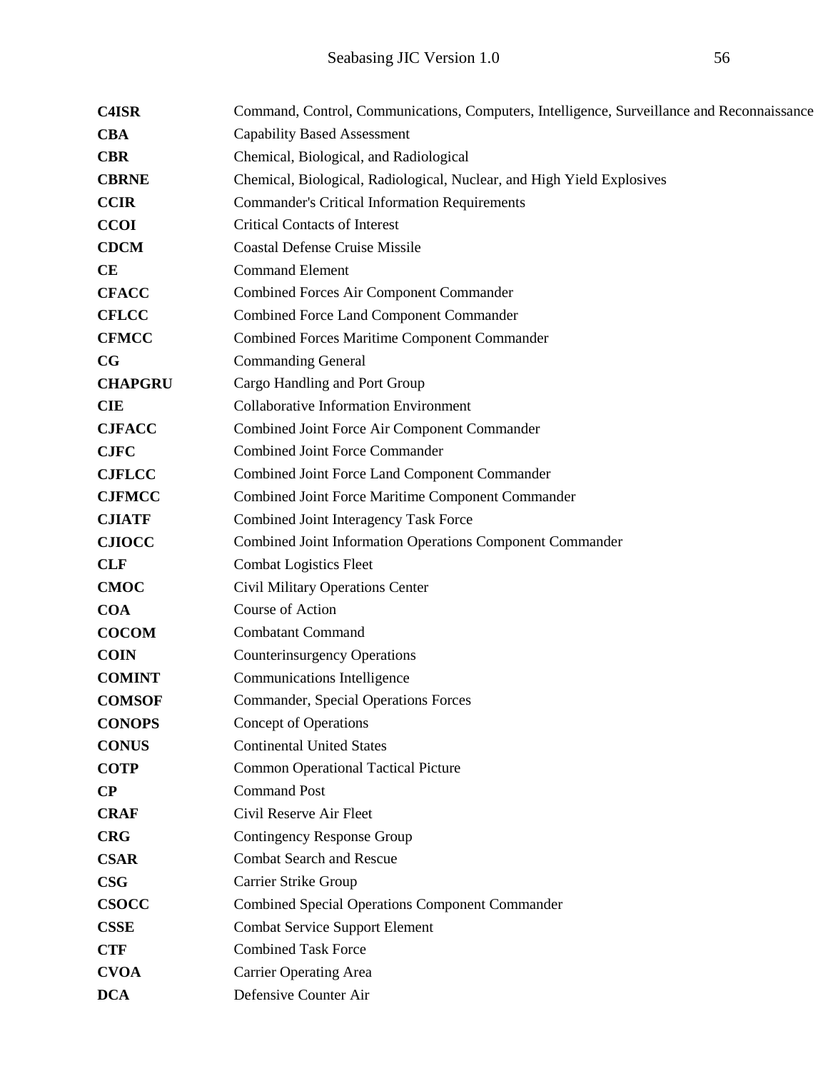| | |
|---|---|
| **C4ISR** | Command, Control, Communications, Computers, Intelligence, Surveillance and Reconnaissance |
| **CBA** | Capability Based Assessment |
| **CBR** | Chemical, Biological, and Radiological |
| **CBRNE** | Chemical, Biological, Radiological, Nuclear, and High Yield Explosives |
| **CCIR** | Commander's Critical Information Requirements |
| **CCOI** | Critical Contacts of Interest |
| **CDCM** | Coastal Defense Cruise Missile |
| **CE** | Command Element |
| **CFACC** | Combined Forces Air Component Commander |
| **CFLCC** | Combined Force Land Component Commander |
| **CFMCC** | Combined Forces Maritime Component Commander |
| **CG** | Commanding General |
| **CHAPGRU** | Cargo Handling and Port Group |
| **CIE** | Collaborative Information Environment |
| **CJFACC** | Combined Joint Force Air Component Commander |
| **CJFC** | Combined Joint Force Commander |
| **CJFLCC** | Combined Joint Force Land Component Commander |
| **CJFMCC** | Combined Joint Force Maritime Component Commander |
| **CJIATF** | Combined Joint Interagency Task Force |
| **CJIOCC** | Combined Joint Information Operations Component Commander |
| **CLF** | Combat Logistics Fleet |
| **CMOC** | Civil Military Operations Center |
| **COA** | Course of Action |
| **COCOM** | Combatant Command |
| **COIN** | Counterinsurgency Operations |
| **COMINT** | Communications Intelligence |
| **COMSOF** | Commander, Special Operations Forces |
| **CONOPS** | Concept of Operations |
| **CONUS** | Continental United States |
| **COTP** | Common Operational Tactical Picture |
| **CP** | Command Post |
| **CRAF** | Civil Reserve Air Fleet |
| **CRG** | Contingency Response Group |
| **CSAR** | Combat Search and Rescue |
| **CSG** | Carrier Strike Group |
| **CSOCC** | Combined Special Operations Component Commander |
| **CSSE** | Combat Service Support Element |
| **CTF** | Combined Task Force |
| **CVOA** | Carrier Operating Area |
| **DCA** | Defensive Counter Air |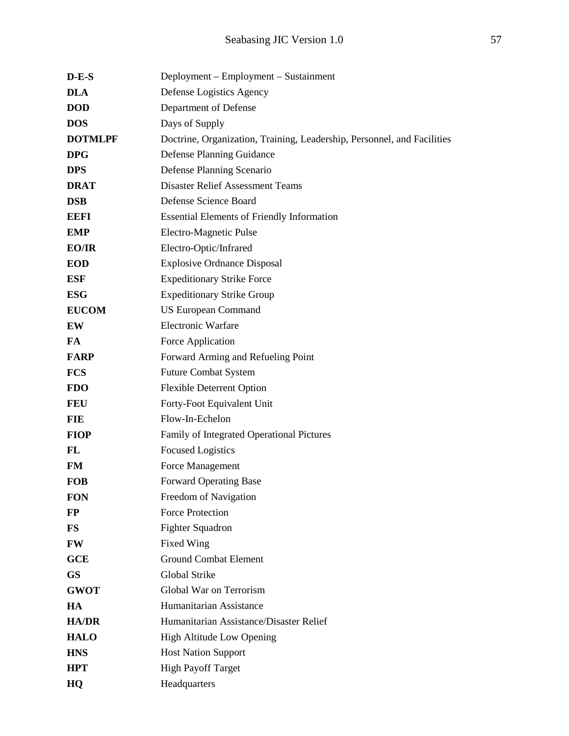| | |
|---|---|
| **D-E-S** | Deployment – Employment – Sustainment |
| **DLA** | Defense Logistics Agency |
| **DOD** | Department of Defense |
| **DOS** | Days of Supply |
| **DOTMLPF** | Doctrine, Organization, Training, Leadership, Personnel, and Facilities |
| **DPG** | Defense Planning Guidance |
| **DPS** | Defense Planning Scenario |
| **DRAT** | Disaster Relief Assessment Teams |
| **DSB** | Defense Science Board |
| **EEFI** | Essential Elements of Friendly Information |
| **EMP** | Electro-Magnetic Pulse |
| **EO/IR** | Electro-Optic/Infrared |
| **EOD** | Explosive Ordnance Disposal |
| **ESF** | Expeditionary Strike Force |
| **ESG** | Expeditionary Strike Group |
| **EUCOM** | US European Command |
| **EW** | Electronic Warfare |
| **FA** | Force Application |
| **FARP** | Forward Arming and Refueling Point |
| **FCS** | Future Combat System |
| **FDO** | Flexible Deterrent Option |
| **FEU** | Forty-Foot Equivalent Unit |
| **FIE** | Flow-In-Echelon |
| **FIOP** | Family of Integrated Operational Pictures |
| **FL** | Focused Logistics |
| **FM** | Force Management |
| **FOB** | Forward Operating Base |
| **FON** | Freedom of Navigation |
| **FP** | Force Protection |
| **FS** | Fighter Squadron |
| **FW** | Fixed Wing |
| **GCE** | Ground Combat Element |
| **GS** | Global Strike |
| **GWOT** | Global War on Terrorism |
| **HA** | Humanitarian Assistance |
| **HA/DR** | Humanitarian Assistance/Disaster Relief |
| **HALO** | High Altitude Low Opening |
| **HNS** | Host Nation Support |
| **HPT** | High Payoff Target |
| **HQ** | Headquarters |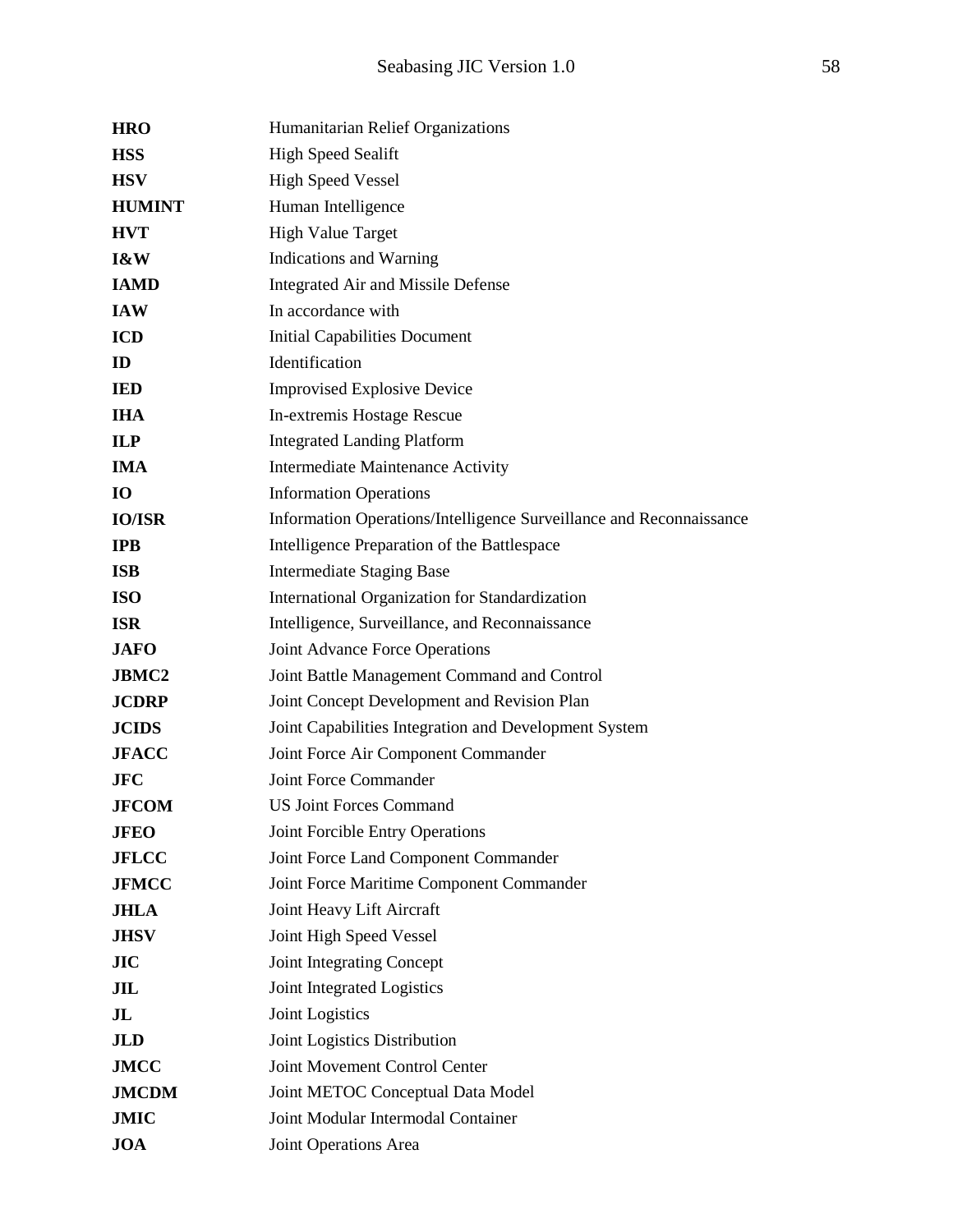| | |
|---|---|
| **HRO** | Humanitarian Relief Organizations |
| **HSS** | High Speed Sealift |
| **HSV** | High Speed Vessel |
| **HUMINT** | Human Intelligence |
| **HVT** | High Value Target |
| **I&W** | Indications and Warning |
| **IAMD** | Integrated Air and Missile Defense |
| **IAW** | In accordance with |
| **ICD** | Initial Capabilities Document |
| **ID** | Identification |
| **IED** | Improvised Explosive Device |
| **IHA** | In-extremis Hostage Rescue |
| **ILP** | Integrated Landing Platform |
| **IMA** | Intermediate Maintenance Activity |
| **IO** | Information Operations |
| **IO/ISR** | Information Operations/Intelligence Surveillance and Reconnaissance |
| **IPB** | Intelligence Preparation of the Battlespace |
| **ISB** | Intermediate Staging Base |
| **ISO** | International Organization for Standardization |
| **ISR** | Intelligence, Surveillance, and Reconnaissance |
| **JAFO** | Joint Advance Force Operations |
| **JBMC2** | Joint Battle Management Command and Control |
| **JCDRP** | Joint Concept Development and Revision Plan |
| **JCIDS** | Joint Capabilities Integration and Development System |
| **JFACC** | Joint Force Air Component Commander |
| **JFC** | Joint Force Commander |
| **JFCOM** | US Joint Forces Command |
| **JFEO** | Joint Forcible Entry Operations |
| **JFLCC** | Joint Force Land Component Commander |
| **JFMCC** | Joint Force Maritime Component Commander |
| **JHLA** | Joint Heavy Lift Aircraft |
| **JHSV** | Joint High Speed Vessel |
| **JIC** | Joint Integrating Concept |
| **JIL** | Joint Integrated Logistics |
| **JL** | Joint Logistics |
| **JLD** | Joint Logistics Distribution |
| **JMCC** | Joint Movement Control Center |
| **JMCDM** | Joint METOC Conceptual Data Model |
| **JMIC** | Joint Modular Intermodal Container |
| **JOA** | Joint Operations Area |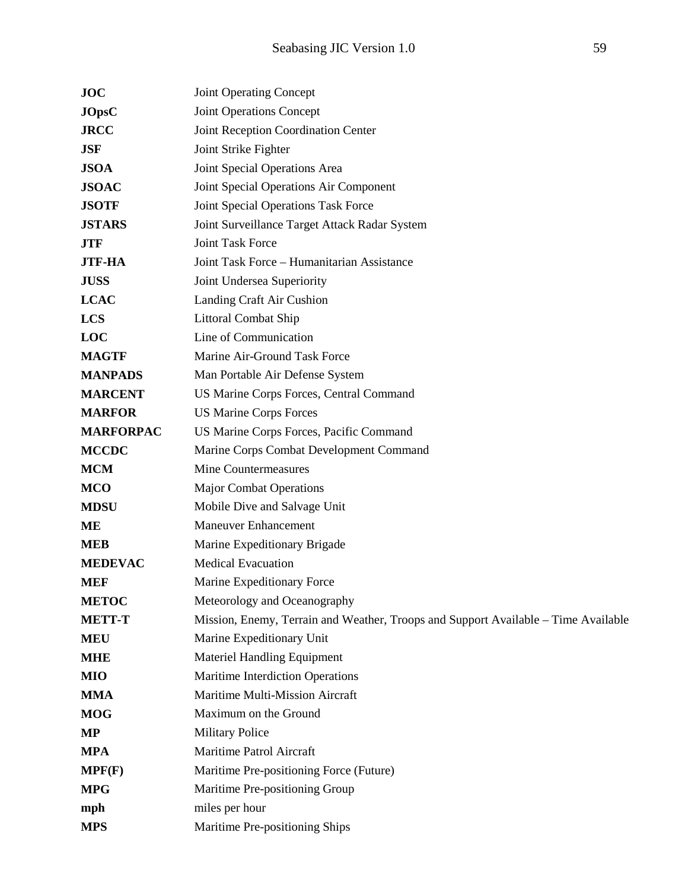| | |
|---|---|
| **JOC** | Joint Operating Concept |
| **JOpsC** | Joint Operations Concept |
| **JRCC** | Joint Reception Coordination Center |
| **JSF** | Joint Strike Fighter |
| **JSOA** | Joint Special Operations Area |
| **JSOAC** | Joint Special Operations Air Component |
| **JSOTF** | Joint Special Operations Task Force |
| **JSTARS** | Joint Surveillance Target Attack Radar System |
| **JTF** | Joint Task Force |
| **JTF-HA** | Joint Task Force – Humanitarian Assistance |
| **JUSS** | Joint Undersea Superiority |
| **LCAC** | Landing Craft Air Cushion |
| **LCS** | Littoral Combat Ship |
| **LOC** | Line of Communication |
| **MAGTF** | Marine Air-Ground Task Force |
| **MANPADS** | Man Portable Air Defense System |
| **MARCENT** | US Marine Corps Forces, Central Command |
| **MARFOR** | US Marine Corps Forces |
| **MARFORPAC** | US Marine Corps Forces, Pacific Command |
| **MCCDC** | Marine Corps Combat Development Command |
| **MCM** | Mine Countermeasures |
| **MCO** | Major Combat Operations |
| **MDSU** | Mobile Dive and Salvage Unit |
| **ME** | Maneuver Enhancement |
| **MEB** | Marine Expeditionary Brigade |
| **MEDEVAC** | Medical Evacuation |
| **MEF** | Marine Expeditionary Force |
| **METOC** | Meteorology and Oceanography |
| **METT-T** | Mission, Enemy, Terrain and Weather, Troops and Support Available – Time Available |
| **MEU** | Marine Expeditionary Unit |
| **MHE** | Materiel Handling Equipment |
| **MIO** | Maritime Interdiction Operations |
| **MMA** | Maritime Multi-Mission Aircraft |
| **MOG** | Maximum on the Ground |
| **MP** | Military Police |
| **MPA** | Maritime Patrol Aircraft |
| **MPF(F)** | Maritime Pre-positioning Force (Future) |
| **MPG** | Maritime Pre-positioning Group |
| **mph** | miles per hour |
| **MPS** | Maritime Pre-positioning Ships |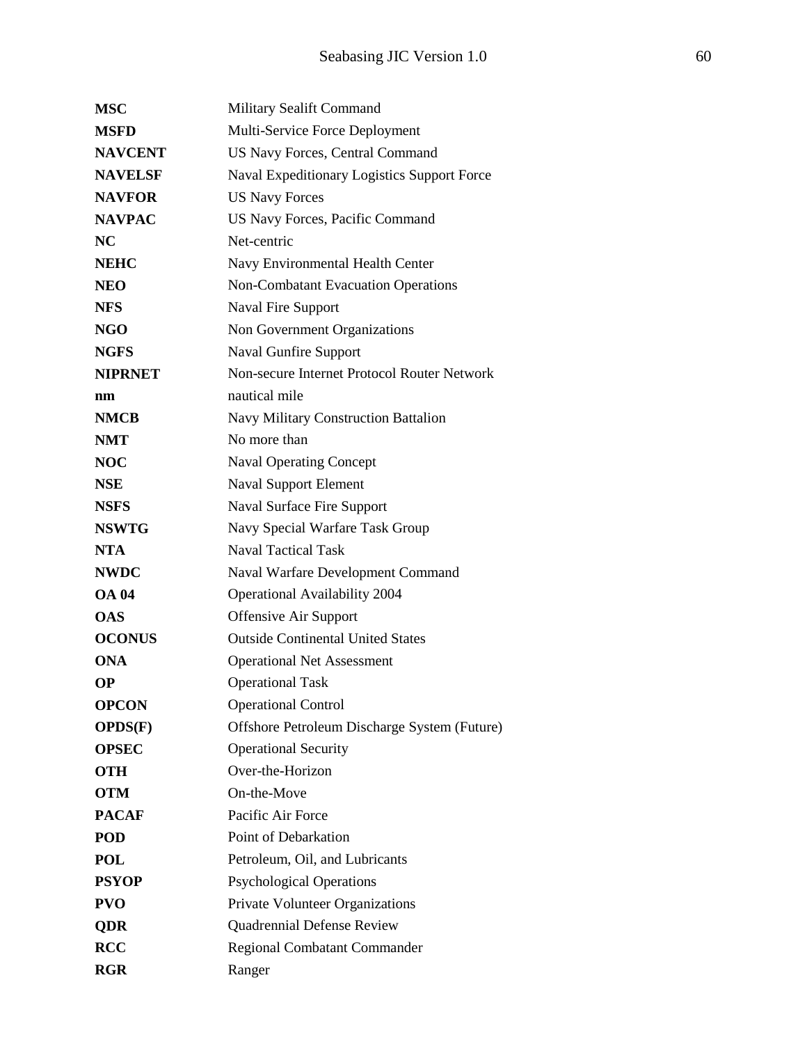| | |
|---|---|
| **MSC** | Military Sealift Command |
| **MSFD** | Multi-Service Force Deployment |
| **NAVCENT** | US Navy Forces, Central Command |
| **NAVELSF** | Naval Expeditionary Logistics Support Force |
| **NAVFOR** | US Navy Forces |
| **NAVPAC** | US Navy Forces, Pacific Command |
| **NC** | Net-centric |
| **NEHC** | Navy Environmental Health Center |
| **NEO** | Non-Combatant Evacuation Operations |
| **NFS** | Naval Fire Support |
| **NGO** | Non Government Organizations |
| **NGFS** | Naval Gunfire Support |
| **NIPRNET** | Non-secure Internet Protocol Router Network |
| **nm** | nautical mile |
| **NMCB** | Navy Military Construction Battalion |
| **NMT** | No more than |
| **NOC** | Naval Operating Concept |
| **NSE** | Naval Support Element |
| **NSFS** | Naval Surface Fire Support |
| **NSWTG** | Navy Special Warfare Task Group |
| **NTA** | Naval Tactical Task |
| **NWDC** | Naval Warfare Development Command |
| **OA 04** | Operational Availability 2004 |
| **OAS** | Offensive Air Support |
| **OCONUS** | Outside Continental United States |
| **ONA** | Operational Net Assessment |
| **OP** | Operational Task |
| **OPCON** | Operational Control |
| **OPDS(F)** | Offshore Petroleum Discharge System (Future) |
| **OPSEC** | Operational Security |
| **OTH** | Over-the-Horizon |
| **OTM** | On-the-Move |
| **PACAF** | Pacific Air Force |
| **POD** | Point of Debarkation |
| **POL** | Petroleum, Oil, and Lubricants |
| **PSYOP** | Psychological Operations |
| **PVO** | Private Volunteer Organizations |
| **QDR** | Quadrennial Defense Review |
| **RCC** | Regional Combatant Commander |
| **RGR** | Ranger |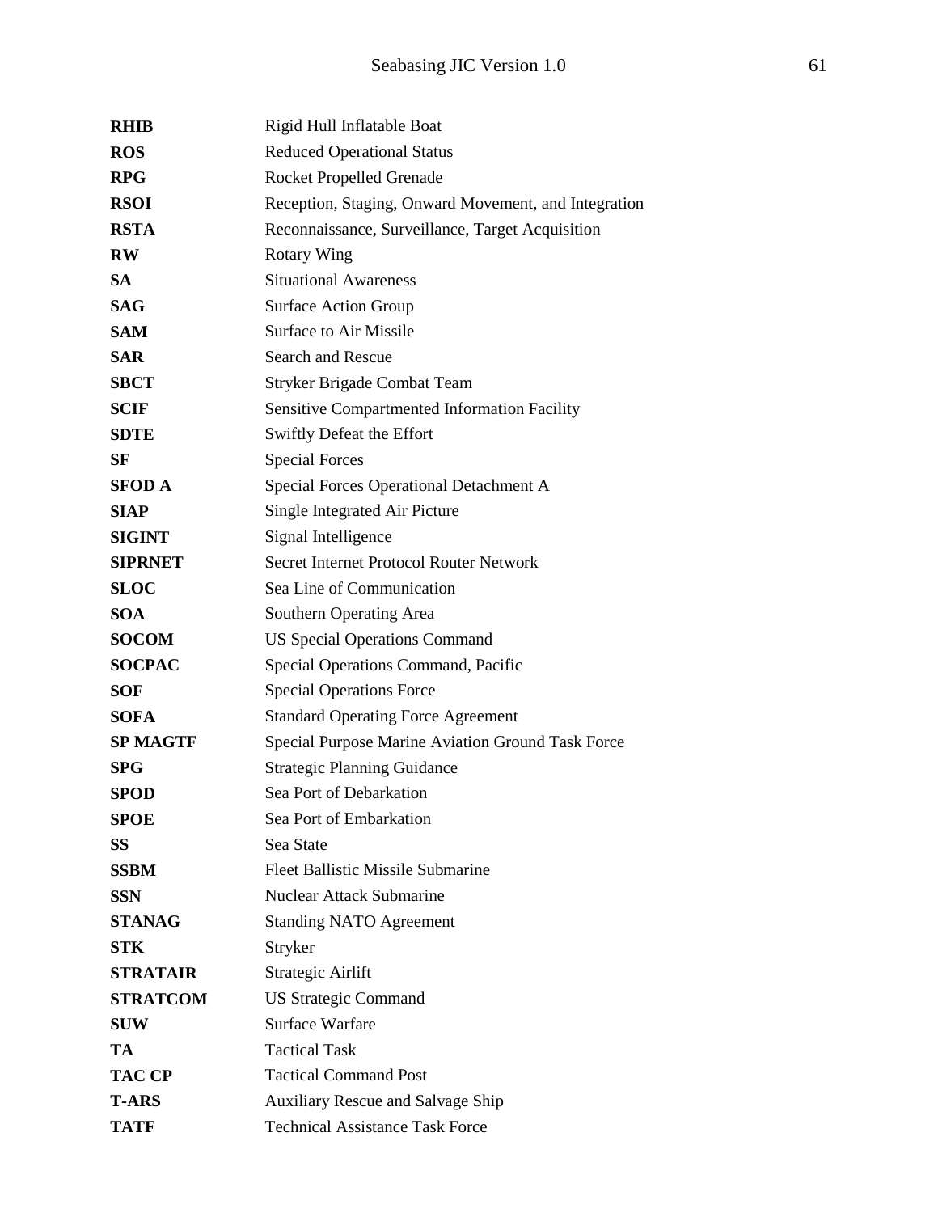| | |
|---|---|
| **RHIB** | Rigid Hull Inflatable Boat |
| **ROS** | Reduced Operational Status |
| **RPG** | Rocket Propelled Grenade |
| **RSOI** | Reception, Staging, Onward Movement, and Integration |
| **RSTA** | Reconnaissance, Surveillance, Target Acquisition |
| **RW** | Rotary Wing |
| **SA** | Situational Awareness |
| **SAG** | Surface Action Group |
| **SAM** | Surface to Air Missile |
| **SAR** | Search and Rescue |
| **SBCT** | Stryker Brigade Combat Team |
| **SCIF** | Sensitive Compartmented Information Facility |
| **SDTE** | Swiftly Defeat the Effort |
| **SF** | Special Forces |
| **SFOD A** | Special Forces Operational Detachment A |
| **SIAP** | Single Integrated Air Picture |
| **SIGINT** | Signal Intelligence |
| **SIPRNET** | Secret Internet Protocol Router Network |
| **SLOC** | Sea Line of Communication |
| **SOA** | Southern Operating Area |
| **SOCOM** | US Special Operations Command |
| **SOCPAC** | Special Operations Command, Pacific |
| **SOF** | Special Operations Force |
| **SOFA** | Standard Operating Force Agreement |
| **SP MAGTF** | Special Purpose Marine Aviation Ground Task Force |
| **SPG** | Strategic Planning Guidance |
| **SPOD** | Sea Port of Debarkation |
| **SPOE** | Sea Port of Embarkation |
| **SS** | Sea State |
| **SSBM** | Fleet Ballistic Missile Submarine |
| **SSN** | Nuclear Attack Submarine |
| **STANAG** | Standing NATO Agreement |
| **STK** | Stryker |
| **STRATAIR** | Strategic Airlift |
| **STRATCOM** | US Strategic Command |
| **SUW** | Surface Warfare |
| **TA** | Tactical Task |
| **TAC CP** | Tactical Command Post |
| **T-ARS** | Auxiliary Rescue and Salvage Ship |
| **TATF** | Technical Assistance Task Force |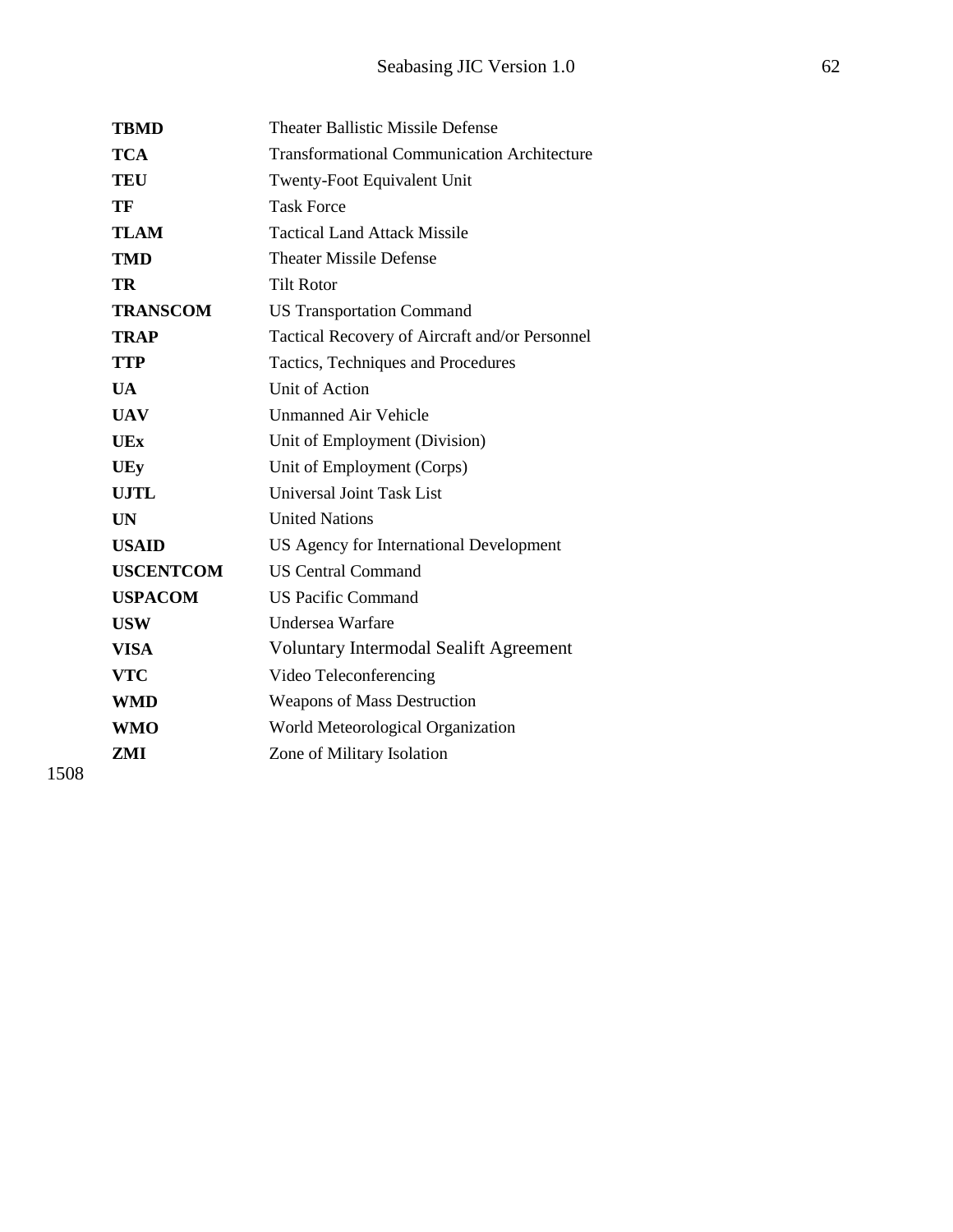| | |
|---|---|
| **TBMD** | Theater Ballistic Missile Defense |
| **TCA** | Transformational Communication Architecture |
| **TEU** | Twenty-Foot Equivalent Unit |
| **TF** | Task Force |
| **TLAM** | Tactical Land Attack Missile |
| **TMD** | Theater Missile Defense |
| **TR** | Tilt Rotor |
| **TRANSCOM** | US Transportation Command |
| **TRAP** | Tactical Recovery of Aircraft and/or Personnel |
| **TTP** | Tactics, Techniques and Procedures |
| **UA** | Unit of Action |
| **UAV** | Unmanned Air Vehicle |
| **UEx** | Unit of Employment (Division) |
| **UEy** | Unit of Employment (Corps) |
| **UJTL** | Universal Joint Task List |
| **UN** | United Nations |
| **USAID** | US Agency for International Development |
| **USCENTCOM** | US Central Command |
| **USPACOM** | US Pacific Command |
| **USW** | Undersea Warfare |
| **VISA** | Voluntary Intermodal Sealift Agreement |
| **VTC** | Video Teleconferencing |
| **WMD** | Weapons of Mass Destruction |
| **WMO** | World Meteorological Organization |
| **ZMI** | Zone of Military Isolation |

1508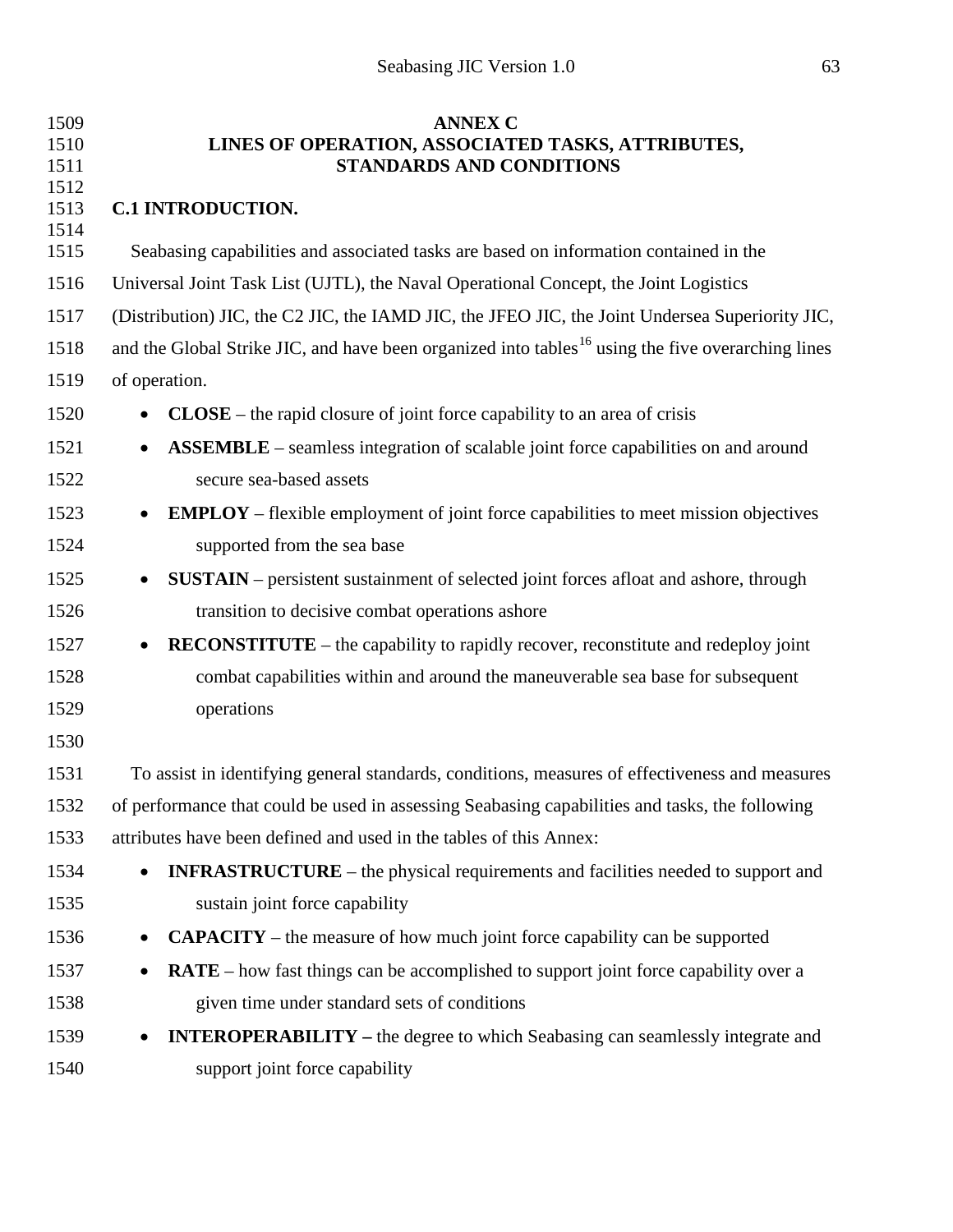# ANNEX C
# LINES OF OPERATION, ASSOCIATED TASKS, ATTRIBUTES, STANDARDS AND CONDITIONS

## C.1 INTRODUCTION.

Seabasing capabilities and associated tasks are based on information contained in the Universal Joint Task List (UJTL), the Naval Operational Concept, the Joint Logistics (Distribution) JIC, the C2 JIC, the IAMD JIC, the JFEO JIC, the Joint Undersea Superiority JIC, and the Global Strike JIC, and have been organized into tables[16] using the five overarching lines of operation.

- **CLOSE** – the rapid closure of joint force capability to an area of crisis
- **ASSEMBLE** – seamless integration of scalable joint force capabilities on and around secure sea-based assets
- **EMPLOY** – flexible employment of joint force capabilities to meet mission objectives supported from the sea base
- **SUSTAIN** – persistent sustainment of selected joint forces afloat and ashore, through transition to decisive combat operations ashore
- **RECONSTITUTE** – the capability to rapidly recover, reconstitute and redeploy joint combat capabilities within and around the maneuverable sea base for subsequent operations

To assist in identifying general standards, conditions, measures of effectiveness and measures of performance that could be used in assessing Seabasing capabilities and tasks, the following attributes have been defined and used in the tables of this Annex:

- **INFRASTRUCTURE** – the physical requirements and facilities needed to support and sustain joint force capability
- **CAPACITY** – the measure of how much joint force capability can be supported
- **RATE** – how fast things can be accomplished to support joint force capability over a given time under standard sets of conditions
- **INTEROPERABILITY –** the degree to which Seabasing can seamlessly integrate and support joint force capability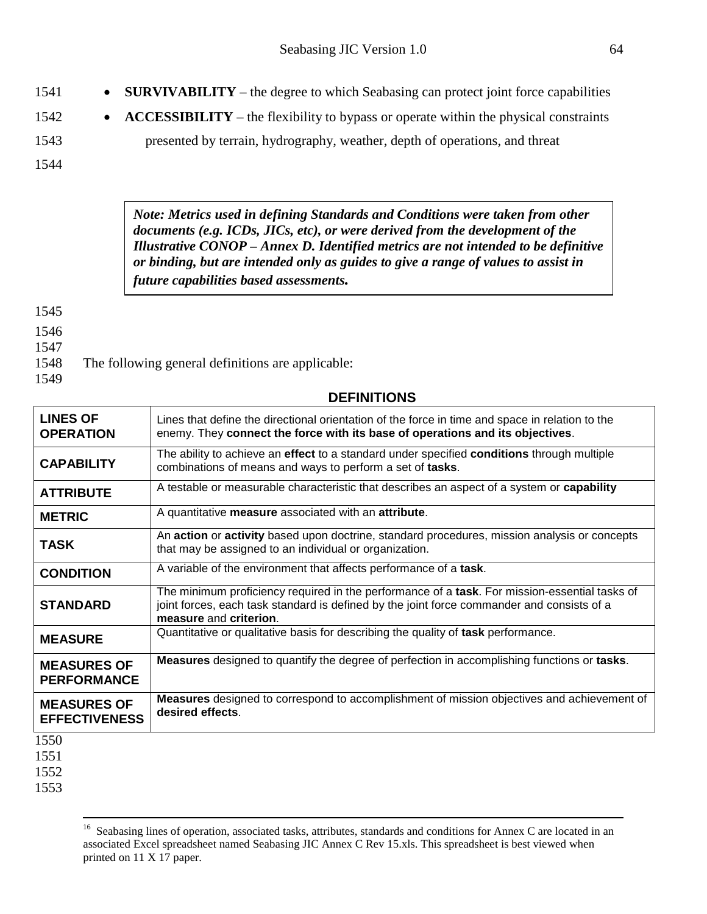- **SURVIVABILITY** – the degree to which Seabasing can protect joint force capabilities
- **ACCESSIBILITY** – the flexibility to bypass or operate within the physical constraints presented by terrain, hydrography, weather, depth of operations, and threat

> ***Note: Metrics used in defining Standards and Conditions were taken from other documents (e.g. ICDs, JICs, etc), or were derived from the development of the Illustrative CONOP – Annex D. Identified metrics are not intended to be definitive or binding, but are intended only as guides to give a range of values to assist in future capabilities based assessments.***

The following general definitions are applicable:

**DEFINITIONS**

| | |
|---|---|
| **LINES OF OPERATION** | Lines that define the directional orientation of the force in time and space in relation to the enemy. They **connect the force with its base of operations and its objectives**. |
| **CAPABILITY** | The ability to achieve an **effect** to a standard under specified **conditions** through multiple combinations of means and ways to perform a set of **tasks**. |
| **ATTRIBUTE** | A testable or measurable characteristic that describes an aspect of a system or **capability** |
| **METRIC** | A quantitative **measure** associated with an **attribute**. |
| **TASK** | An **action** or **activity** based upon doctrine, standard procedures, mission analysis or concepts that may be assigned to an individual or organization. |
| **CONDITION** | A variable of the environment that affects performance of a **task**. |
| **STANDARD** | The minimum proficiency required in the performance of a **task**. For mission-essential tasks of joint forces, each task standard is defined by the joint force commander and consists of a **measure** and **criterion**. |
| **MEASURE** | Quantitative or qualitative basis for describing the quality of **task** performance. |
| **MEASURES OF PERFORMANCE** | **Measures** designed to quantify the degree of perfection in accomplishing functions or **tasks**. |
| **MEASURES OF EFFECTIVENESS** | **Measures** designed to correspond to accomplishment of mission objectives and achievement of **desired effects**. |

[16] Seabasing lines of operation, associated tasks, attributes, standards and conditions for Annex C are located in an associated Excel spreadsheet named Seabasing JIC Annex C Rev 15.xls. This spreadsheet is best viewed when printed on 11 X 17 paper.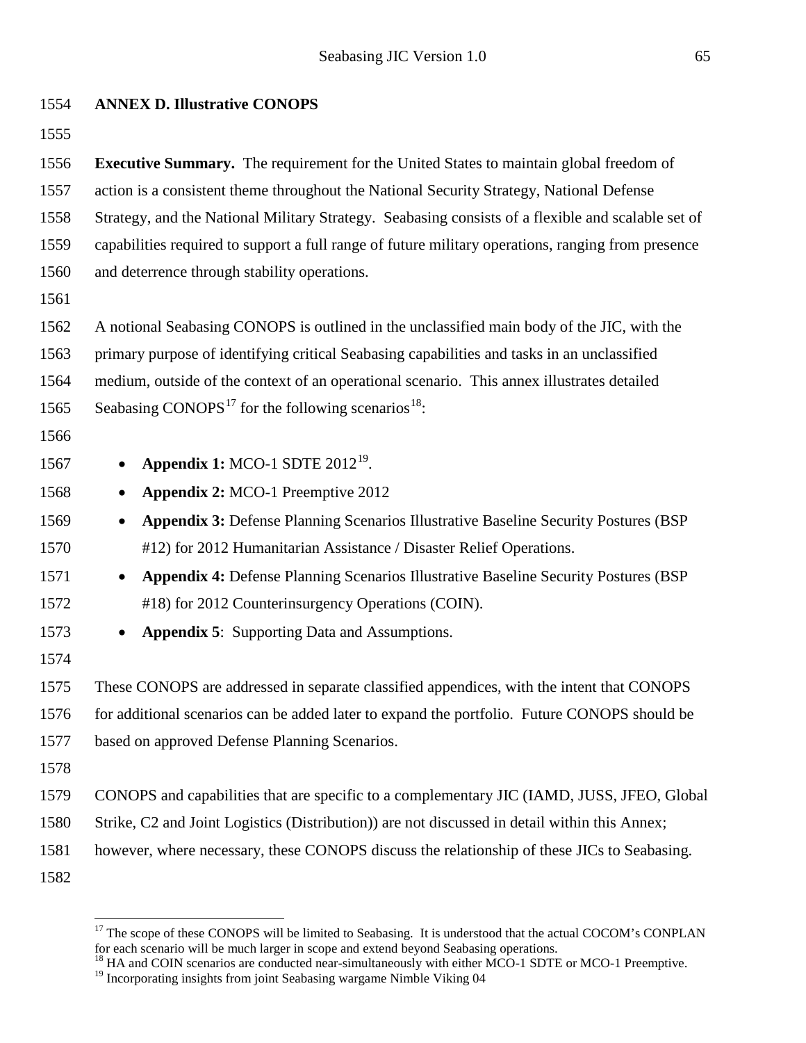## ANNEX D. Illustrative CONOPS

**Executive Summary.** The requirement for the United States to maintain global freedom of action is a consistent theme throughout the National Security Strategy, National Defense Strategy, and the National Military Strategy. Seabasing consists of a flexible and scalable set of capabilities required to support a full range of future military operations, ranging from presence and deterrence through stability operations.

A notional Seabasing CONOPS is outlined in the unclassified main body of the JIC, with the primary purpose of identifying critical Seabasing capabilities and tasks in an unclassified medium, outside of the context of an operational scenario. This annex illustrates detailed Seabasing CONOPS[17] for the following scenarios[18]:

- **Appendix 1:** MCO-1 SDTE 2012[19].
- **Appendix 2:** MCO-1 Preemptive 2012
- **Appendix 3:** Defense Planning Scenarios Illustrative Baseline Security Postures (BSP #12) for 2012 Humanitarian Assistance / Disaster Relief Operations.
- **Appendix 4:** Defense Planning Scenarios Illustrative Baseline Security Postures (BSP #18) for 2012 Counterinsurgency Operations (COIN).
- **Appendix 5**: Supporting Data and Assumptions.

These CONOPS are addressed in separate classified appendices, with the intent that CONOPS for additional scenarios can be added later to expand the portfolio. Future CONOPS should be based on approved Defense Planning Scenarios.

CONOPS and capabilities that are specific to a complementary JIC (IAMD, JUSS, JFEO, Global Strike, C2 and Joint Logistics (Distribution)) are not discussed in detail within this Annex; however, where necessary, these CONOPS discuss the relationship of these JICs to Seabasing.

---

[17] The scope of these CONOPS will be limited to Seabasing. It is understood that the actual COCOM's CONPLAN for each scenario will be much larger in scope and extend beyond Seabasing operations.

[18] HA and COIN scenarios are conducted near-simultaneously with either MCO-1 SDTE or MCO-1 Preemptive.

[19] Incorporating insights from joint Seabasing wargame Nimble Viking 04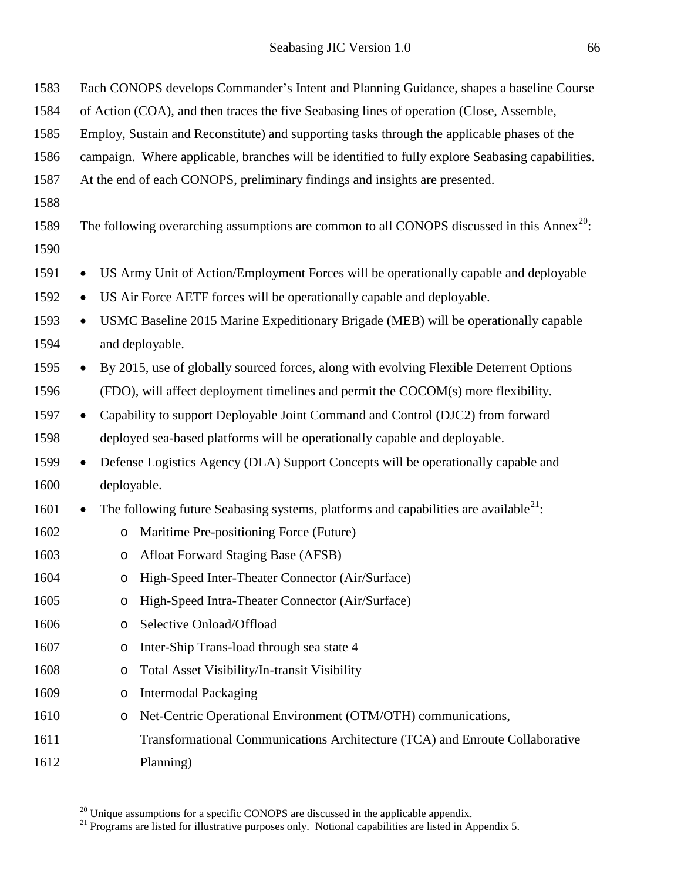Each CONOPS develops Commander's Intent and Planning Guidance, shapes a baseline Course of Action (COA), and then traces the five Seabasing lines of operation (Close, Assemble, Employ, Sustain and Reconstitute) and supporting tasks through the applicable phases of the campaign. Where applicable, branches will be identified to fully explore Seabasing capabilities. At the end of each CONOPS, preliminary findings and insights are presented.

The following overarching assumptions are common to all CONOPS discussed in this Annex[20]:

- US Army Unit of Action/Employment Forces will be operationally capable and deployable
- US Air Force AETF forces will be operationally capable and deployable.
- USMC Baseline 2015 Marine Expeditionary Brigade (MEB) will be operationally capable and deployable.
- By 2015, use of globally sourced forces, along with evolving Flexible Deterrent Options (FDO), will affect deployment timelines and permit the COCOM(s) more flexibility.
- Capability to support Deployable Joint Command and Control (DJC2) from forward deployed sea-based platforms will be operationally capable and deployable.
- Defense Logistics Agency (DLA) Support Concepts will be operationally capable and deployable.
- The following future Seabasing systems, platforms and capabilities are available[21]:
    - Maritime Pre-positioning Force (Future)
    - Afloat Forward Staging Base (AFSB)
    - High-Speed Inter-Theater Connector (Air/Surface)
    - High-Speed Intra-Theater Connector (Air/Surface)
    - Selective Onload/Offload
    - Inter-Ship Trans-load through sea state 4
    - Total Asset Visibility/In-transit Visibility
    - Intermodal Packaging
    - Net-Centric Operational Environment (OTM/OTH) communications, Transformational Communications Architecture (TCA) and Enroute Collaborative Planning)

[20] Unique assumptions for a specific CONOPS are discussed in the applicable appendix.
[21] Programs are listed for illustrative purposes only. Notional capabilities are listed in Appendix 5.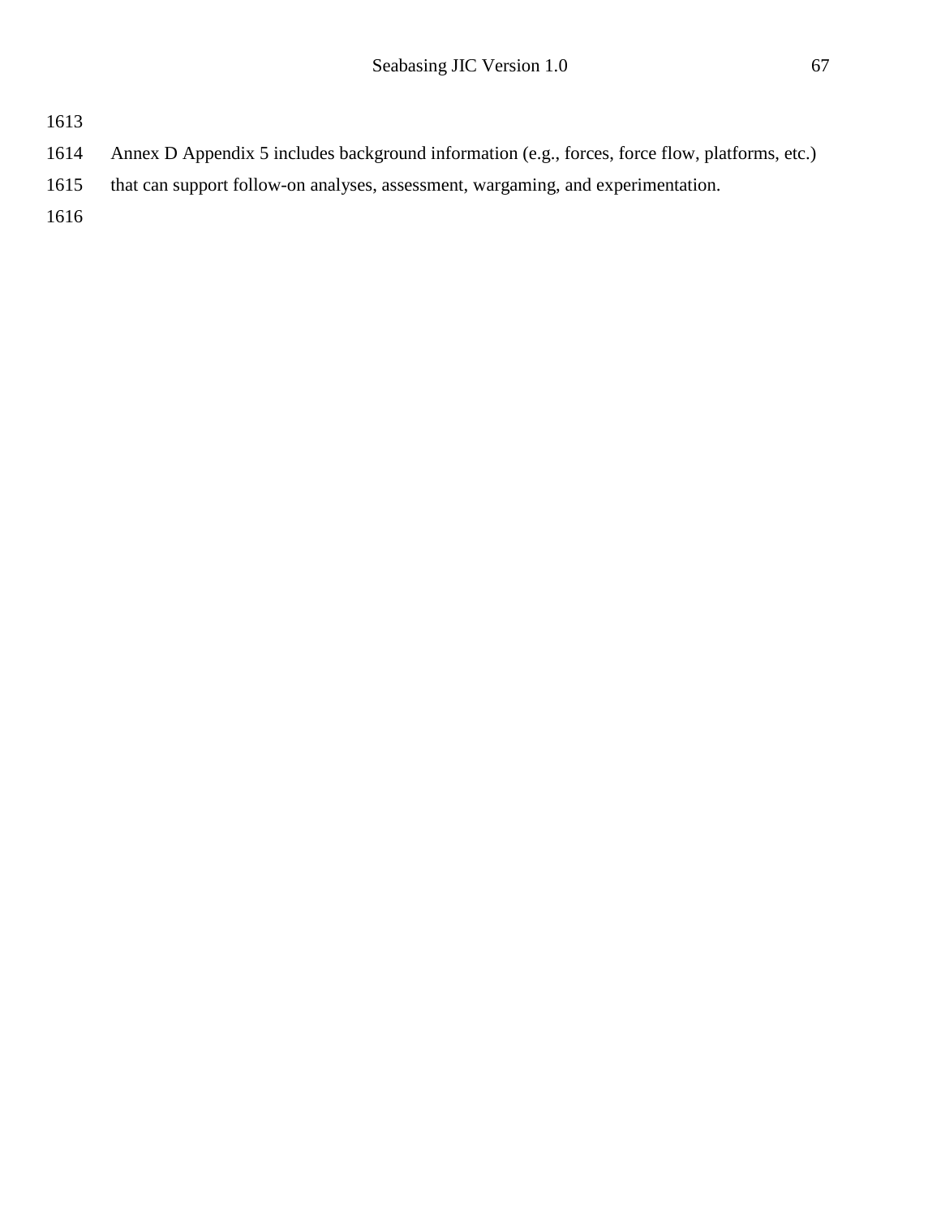Annex D Appendix 5 includes background information (e.g., forces, force flow, platforms, etc.) that can support follow-on analyses, assessment, wargaming, and experimentation.